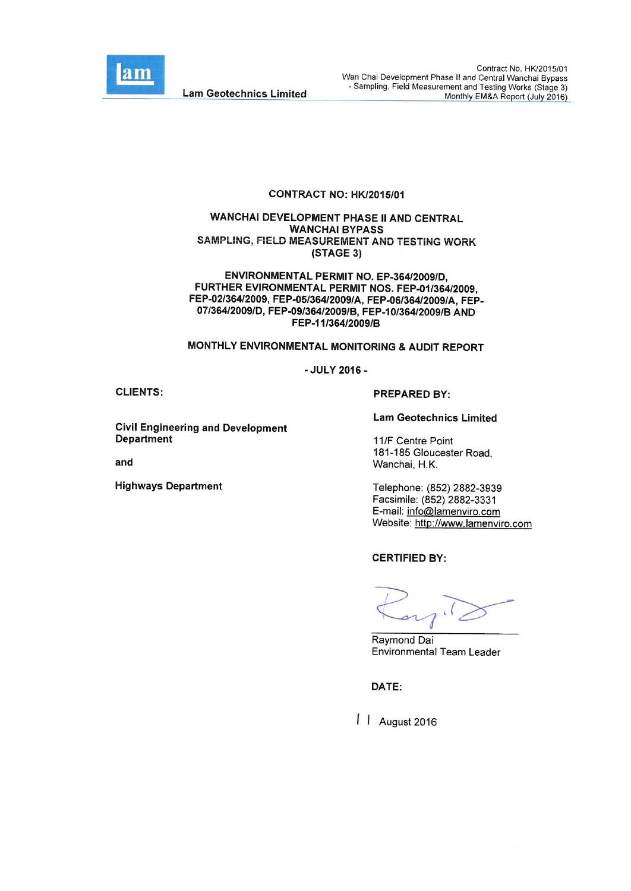# CONTRACT NO: HK/2015/01

## WANCHAI DEVELOPMENT PHASE II AND CENTRAL WANCHAI BYPASS SAMPLING, FIELD MEASUREMENT AND TESTING WORK (STAGE 3)

## ENVIRONMENTAL PERMIT NO. EP-364/2009/D, FURTHER EVIRONMENTAL PERMIT NOS. FEP-01/364/2009, FEP-02/364/2009, FEP-05/364/2009/A, FEP-06/364/2009/A, FEP-07/364/2009/D, FEP-09/364/2009/B, FEP-10/364/2009/B AND FEP-11/364/2009/B

## MONTHLY ENVIRONMENTAL MONITORING & AUDIT REPORT

**- JULY 2016 -**

**CLIENTS:**

**Civil Engineering and Development Department**

**and**

**Highways Department**

**PREPARED BY:**

**Lam Geotechnics Limited**

11/F Centre Point
181-185 Gloucester Road,
Wanchai, H.K.

Telephone: (852) 2882-3939
Facsimile: (852) 2882-3331
E-mail: info@lamenviro.com
Website: http://www.lamenviro.com

**CERTIFIED BY:**

Raymond Dai
Environmental Team Leader

**DATE:**

11 August 2016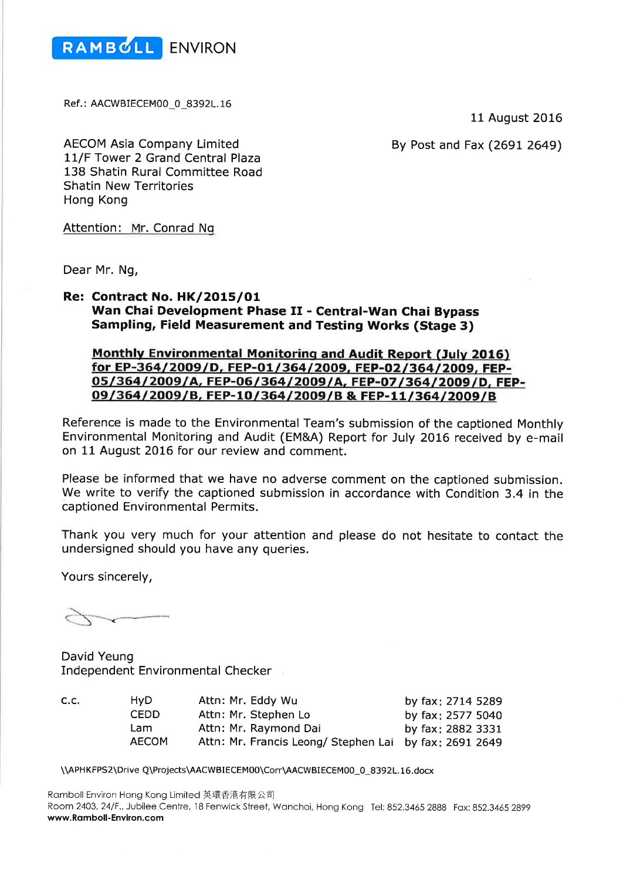RAMBOLL ENVIRON

Ref.: AACWBIECEM00_0_8392L.16

11 August 2016

AECOM Asia Company Limited
11/F Tower 2 Grand Central Plaza
138 Shatin Rural Committee Road
Shatin New Territories
Hong Kong

By Post and Fax (2691 2649)

Attention: Mr. Conrad Ng

Dear Mr. Ng,

**Re: Contract No. HK/2015/01**
**Wan Chai Development Phase II - Central-Wan Chai Bypass**
**Sampling, Field Measurement and Testing Works (Stage 3)**

**Monthly Environmental Monitoring and Audit Report (July 2016) for EP-364/2009/D, FEP-01/364/2009, FEP-02/364/2009, FEP-05/364/2009/A, FEP-06/364/2009/A, FEP-07/364/2009/D, FEP-09/364/2009/B, FEP-10/364/2009/B & FEP-11/364/2009/B**

Reference is made to the Environmental Team's submission of the captioned Monthly Environmental Monitoring and Audit (EM&A) Report for July 2016 received by e-mail on 11 August 2016 for our review and comment.

Please be informed that we have no adverse comment on the captioned submission. We write to verify the captioned submission in accordance with Condition 3.4 in the captioned Environmental Permits.

Thank you very much for your attention and please do not hesitate to contact the undersigned should you have any queries.

Yours sincerely,

David Yeung
Independent Environmental Checker

| c.c. | HyD | Attn: Mr. Eddy Wu | by fax: 2714 5289 |
|---|---|---|---|
| | CEDD | Attn: Mr. Stephen Lo | by fax: 2577 5040 |
| | Lam | Attn: Mr. Raymond Dai | by fax: 2882 3331 |
| | AECOM | Attn: Mr. Francis Leong/ Stephen Lai | by fax: 2691 2649 |

\\APHKFPS2\Drive Q\Projects\AACWBIECEM00\Corr\AACWBIECEM00_0_8392L.16.docx

Ramboll Environ Hong Kong Limited 英環香港有限公司
Room 2403, 24/F., Jubilee Centre, 18 Fenwick Street, Wanchai, Hong Kong Tel: 852.3465 2888 Fax: 852.3465 2899
**www.Ramboll-Environ.com**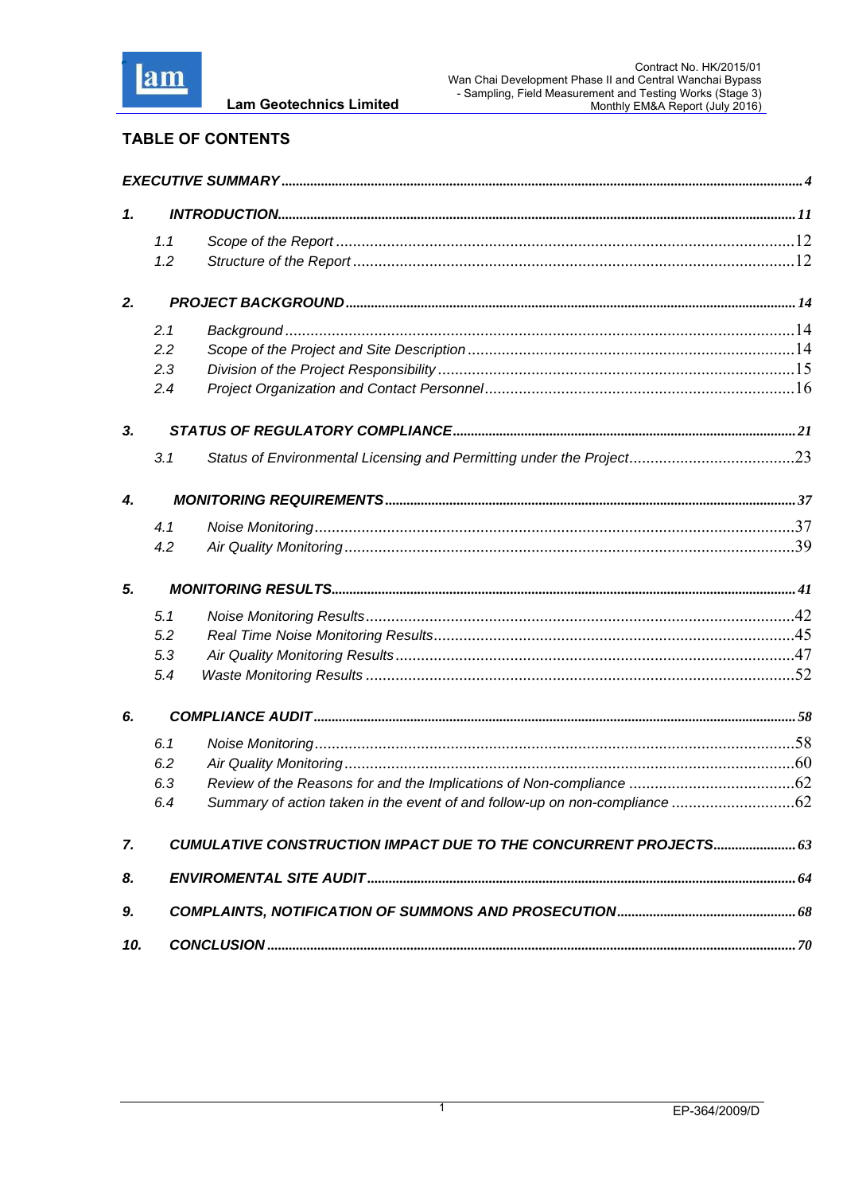## TABLE OF CONTENTS

| | | |
|---|---|---|
| ***EXECUTIVE SUMMARY*** | | ***4*** |
| ***1.*** | ***INTRODUCTION*** | ***11*** |
| *1.1* | *Scope of the Report* | 12 |
| *1.2* | *Structure of the Report* | 12 |
| ***2.*** | ***PROJECT BACKGROUND*** | ***14*** |
| *2.1* | *Background* | 14 |
| *2.2* | *Scope of the Project and Site Description* | 14 |
| *2.3* | *Division of the Project Responsibility* | 15 |
| *2.4* | *Project Organization and Contact Personnel* | 16 |
| ***3.*** | ***STATUS OF REGULATORY COMPLIANCE*** | ***21*** |
| *3.1* | *Status of Environmental Licensing and Permitting under the Project* | 23 |
| ***4.*** | ***MONITORING REQUIREMENTS*** | ***37*** |
| *4.1* | *Noise Monitoring* | 37 |
| *4.2* | *Air Quality Monitoring* | 39 |
| ***5.*** | ***MONITORING RESULTS*** | ***41*** |
| *5.1* | *Noise Monitoring Results* | 42 |
| *5.2* | *Real Time Noise Monitoring Results* | 45 |
| *5.3* | *Air Quality Monitoring Results* | 47 |
| *5.4* | *Waste Monitoring Results* | 52 |
| ***6.*** | ***COMPLIANCE AUDIT*** | ***58*** |
| *6.1* | *Noise Monitoring* | 58 |
| *6.2* | *Air Quality Monitoring* | 60 |
| *6.3* | *Review of the Reasons for and the Implications of Non-compliance* | 62 |
| *6.4* | *Summary of action taken in the event of and follow-up on non-compliance* | 62 |
| ***7.*** | ***CUMULATIVE CONSTRUCTION IMPACT DUE TO THE CONCURRENT PROJECTS*** | ***63*** |
| ***8.*** | ***ENVIROMENTAL SITE AUDIT*** | ***64*** |
| ***9.*** | ***COMPLAINTS, NOTIFICATION OF SUMMONS AND PROSECUTION*** | ***68*** |
| ***10.*** | ***CONCLUSION*** | ***70*** |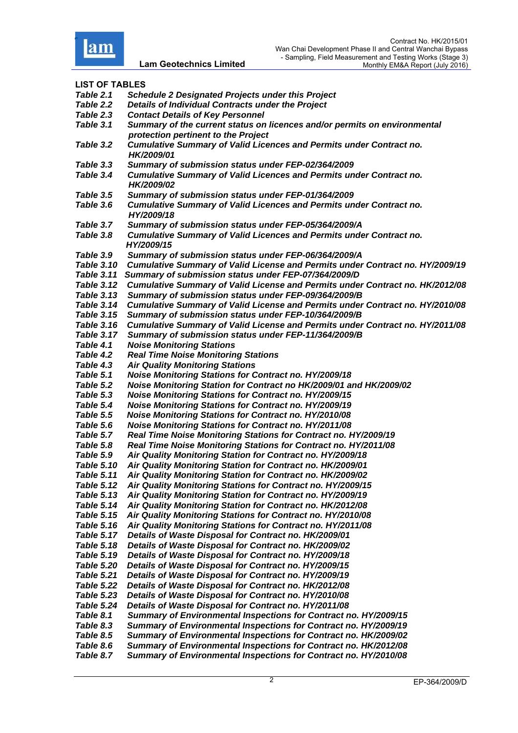**LIST OF TABLES**

| | |
|---|---|
| *Table 2.1* | *Schedule 2 Designated Projects under this Project* |
| *Table 2.2* | *Details of Individual Contracts under the Project* |
| *Table 2.3* | *Contact Details of Key Personnel* |
| *Table 3.1* | *Summary of the current status on licences and/or permits on environmental protection pertinent to the Project* |
| *Table 3.2* | *Cumulative Summary of Valid Licences and Permits under Contract no. HK/2009/01* |
| *Table 3.3* | *Summary of submission status under FEP-02/364/2009* |
| *Table 3.4* | *Cumulative Summary of Valid Licences and Permits under Contract no. HK/2009/02* |
| *Table 3.5* | *Summary of submission status under FEP-01/364/2009* |
| *Table 3.6* | *Cumulative Summary of Valid Licences and Permits under Contract no. HY/2009/18* |
| *Table 3.7* | *Summary of submission status under FEP-05/364/2009/A* |
| *Table 3.8* | *Cumulative Summary of Valid Licences and Permits under Contract no. HY/2009/15* |
| *Table 3.9* | *Summary of submission status under FEP-06/364/2009/A* |
| *Table 3.10* | *Cumulative Summary of Valid License and Permits under Contract no. HY/2009/19* |
| *Table 3.11* | *Summary of submission status under FEP-07/364/2009/D* |
| *Table 3.12* | *Cumulative Summary of Valid License and Permits under Contract no. HK/2012/08* |
| *Table 3.13* | *Summary of submission status under FEP-09/364/2009/B* |
| *Table 3.14* | *Cumulative Summary of Valid License and Permits under Contract no. HY/2010/08* |
| *Table 3.15* | *Summary of submission status under FEP-10/364/2009/B* |
| *Table 3.16* | *Cumulative Summary of Valid License and Permits under Contract no. HY/2011/08* |
| *Table 3.17* | *Summary of submission status under FEP-11/364/2009/B* |
| *Table 4.1* | *Noise Monitoring Stations* |
| *Table 4.2* | *Real Time Noise Monitoring Stations* |
| *Table 4.3* | *Air Quality Monitoring Stations* |
| *Table 5.1* | *Noise Monitoring Stations for Contract no. HY/2009/18* |
| *Table 5.2* | *Noise Monitoring Station for Contract no HK/2009/01 and HK/2009/02* |
| *Table 5.3* | *Noise Monitoring Stations for Contract no. HY/2009/15* |
| *Table 5.4* | *Noise Monitoring Stations for Contract no. HY/2009/19* |
| *Table 5.5* | *Noise Monitoring Stations for Contract no. HY/2010/08* |
| *Table 5.6* | *Noise Monitoring Stations for Contract no. HY/2011/08* |
| *Table 5.7* | *Real Time Noise Monitoring Stations for Contract no. HY/2009/19* |
| *Table 5.8* | *Real Time Noise Monitoring Stations for Contract no. HY/2011/08* |
| *Table 5.9* | *Air Quality Monitoring Station for Contract no. HY/2009/18* |
| *Table 5.10* | *Air Quality Monitoring Station for Contract no. HK/2009/01* |
| *Table 5.11* | *Air Quality Monitoring Station for Contract no. HK/2009/02* |
| *Table 5.12* | *Air Quality Monitoring Stations for Contract no. HY/2009/15* |
| *Table 5.13* | *Air Quality Monitoring Station for Contract no. HY/2009/19* |
| *Table 5.14* | *Air Quality Monitoring Station for Contract no. HK/2012/08* |
| *Table 5.15* | *Air Quality Monitoring Stations for Contract no. HY/2010/08* |
| *Table 5.16* | *Air Quality Monitoring Stations for Contract no. HY/2011/08* |
| *Table 5.17* | *Details of Waste Disposal for Contract no. HK/2009/01* |
| *Table 5.18* | *Details of Waste Disposal for Contract no. HK/2009/02* |
| *Table 5.19* | *Details of Waste Disposal for Contract no. HY/2009/18* |
| *Table 5.20* | *Details of Waste Disposal for Contract no. HY/2009/15* |
| *Table 5.21* | *Details of Waste Disposal for Contract no. HY/2009/19* |
| *Table 5.22* | *Details of Waste Disposal for Contract no. HK/2012/08* |
| *Table 5.23* | *Details of Waste Disposal for Contract no. HY/2010/08* |
| *Table 5.24* | *Details of Waste Disposal for Contract no. HY/2011/08* |
| *Table 8.1* | *Summary of Environmental Inspections for Contract no. HY/2009/15* |
| *Table 8.3* | *Summary of Environmental Inspections for Contract no. HY/2009/19* |
| *Table 8.5* | *Summary of Environmental Inspections for Contract no. HK/2009/02* |
| *Table 8.6* | *Summary of Environmental Inspections for Contract no. HK/2012/08* |
| *Table 8.7* | *Summary of Environmental Inspections for Contract no. HY/2010/08* |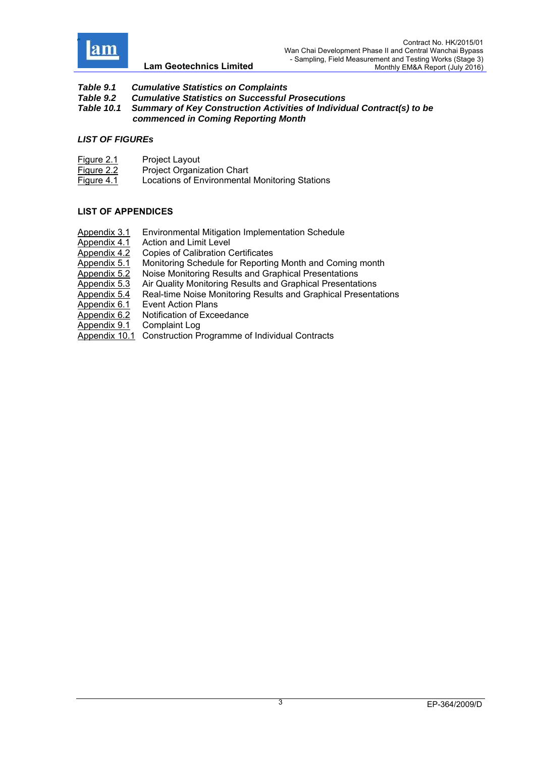***Table 9.1*** ***Cumulative Statistics on Complaints***
***Table 9.2*** ***Cumulative Statistics on Successful Prosecutions***
***Table 10.1*** ***Summary of Key Construction Activities of Individual Contract(s) to be commenced in Coming Reporting Month***

### *LIST OF FIGUREs*

| | |
|---|---|
| Figure 2.1 | Project Layout |
| Figure 2.2 | Project Organization Chart |
| Figure 4.1 | Locations of Environmental Monitoring Stations |

### LIST OF APPENDICES

| | |
|---|---|
| Appendix 3.1 | Environmental Mitigation Implementation Schedule |
| Appendix 4.1 | Action and Limit Level |
| Appendix 4.2 | Copies of Calibration Certificates |
| Appendix 5.1 | Monitoring Schedule for Reporting Month and Coming month |
| Appendix 5.2 | Noise Monitoring Results and Graphical Presentations |
| Appendix 5.3 | Air Quality Monitoring Results and Graphical Presentations |
| Appendix 5.4 | Real-time Noise Monitoring Results and Graphical Presentations |
| Appendix 6.1 | Event Action Plans |
| Appendix 6.2 | Notification of Exceedance |
| Appendix 9.1 | Complaint Log |
| Appendix 10.1 | Construction Programme of Individual Contracts |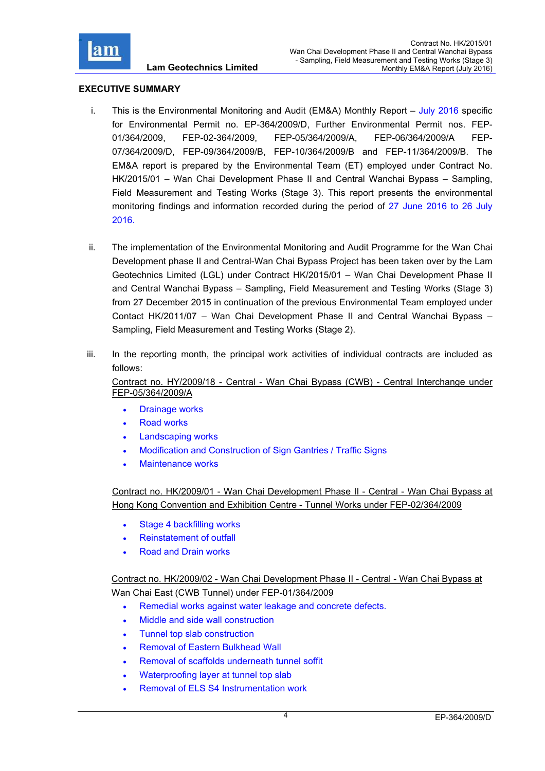## EXECUTIVE SUMMARY

i. This is the Environmental Monitoring and Audit (EM&A) Monthly Report – July 2016 specific for Environmental Permit no. EP-364/2009/D, Further Environmental Permit nos. FEP-01/364/2009, FEP-02-364/2009, FEP-05/364/2009/A, FEP-06/364/2009/A FEP-07/364/2009/D, FEP-09/364/2009/B, FEP-10/364/2009/B and FEP-11/364/2009/B. The EM&A report is prepared by the Environmental Team (ET) employed under Contract No. HK/2015/01 – Wan Chai Development Phase II and Central Wanchai Bypass – Sampling, Field Measurement and Testing Works (Stage 3). This report presents the environmental monitoring findings and information recorded during the period of 27 June 2016 to 26 July 2016.

ii. The implementation of the Environmental Monitoring and Audit Programme for the Wan Chai Development phase II and Central-Wan Chai Bypass Project has been taken over by the Lam Geotechnics Limited (LGL) under Contract HK/2015/01 – Wan Chai Development Phase II and Central Wanchai Bypass – Sampling, Field Measurement and Testing Works (Stage 3) from 27 December 2015 in continuation of the previous Environmental Team employed under Contact HK/2011/07 – Wan Chai Development Phase II and Central Wanchai Bypass – Sampling, Field Measurement and Testing Works (Stage 2).

iii. In the reporting month, the principal work activities of individual contracts are included as follows:

Contract no. HY/2009/18 - Central - Wan Chai Bypass (CWB) - Central Interchange under FEP-05/364/2009/A

- Drainage works
- Road works
- Landscaping works
- Modification and Construction of Sign Gantries / Traffic Signs
- Maintenance works

Contract no. HK/2009/01 - Wan Chai Development Phase II - Central - Wan Chai Bypass at Hong Kong Convention and Exhibition Centre - Tunnel Works under FEP-02/364/2009

- Stage 4 backfilling works
- Reinstatement of outfall
- Road and Drain works

Contract no. HK/2009/02 - Wan Chai Development Phase II - Central - Wan Chai Bypass at Wan Chai East (CWB Tunnel) under FEP-01/364/2009

- Remedial works against water leakage and concrete defects.
- Middle and side wall construction
- Tunnel top slab construction
- Removal of Eastern Bulkhead Wall
- Removal of scaffolds underneath tunnel soffit
- Waterproofing layer at tunnel top slab
- Removal of ELS S4 Instrumentation work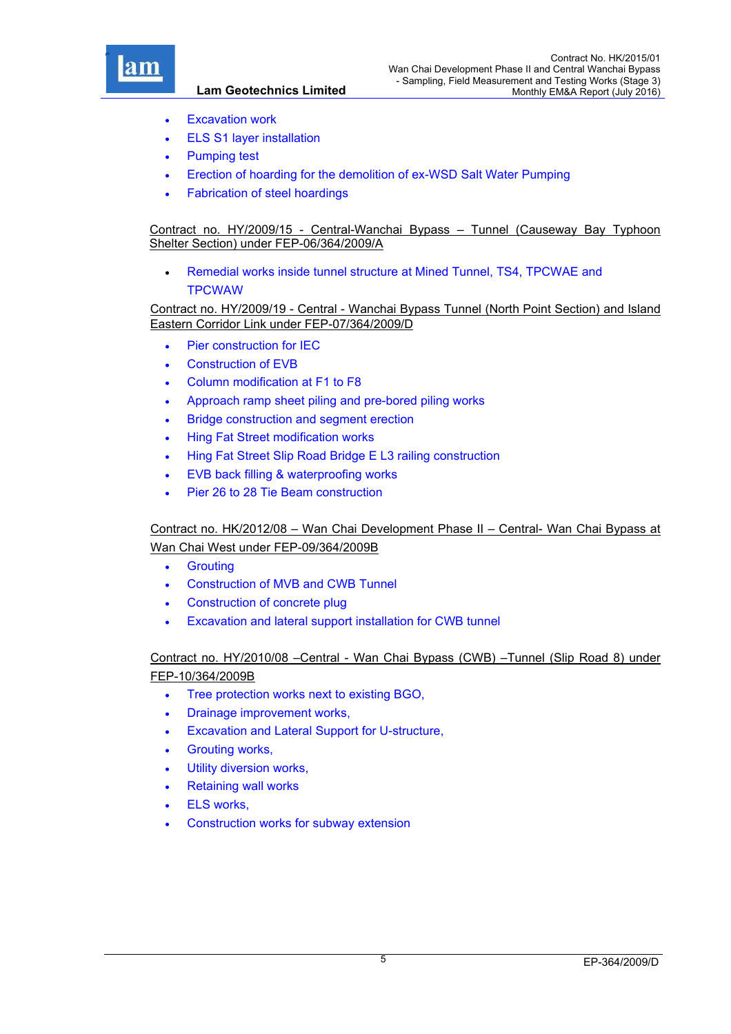- Excavation work
- ELS S1 layer installation
- Pumping test
- Erection of hoarding for the demolition of ex-WSD Salt Water Pumping
- Fabrication of steel hoardings

Contract no. HY/2009/15 - Central-Wanchai Bypass – Tunnel (Causeway Bay Typhoon Shelter Section) under FEP-06/364/2009/A

- Remedial works inside tunnel structure at Mined Tunnel, TS4, TPCWAE and TPCWAW

Contract no. HY/2009/19 - Central - Wanchai Bypass Tunnel (North Point Section) and Island Eastern Corridor Link under FEP-07/364/2009/D

- Pier construction for IEC
- Construction of EVB
- Column modification at F1 to F8
- Approach ramp sheet piling and pre-bored piling works
- Bridge construction and segment erection
- Hing Fat Street modification works
- Hing Fat Street Slip Road Bridge E L3 railing construction
- EVB back filling & waterproofing works
- Pier 26 to 28 Tie Beam construction

Contract no. HK/2012/08 – Wan Chai Development Phase II – Central- Wan Chai Bypass at Wan Chai West under FEP-09/364/2009B

- Grouting
- Construction of MVB and CWB Tunnel
- Construction of concrete plug
- Excavation and lateral support installation for CWB tunnel

Contract no. HY/2010/08 –Central - Wan Chai Bypass (CWB) –Tunnel (Slip Road 8) under FEP-10/364/2009B

- Tree protection works next to existing BGO,
- Drainage improvement works,
- Excavation and Lateral Support for U-structure,
- Grouting works,
- Utility diversion works,
- Retaining wall works
- ELS works,
- Construction works for subway extension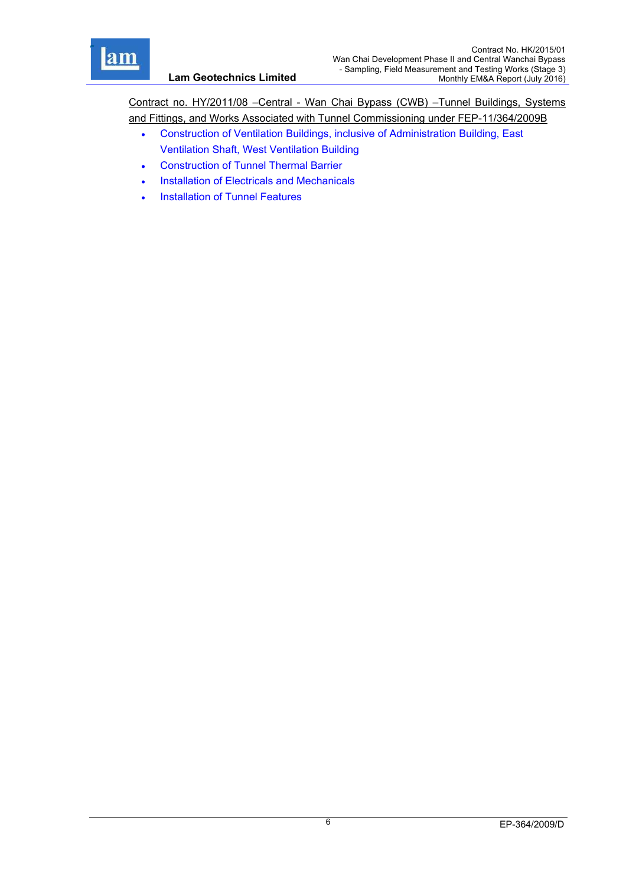Contract no. HY/2011/08 –Central - Wan Chai Bypass (CWB) –Tunnel Buildings, Systems and Fittings, and Works Associated with Tunnel Commissioning under FEP-11/364/2009B

- Construction of Ventilation Buildings, inclusive of Administration Building, East Ventilation Shaft, West Ventilation Building
- Construction of Tunnel Thermal Barrier
- Installation of Electricals and Mechanicals
- Installation of Tunnel Features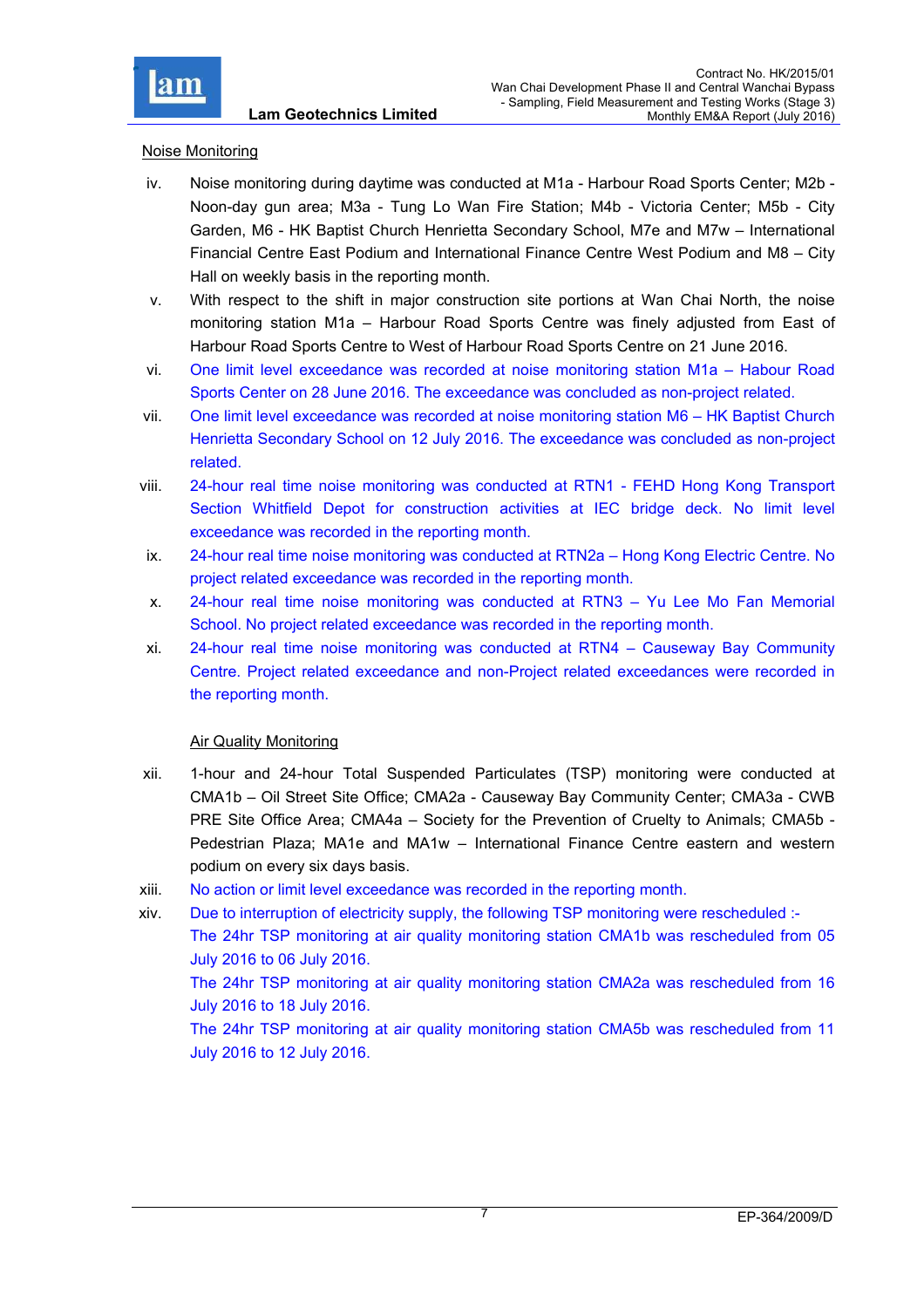Noise Monitoring

iv. Noise monitoring during daytime was conducted at M1a - Harbour Road Sports Center; M2b - Noon-day gun area; M3a - Tung Lo Wan Fire Station; M4b - Victoria Center; M5b - City Garden, M6 - HK Baptist Church Henrietta Secondary School, M7e and M7w – International Financial Centre East Podium and International Finance Centre West Podium and M8 – City Hall on weekly basis in the reporting month.

v. With respect to the shift in major construction site portions at Wan Chai North, the noise monitoring station M1a – Harbour Road Sports Centre was finely adjusted from East of Harbour Road Sports Centre to West of Harbour Road Sports Centre on 21 June 2016.

vi. One limit level exceedance was recorded at noise monitoring station M1a – Habour Road Sports Center on 28 June 2016. The exceedance was concluded as non-project related.

vii. One limit level exceedance was recorded at noise monitoring station M6 – HK Baptist Church Henrietta Secondary School on 12 July 2016. The exceedance was concluded as non-project related.

viii. 24-hour real time noise monitoring was conducted at RTN1 - FEHD Hong Kong Transport Section Whitfield Depot for construction activities at IEC bridge deck. No limit level exceedance was recorded in the reporting month.

ix. 24-hour real time noise monitoring was conducted at RTN2a – Hong Kong Electric Centre. No project related exceedance was recorded in the reporting month.

x. 24-hour real time noise monitoring was conducted at RTN3 – Yu Lee Mo Fan Memorial School. No project related exceedance was recorded in the reporting month.

xi. 24-hour real time noise monitoring was conducted at RTN4 – Causeway Bay Community Centre. Project related exceedance and non-Project related exceedances were recorded in the reporting month.

Air Quality Monitoring

xii. 1-hour and 24-hour Total Suspended Particulates (TSP) monitoring were conducted at CMA1b – Oil Street Site Office; CMA2a - Causeway Bay Community Center; CMA3a - CWB PRE Site Office Area; CMA4a – Society for the Prevention of Cruelty to Animals; CMA5b - Pedestrian Plaza; MA1e and MA1w – International Finance Centre eastern and western podium on every six days basis.

xiii. No action or limit level exceedance was recorded in the reporting month.

xiv. Due to interruption of electricity supply, the following TSP monitoring were rescheduled :-
The 24hr TSP monitoring at air quality monitoring station CMA1b was rescheduled from 05 July 2016 to 06 July 2016.
The 24hr TSP monitoring at air quality monitoring station CMA2a was rescheduled from 16 July 2016 to 18 July 2016.
The 24hr TSP monitoring at air quality monitoring station CMA5b was rescheduled from 11 July 2016 to 12 July 2016.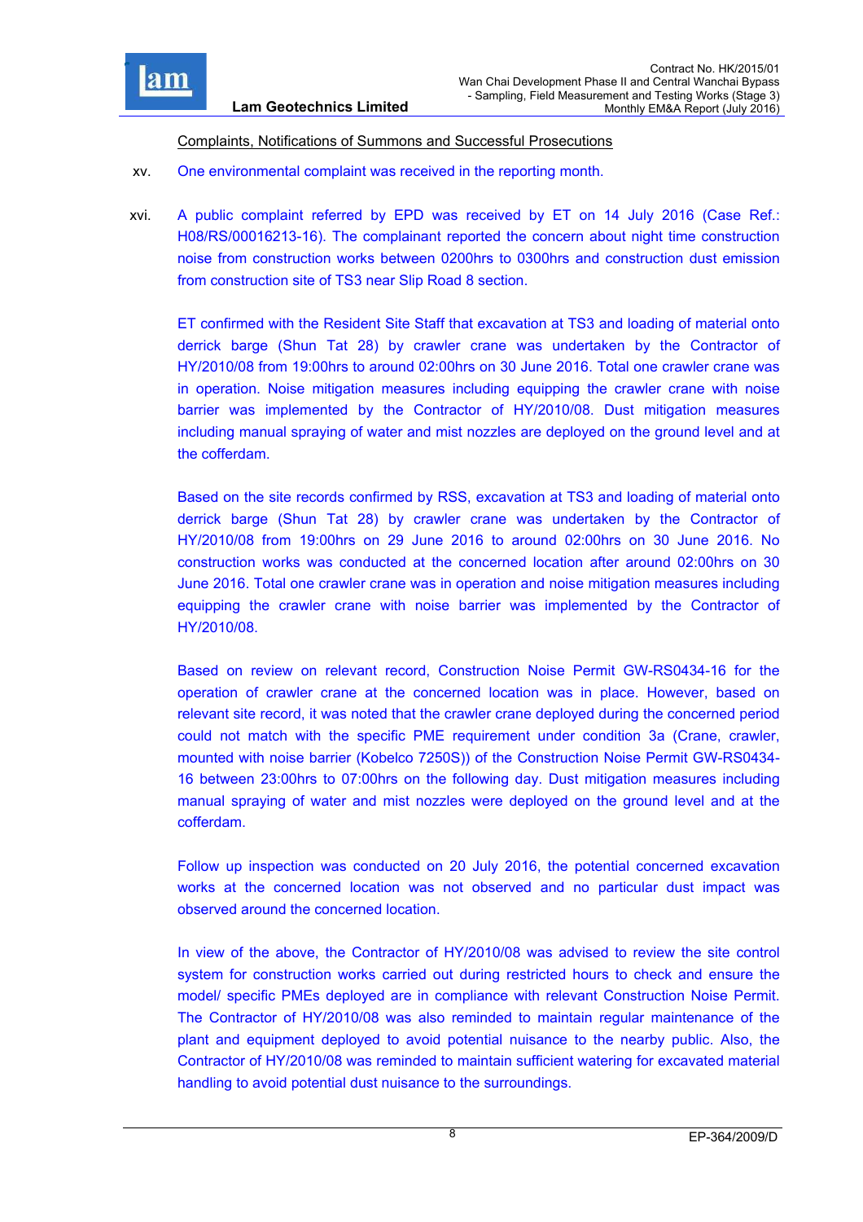Complaints, Notifications of Summons and Successful Prosecutions

xv. One environmental complaint was received in the reporting month.

xvi. A public complaint referred by EPD was received by ET on 14 July 2016 (Case Ref.: H08/RS/00016213-16). The complainant reported the concern about night time construction noise from construction works between 0200hrs to 0300hrs and construction dust emission from construction site of TS3 near Slip Road 8 section.

ET confirmed with the Resident Site Staff that excavation at TS3 and loading of material onto derrick barge (Shun Tat 28) by crawler crane was undertaken by the Contractor of HY/2010/08 from 19:00hrs to around 02:00hrs on 30 June 2016. Total one crawler crane was in operation. Noise mitigation measures including equipping the crawler crane with noise barrier was implemented by the Contractor of HY/2010/08. Dust mitigation measures including manual spraying of water and mist nozzles are deployed on the ground level and at the cofferdam.

Based on the site records confirmed by RSS, excavation at TS3 and loading of material onto derrick barge (Shun Tat 28) by crawler crane was undertaken by the Contractor of HY/2010/08 from 19:00hrs on 29 June 2016 to around 02:00hrs on 30 June 2016. No construction works was conducted at the concerned location after around 02:00hrs on 30 June 2016. Total one crawler crane was in operation and noise mitigation measures including equipping the crawler crane with noise barrier was implemented by the Contractor of HY/2010/08.

Based on review on relevant record, Construction Noise Permit GW-RS0434-16 for the operation of crawler crane at the concerned location was in place. However, based on relevant site record, it was noted that the crawler crane deployed during the concerned period could not match with the specific PME requirement under condition 3a (Crane, crawler, mounted with noise barrier (Kobelco 7250S)) of the Construction Noise Permit GW-RS0434-16 between 23:00hrs to 07:00hrs on the following day. Dust mitigation measures including manual spraying of water and mist nozzles were deployed on the ground level and at the cofferdam.

Follow up inspection was conducted on 20 July 2016, the potential concerned excavation works at the concerned location was not observed and no particular dust impact was observed around the concerned location.

In view of the above, the Contractor of HY/2010/08 was advised to review the site control system for construction works carried out during restricted hours to check and ensure the model/ specific PMEs deployed are in compliance with relevant Construction Noise Permit. The Contractor of HY/2010/08 was also reminded to maintain regular maintenance of the plant and equipment deployed to avoid potential nuisance to the nearby public. Also, the Contractor of HY/2010/08 was reminded to maintain sufficient watering for excavated material handling to avoid potential dust nuisance to the surroundings.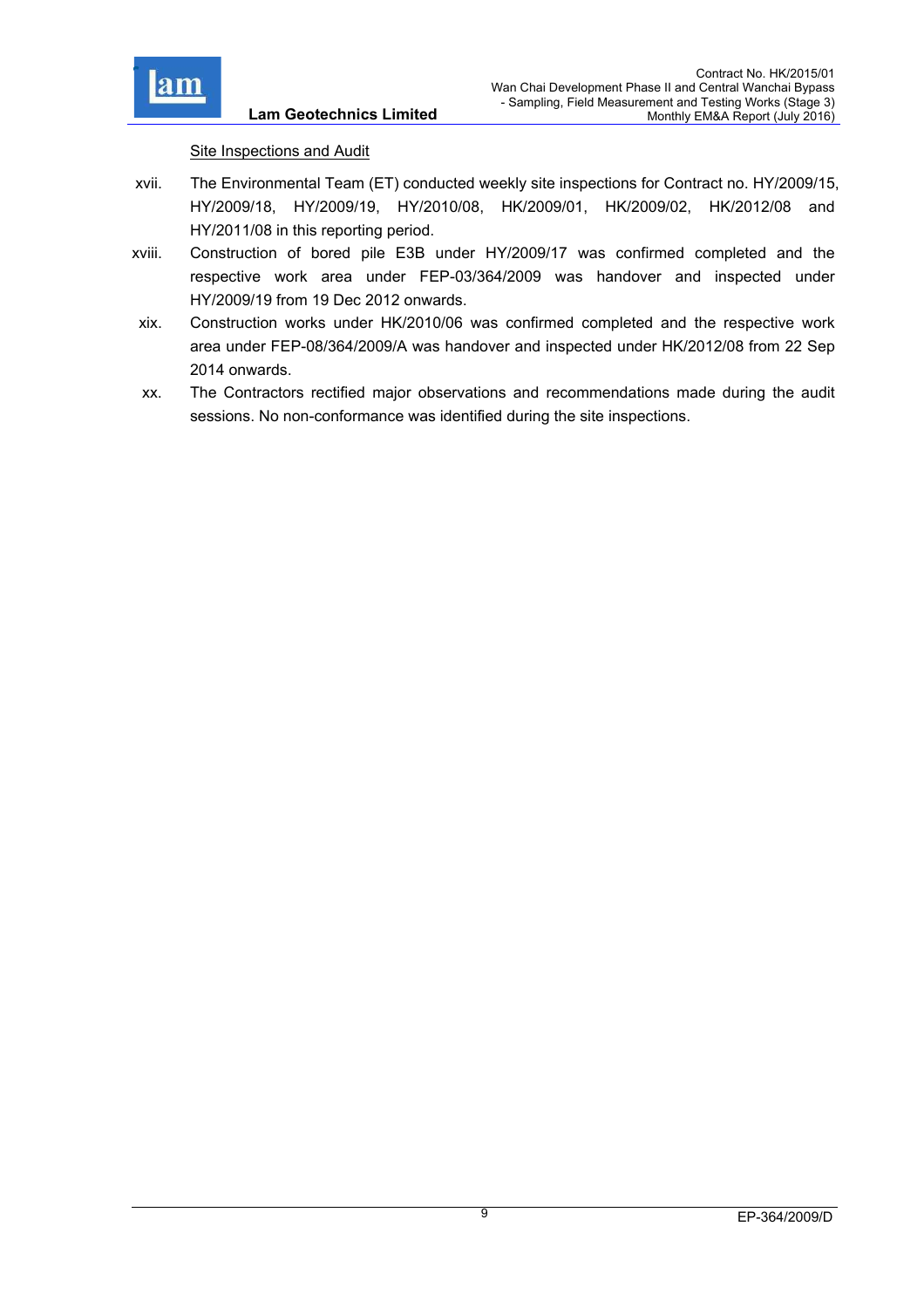Site Inspections and Audit

xvii. The Environmental Team (ET) conducted weekly site inspections for Contract no. HY/2009/15, HY/2009/18, HY/2009/19, HY/2010/08, HK/2009/01, HK/2009/02, HK/2012/08 and HY/2011/08 in this reporting period.

xviii. Construction of bored pile E3B under HY/2009/17 was confirmed completed and the respective work area under FEP-03/364/2009 was handover and inspected under HY/2009/19 from 19 Dec 2012 onwards.

xix. Construction works under HK/2010/06 was confirmed completed and the respective work area under FEP-08/364/2009/A was handover and inspected under HK/2012/08 from 22 Sep 2014 onwards.

xx. The Contractors rectified major observations and recommendations made during the audit sessions. No non-conformance was identified during the site inspections.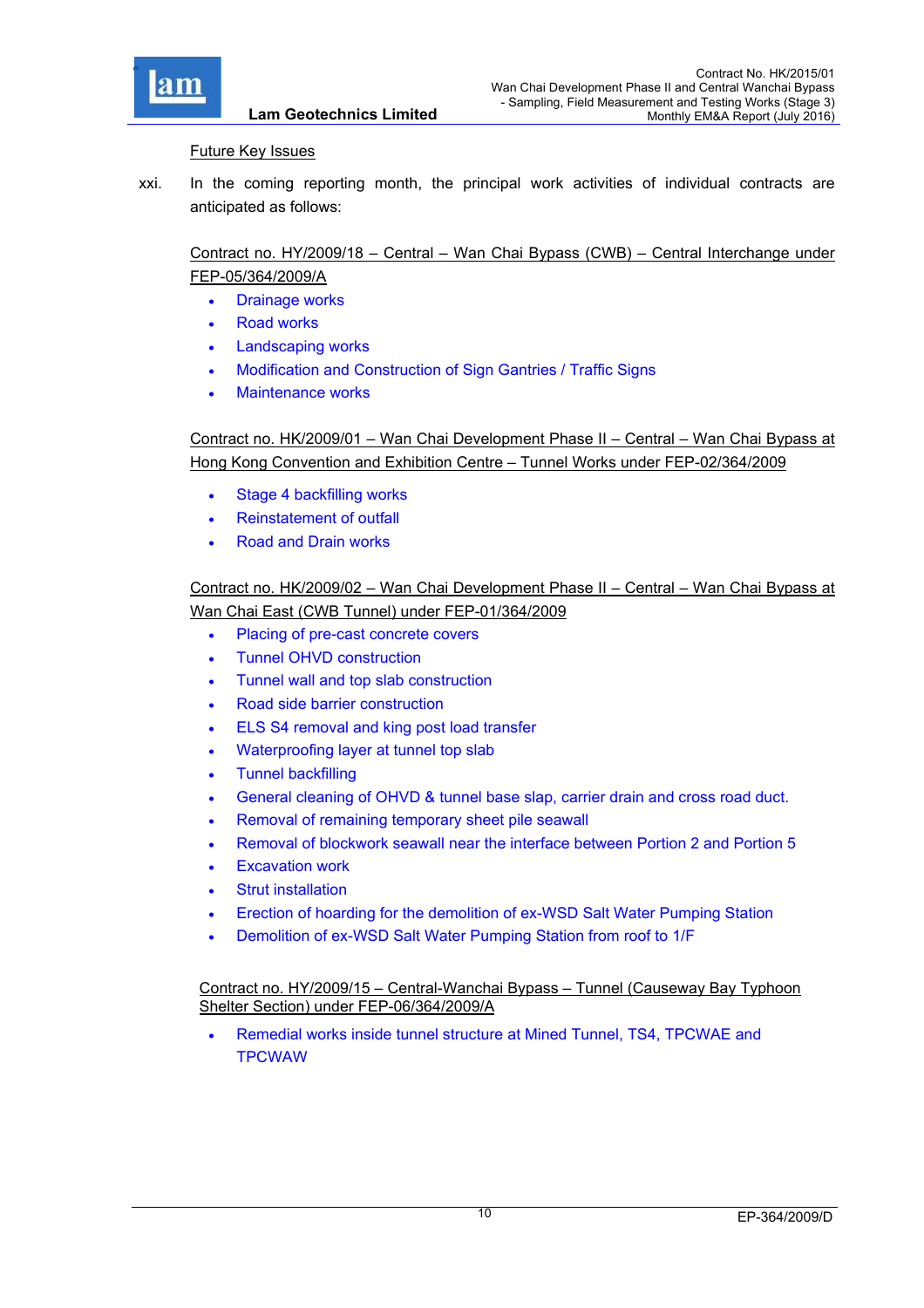Future Key Issues

xxi. In the coming reporting month, the principal work activities of individual contracts are anticipated as follows:

Contract no. HY/2009/18 – Central – Wan Chai Bypass (CWB) – Central Interchange under FEP-05/364/2009/A

- Drainage works
- Road works
- Landscaping works
- Modification and Construction of Sign Gantries / Traffic Signs
- Maintenance works

Contract no. HK/2009/01 – Wan Chai Development Phase II – Central – Wan Chai Bypass at Hong Kong Convention and Exhibition Centre – Tunnel Works under FEP-02/364/2009

- Stage 4 backfilling works
- Reinstatement of outfall
- Road and Drain works

Contract no. HK/2009/02 – Wan Chai Development Phase II – Central – Wan Chai Bypass at Wan Chai East (CWB Tunnel) under FEP-01/364/2009

- Placing of pre-cast concrete covers
- Tunnel OHVD construction
- Tunnel wall and top slab construction
- Road side barrier construction
- ELS S4 removal and king post load transfer
- Waterproofing layer at tunnel top slab
- Tunnel backfilling
- General cleaning of OHVD & tunnel base slap, carrier drain and cross road duct.
- Removal of remaining temporary sheet pile seawall
- Removal of blockwork seawall near the interface between Portion 2 and Portion 5
- Excavation work
- Strut installation
- Erection of hoarding for the demolition of ex-WSD Salt Water Pumping Station
- Demolition of ex-WSD Salt Water Pumping Station from roof to 1/F

Contract no. HY/2009/15 – Central-Wanchai Bypass – Tunnel (Causeway Bay Typhoon Shelter Section) under FEP-06/364/2009/A

- Remedial works inside tunnel structure at Mined Tunnel, TS4, TPCWAE and TPCWAW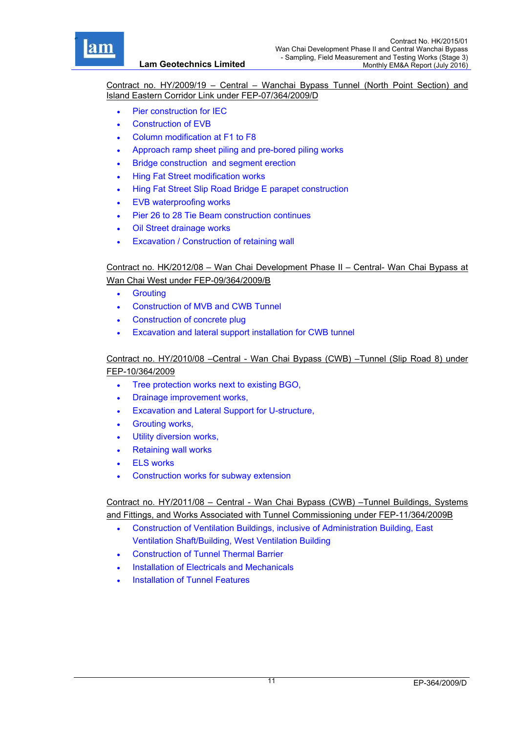Contract no. HY/2009/19 – Central – Wanchai Bypass Tunnel (North Point Section) and Island Eastern Corridor Link under FEP-07/364/2009/D

- Pier construction for IEC
- Construction of EVB
- Column modification at F1 to F8
- Approach ramp sheet piling and pre-bored piling works
- Bridge construction and segment erection
- Hing Fat Street modification works
- Hing Fat Street Slip Road Bridge E parapet construction
- EVB waterproofing works
- Pier 26 to 28 Tie Beam construction continues
- Oil Street drainage works
- Excavation / Construction of retaining wall

Contract no. HK/2012/08 – Wan Chai Development Phase II – Central- Wan Chai Bypass at Wan Chai West under FEP-09/364/2009/B

- Grouting
- Construction of MVB and CWB Tunnel
- Construction of concrete plug
- Excavation and lateral support installation for CWB tunnel

Contract no. HY/2010/08 –Central - Wan Chai Bypass (CWB) –Tunnel (Slip Road 8) under FEP-10/364/2009

- Tree protection works next to existing BGO,
- Drainage improvement works,
- Excavation and Lateral Support for U-structure,
- Grouting works,
- Utility diversion works,
- Retaining wall works
- ELS works
- Construction works for subway extension

Contract no. HY/2011/08 – Central - Wan Chai Bypass (CWB) –Tunnel Buildings, Systems and Fittings, and Works Associated with Tunnel Commissioning under FEP-11/364/2009B

- Construction of Ventilation Buildings, inclusive of Administration Building, East Ventilation Shaft/Building, West Ventilation Building
- Construction of Tunnel Thermal Barrier
- Installation of Electricals and Mechanicals
- Installation of Tunnel Features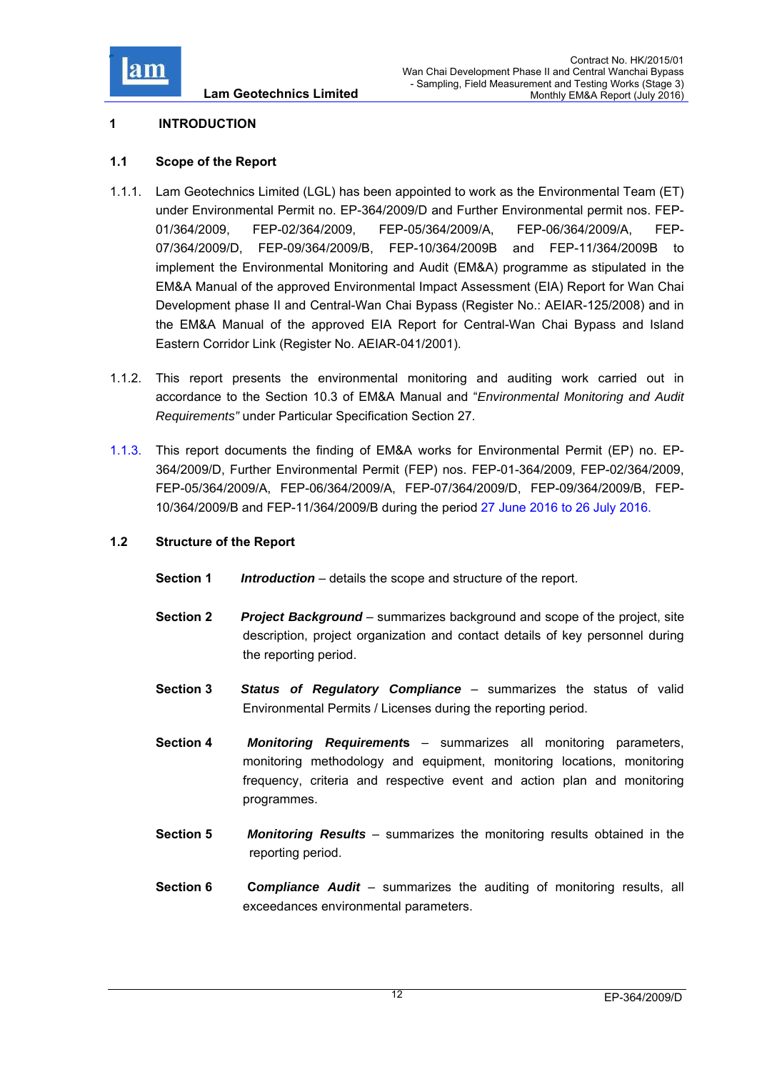# 1 INTRODUCTION

## 1.1 Scope of the Report

1.1.1. Lam Geotechnics Limited (LGL) has been appointed to work as the Environmental Team (ET) under Environmental Permit no. EP-364/2009/D and Further Environmental permit nos. FEP-01/364/2009, FEP-02/364/2009, FEP-05/364/2009/A, FEP-06/364/2009/A, FEP-07/364/2009/D, FEP-09/364/2009/B, FEP-10/364/2009B and FEP-11/364/2009B to implement the Environmental Monitoring and Audit (EM&A) programme as stipulated in the EM&A Manual of the approved Environmental Impact Assessment (EIA) Report for Wan Chai Development phase II and Central-Wan Chai Bypass (Register No.: AEIAR-125/2008) and in the EM&A Manual of the approved EIA Report for Central-Wan Chai Bypass and Island Eastern Corridor Link (Register No. AEIAR-041/2001).

1.1.2. This report presents the environmental monitoring and auditing work carried out in accordance to the Section 10.3 of EM&A Manual and "*Environmental Monitoring and Audit Requirements"* under Particular Specification Section 27.

1.1.3. This report documents the finding of EM&A works for Environmental Permit (EP) no. EP-364/2009/D, Further Environmental Permit (FEP) nos. FEP-01-364/2009, FEP-02/364/2009, FEP-05/364/2009/A, FEP-06/364/2009/A, FEP-07/364/2009/D, FEP-09/364/2009/B, FEP-10/364/2009/B and FEP-11/364/2009/B during the period 27 June 2016 to 26 July 2016.

## 1.2 Structure of the Report

**Section 1** ***Introduction*** – details the scope and structure of the report.

**Section 2** ***Project Background*** – summarizes background and scope of the project, site description, project organization and contact details of key personnel during the reporting period.

**Section 3** ***Status of Regulatory Compliance*** – summarizes the status of valid Environmental Permits / Licenses during the reporting period.

**Section 4** ***Monitoring Requirements*** – summarizes all monitoring parameters, monitoring methodology and equipment, monitoring locations, monitoring frequency, criteria and respective event and action plan and monitoring programmes.

**Section 5** ***Monitoring Results*** – summarizes the monitoring results obtained in the reporting period.

**Section 6** ***Compliance Audit*** – summarizes the auditing of monitoring results, all exceedances environmental parameters.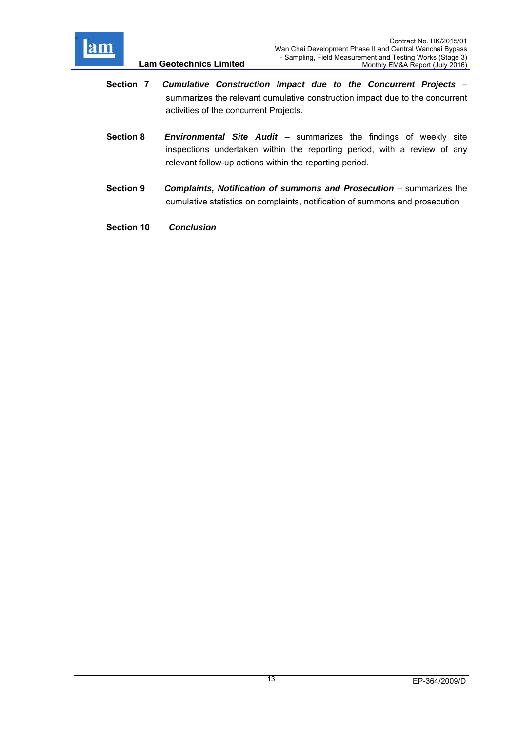**Section 7** ***Cumulative Construction Impact due to the Concurrent Projects*** – summarizes the relevant cumulative construction impact due to the concurrent activities of the concurrent Projects.

**Section 8** ***Environmental Site Audit*** – summarizes the findings of weekly site inspections undertaken within the reporting period, with a review of any relevant follow-up actions within the reporting period.

**Section 9** ***Complaints, Notification of summons and Prosecution*** – summarizes the cumulative statistics on complaints, notification of summons and prosecution

**Section 10** ***Conclusion***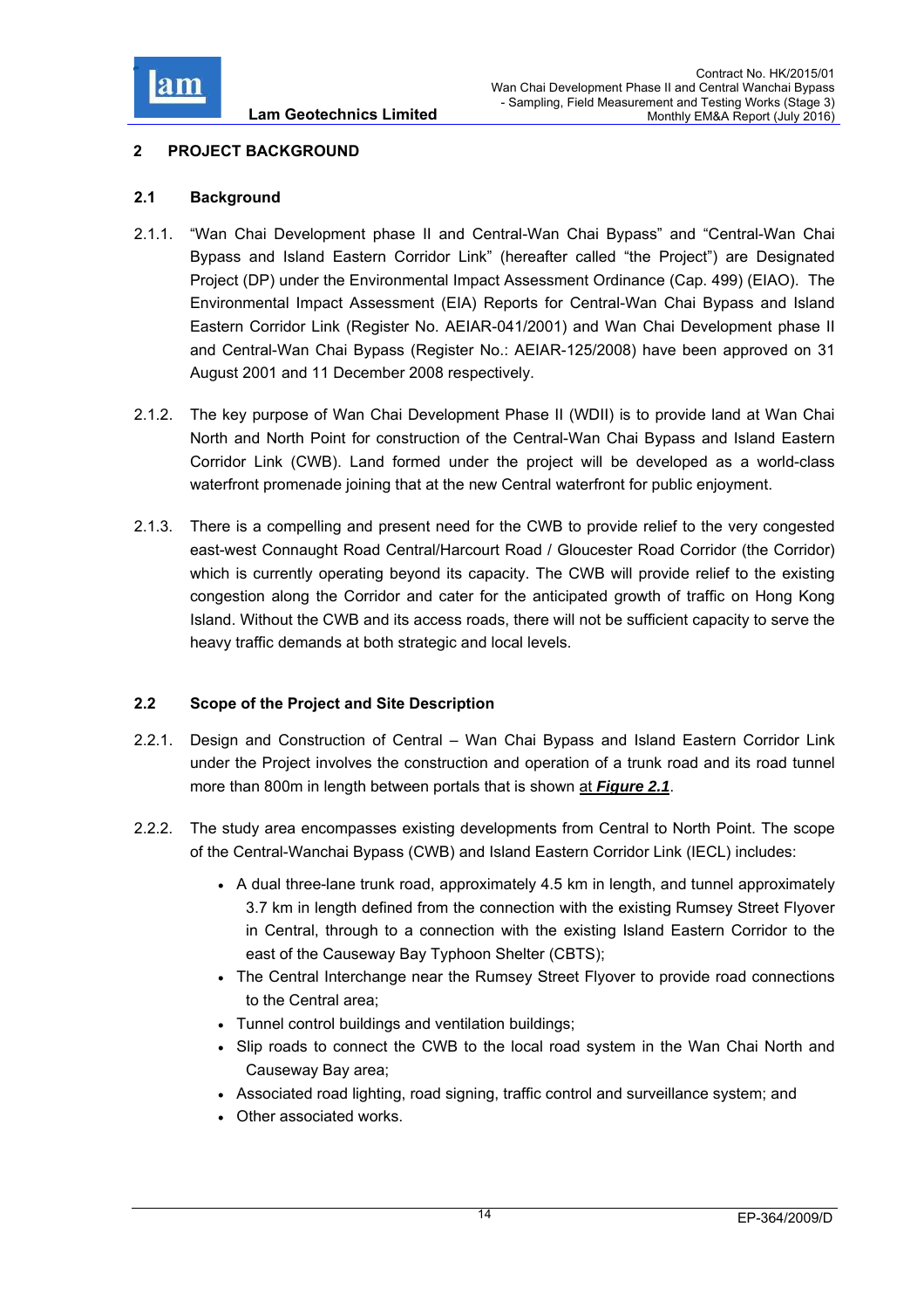## 2 PROJECT BACKGROUND

### 2.1 Background

2.1.1. "Wan Chai Development phase II and Central-Wan Chai Bypass" and "Central-Wan Chai Bypass and Island Eastern Corridor Link" (hereafter called "the Project") are Designated Project (DP) under the Environmental Impact Assessment Ordinance (Cap. 499) (EIAO). The Environmental Impact Assessment (EIA) Reports for Central-Wan Chai Bypass and Island Eastern Corridor Link (Register No. AEIAR-041/2001) and Wan Chai Development phase II and Central-Wan Chai Bypass (Register No.: AEIAR-125/2008) have been approved on 31 August 2001 and 11 December 2008 respectively.

2.1.2. The key purpose of Wan Chai Development Phase II (WDII) is to provide land at Wan Chai North and North Point for construction of the Central-Wan Chai Bypass and Island Eastern Corridor Link (CWB). Land formed under the project will be developed as a world-class waterfront promenade joining that at the new Central waterfront for public enjoyment.

2.1.3. There is a compelling and present need for the CWB to provide relief to the very congested east-west Connaught Road Central/Harcourt Road / Gloucester Road Corridor (the Corridor) which is currently operating beyond its capacity. The CWB will provide relief to the existing congestion along the Corridor and cater for the anticipated growth of traffic on Hong Kong Island. Without the CWB and its access roads, there will not be sufficient capacity to serve the heavy traffic demands at both strategic and local levels.

### 2.2 Scope of the Project and Site Description

2.2.1. Design and Construction of Central – Wan Chai Bypass and Island Eastern Corridor Link under the Project involves the construction and operation of a trunk road and its road tunnel more than 800m in length between portals that is shown at ***Figure 2.1***.

2.2.2. The study area encompasses existing developments from Central to North Point. The scope of the Central-Wanchai Bypass (CWB) and Island Eastern Corridor Link (IECL) includes:

- A dual three-lane trunk road, approximately 4.5 km in length, and tunnel approximately 3.7 km in length defined from the connection with the existing Rumsey Street Flyover in Central, through to a connection with the existing Island Eastern Corridor to the east of the Causeway Bay Typhoon Shelter (CBTS);
- The Central Interchange near the Rumsey Street Flyover to provide road connections to the Central area;
- Tunnel control buildings and ventilation buildings;
- Slip roads to connect the CWB to the local road system in the Wan Chai North and Causeway Bay area;
- Associated road lighting, road signing, traffic control and surveillance system; and
- Other associated works.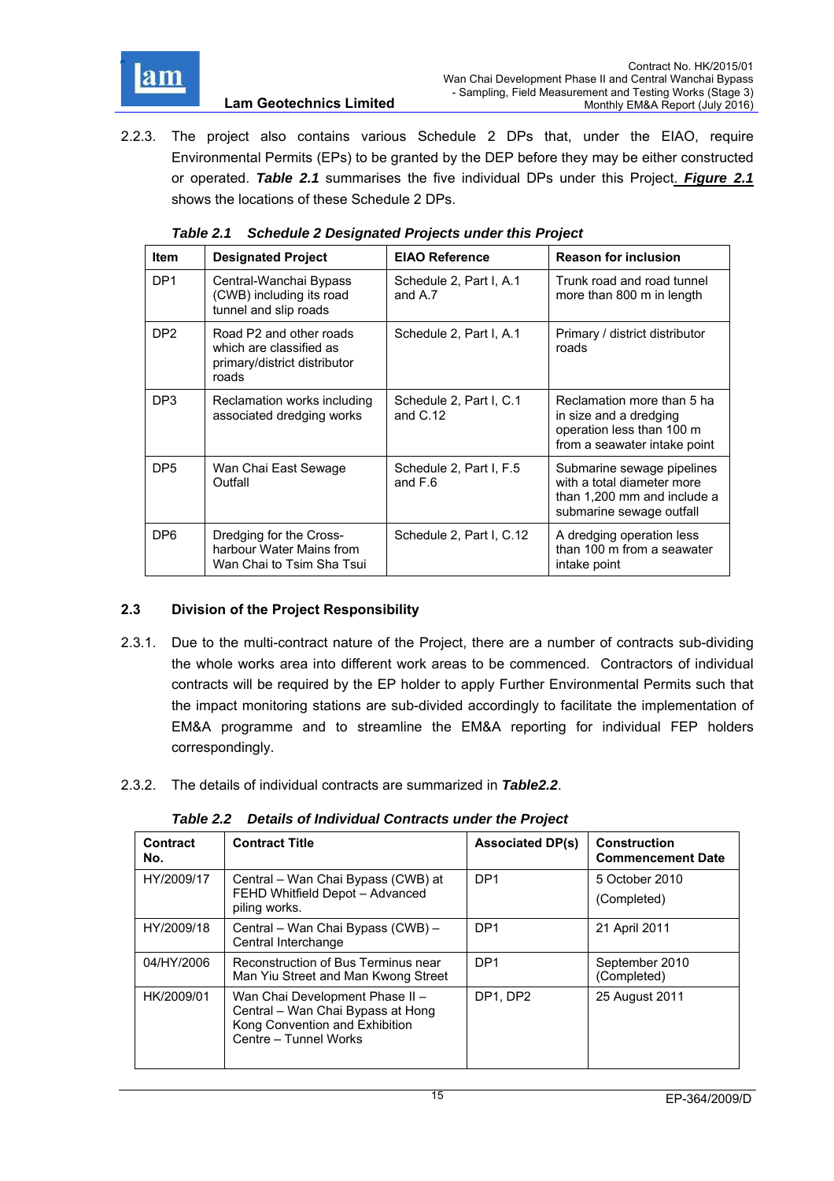2.2.3. The project also contains various Schedule 2 DPs that, under the EIAO, require Environmental Permits (EPs) to be granted by the DEP before they may be either constructed or operated. ***Table 2.1*** summarises the five individual DPs under this Project. ***Figure 2.1*** shows the locations of these Schedule 2 DPs.

***Table 2.1 Schedule 2 Designated Projects under this Project***

| Item | Designated Project | EIAO Reference | Reason for inclusion |
|---|---|---|---|
| DP1 | Central-Wanchai Bypass (CWB) including its road tunnel and slip roads | Schedule 2, Part I, A.1 and A.7 | Trunk road and road tunnel more than 800 m in length |
| DP2 | Road P2 and other roads which are classified as primary/district distributor roads | Schedule 2, Part I, A.1 | Primary / district distributor roads |
| DP3 | Reclamation works including associated dredging works | Schedule 2, Part I, C.1 and C.12 | Reclamation more than 5 ha in size and a dredging operation less than 100 m from a seawater intake point |
| DP5 | Wan Chai East Sewage Outfall | Schedule 2, Part I, F.5 and F.6 | Submarine sewage pipelines with a total diameter more than 1,200 mm and include a submarine sewage outfall |
| DP6 | Dredging for the Cross-harbour Water Mains from Wan Chai to Tsim Sha Tsui | Schedule 2, Part I, C.12 | A dredging operation less than 100 m from a seawater intake point |

## 2.3 Division of the Project Responsibility

2.3.1. Due to the multi-contract nature of the Project, there are a number of contracts sub-dividing the whole works area into different work areas to be commenced. Contractors of individual contracts will be required by the EP holder to apply Further Environmental Permits such that the impact monitoring stations are sub-divided accordingly to facilitate the implementation of EM&A programme and to streamline the EM&A reporting for individual FEP holders correspondingly.

2.3.2. The details of individual contracts are summarized in ***Table2.2***.

***Table 2.2 Details of Individual Contracts under the Project***

| Contract No. | Contract Title | Associated DP(s) | Construction Commencement Date |
|---|---|---|---|
| HY/2009/17 | Central – Wan Chai Bypass (CWB) at FEHD Whitfield Depot – Advanced piling works. | DP1 | 5 October 2010 (Completed) |
| HY/2009/18 | Central – Wan Chai Bypass (CWB) – Central Interchange | DP1 | 21 April 2011 |
| 04/HY/2006 | Reconstruction of Bus Terminus near Man Yiu Street and Man Kwong Street | DP1 | September 2010 (Completed) |
| HK/2009/01 | Wan Chai Development Phase II – Central – Wan Chai Bypass at Hong Kong Convention and Exhibition Centre – Tunnel Works | DP1, DP2 | 25 August 2011 |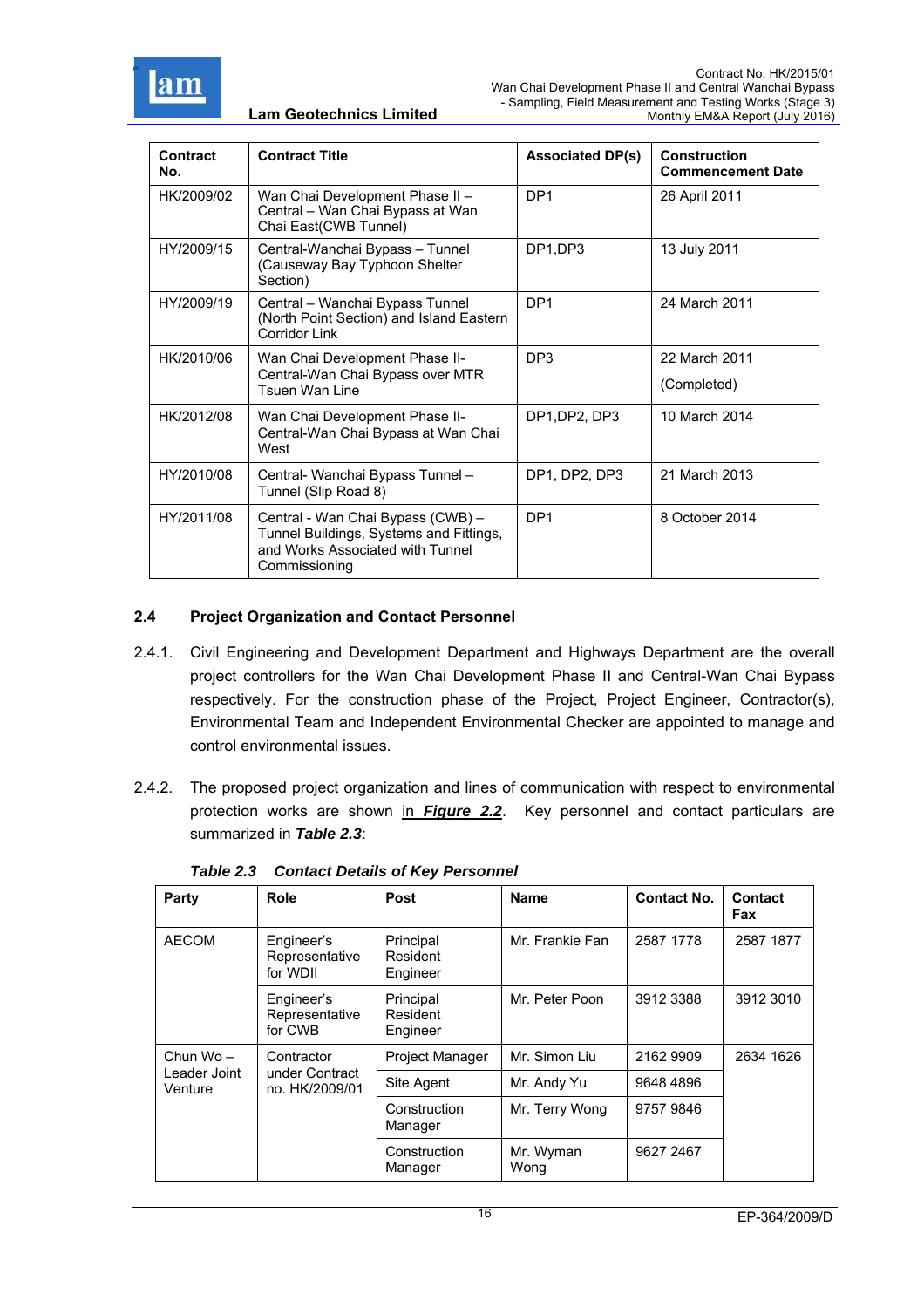| Contract No. | Contract Title | Associated DP(s) | Construction Commencement Date |
|---|---|---|---|
| HK/2009/02 | Wan Chai Development Phase II – Central – Wan Chai Bypass at Wan Chai East(CWB Tunnel) | DP1 | 26 April 2011 |
| HY/2009/15 | Central-Wanchai Bypass – Tunnel (Causeway Bay Typhoon Shelter Section) | DP1,DP3 | 13 July 2011 |
| HY/2009/19 | Central – Wanchai Bypass Tunnel (North Point Section) and Island Eastern Corridor Link | DP1 | 24 March 2011 |
| HK/2010/06 | Wan Chai Development Phase II- Central-Wan Chai Bypass over MTR Tsuen Wan Line | DP3 | 22 March 2011 (Completed) |
| HK/2012/08 | Wan Chai Development Phase II- Central-Wan Chai Bypass at Wan Chai West | DP1,DP2, DP3 | 10 March 2014 |
| HY/2010/08 | Central- Wanchai Bypass Tunnel – Tunnel (Slip Road 8) | DP1, DP2, DP3 | 21 March 2013 |
| HY/2011/08 | Central - Wan Chai Bypass (CWB) – Tunnel Buildings, Systems and Fittings, and Works Associated with Tunnel Commissioning | DP1 | 8 October 2014 |

## 2.4 Project Organization and Contact Personnel

2.4.1. Civil Engineering and Development Department and Highways Department are the overall project controllers for the Wan Chai Development Phase II and Central-Wan Chai Bypass respectively. For the construction phase of the Project, Project Engineer, Contractor(s), Environmental Team and Independent Environmental Checker are appointed to manage and control environmental issues.

2.4.2. The proposed project organization and lines of communication with respect to environmental protection works are shown in ***Figure 2.2***. Key personnel and contact particulars are summarized in ***Table 2.3***:

***Table 2.3 Contact Details of Key Personnel***

| Party | Role | Post | Name | Contact No. | Contact Fax |
|---|---|---|---|---|---|
| AECOM | Engineer's Representative for WDII | Principal Resident Engineer | Mr. Frankie Fan | 2587 1778 | 2587 1877 |
| | Engineer's Representative for CWB | Principal Resident Engineer | Mr. Peter Poon | 3912 3388 | 3912 3010 |
| Chun Wo – Leader Joint Venture | Contractor under Contract no. HK/2009/01 | Project Manager | Mr. Simon Liu | 2162 9909 | 2634 1626 |
| | | Site Agent | Mr. Andy Yu | 9648 4896 | |
| | | Construction Manager | Mr. Terry Wong | 9757 9846 | |
| | | Construction Manager | Mr. Wyman Wong | 9627 2467 | |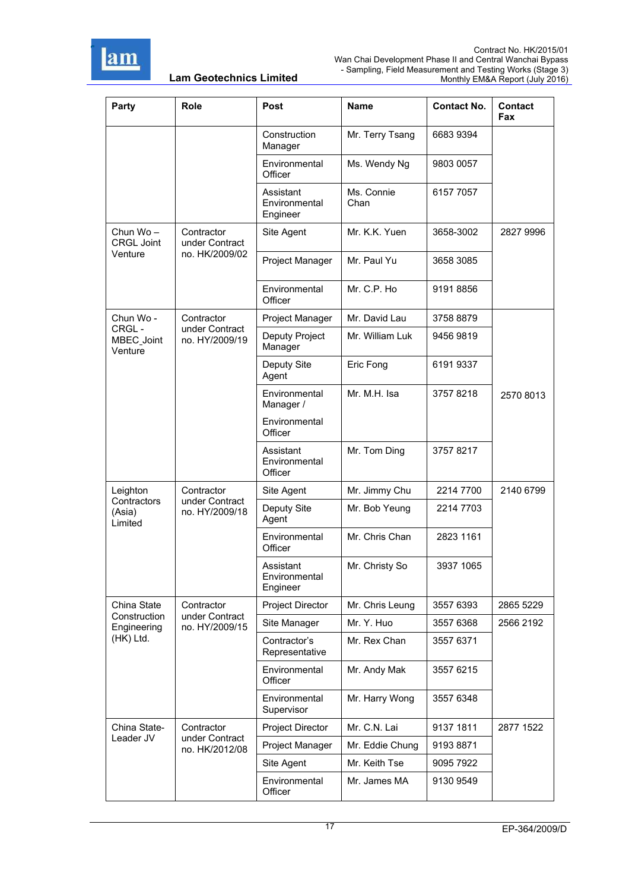| Party | Role | Post | Name | Contact No. | Contact Fax |
|---|---|---|---|---|---|
| | | Construction Manager | Mr. Terry Tsang | 6683 9394 | |
| | | Environmental Officer | Ms. Wendy Ng | 9803 0057 | |
| | | Assistant Environmental Engineer | Ms. Connie Chan | 6157 7057 | |
| Chun Wo – CRGL Joint Venture | Contractor under Contract no. HK/2009/02 | Site Agent | Mr. K.K. Yuen | 3658-3002 | 2827 9996 |
| | | Project Manager | Mr. Paul Yu | 3658 3085 | |
| | | Environmental Officer | Mr. C.P. Ho | 9191 8856 | |
| Chun Wo - CRGL - MBEC_Joint Venture | Contractor under Contract no. HY/2009/19 | Project Manager | Mr. David Lau | 3758 8879 | 2570 8013 |
| | | Deputy Project Manager | Mr. William Luk | 9456 9819 | |
| | | Deputy Site Agent | Eric Fong | 6191 9337 | |
| | | Environmental Manager / Environmental Officer | Mr. M.H. Isa | 3757 8218 | |
| | | Assistant Environmental Officer | Mr. Tom Ding | 3757 8217 | |
| Leighton Contractors (Asia) Limited | Contractor under Contract no. HY/2009/18 | Site Agent | Mr. Jimmy Chu | 2214 7700 | 2140 6799 |
| | | Deputy Site Agent | Mr. Bob Yeung | 2214 7703 | |
| | | Environmental Officer | Mr. Chris Chan | 2823 1161 | |
| | | Assistant Environmental Engineer | Mr. Christy So | 3937 1065 | |
| China State Construction Engineering (HK) Ltd. | Contractor under Contract no. HY/2009/15 | Project Director | Mr. Chris Leung | 3557 6393 | 2865 5229 |
| | | Site Manager | Mr. Y. Huo | 3557 6368 | 2566 2192 |
| | | Contractor's Representative | Mr. Rex Chan | 3557 6371 | |
| | | Environmental Officer | Mr. Andy Mak | 3557 6215 | |
| | | Environmental Supervisor | Mr. Harry Wong | 3557 6348 | |
| China State-Leader JV | Contractor under Contract no. HK/2012/08 | Project Director | Mr. C.N. Lai | 9137 1811 | 2877 1522 |
| | | Project Manager | Mr. Eddie Chung | 9193 8871 | |
| | | Site Agent | Mr. Keith Tse | 9095 7922 | |
| | | Environmental Officer | Mr. James MA | 9130 9549 | |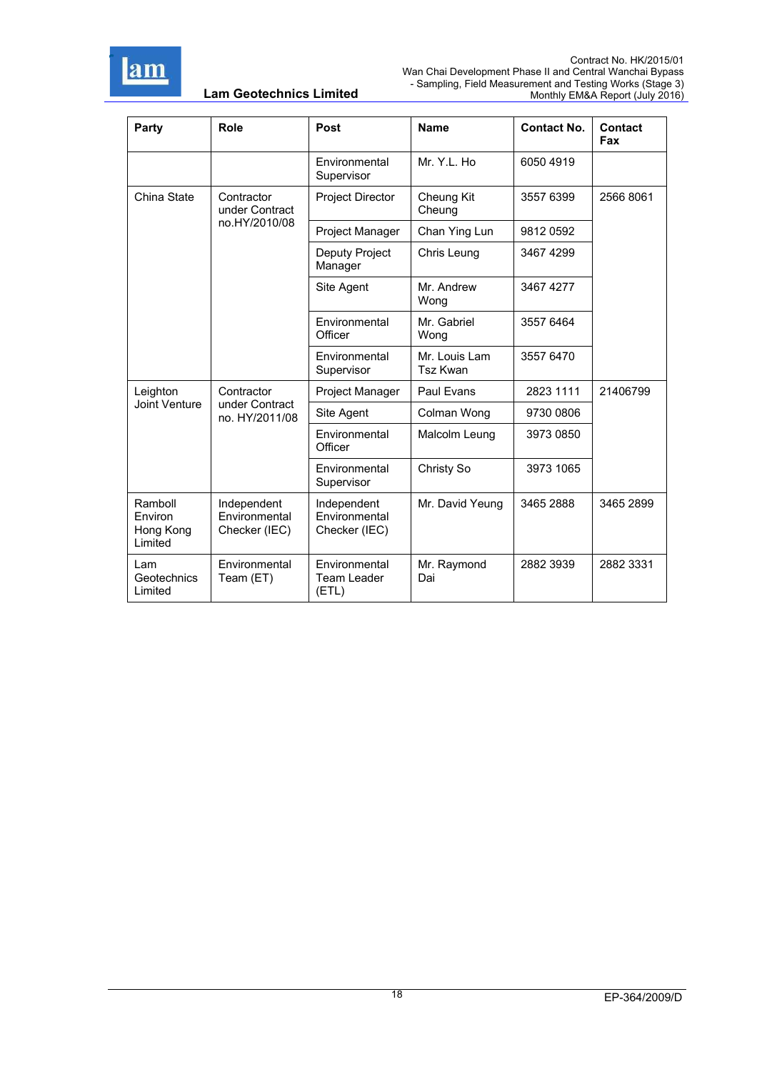| Party | Role | Post | Name | Contact No. | Contact Fax |
|---|---|---|---|---|---|
| | | Environmental Supervisor | Mr. Y.L. Ho | 6050 4919 | |
| China State | Contractor under Contract no.HY/2010/08 | Project Director | Cheung Kit Cheung | 3557 6399 | 2566 8061 |
| | | Project Manager | Chan Ying Lun | 9812 0592 | |
| | | Deputy Project Manager | Chris Leung | 3467 4299 | |
| | | Site Agent | Mr. Andrew Wong | 3467 4277 | |
| | | Environmental Officer | Mr. Gabriel Wong | 3557 6464 | |
| | | Environmental Supervisor | Mr. Louis Lam Tsz Kwan | 3557 6470 | |
| Leighton Joint Venture | Contractor under Contract no. HY/2011/08 | Project Manager | Paul Evans | 2823 1111 | 21406799 |
| | | Site Agent | Colman Wong | 9730 0806 | |
| | | Environmental Officer | Malcolm Leung | 3973 0850 | |
| | | Environmental Supervisor | Christy So | 3973 1065 | |
| Ramboll Environ Hong Kong Limited | Independent Environmental Checker (IEC) | Independent Environmental Checker (IEC) | Mr. David Yeung | 3465 2888 | 3465 2899 |
| Lam Geotechnics Limited | Environmental Team (ET) | Environmental Team Leader (ETL) | Mr. Raymond Dai | 2882 3939 | 2882 3331 |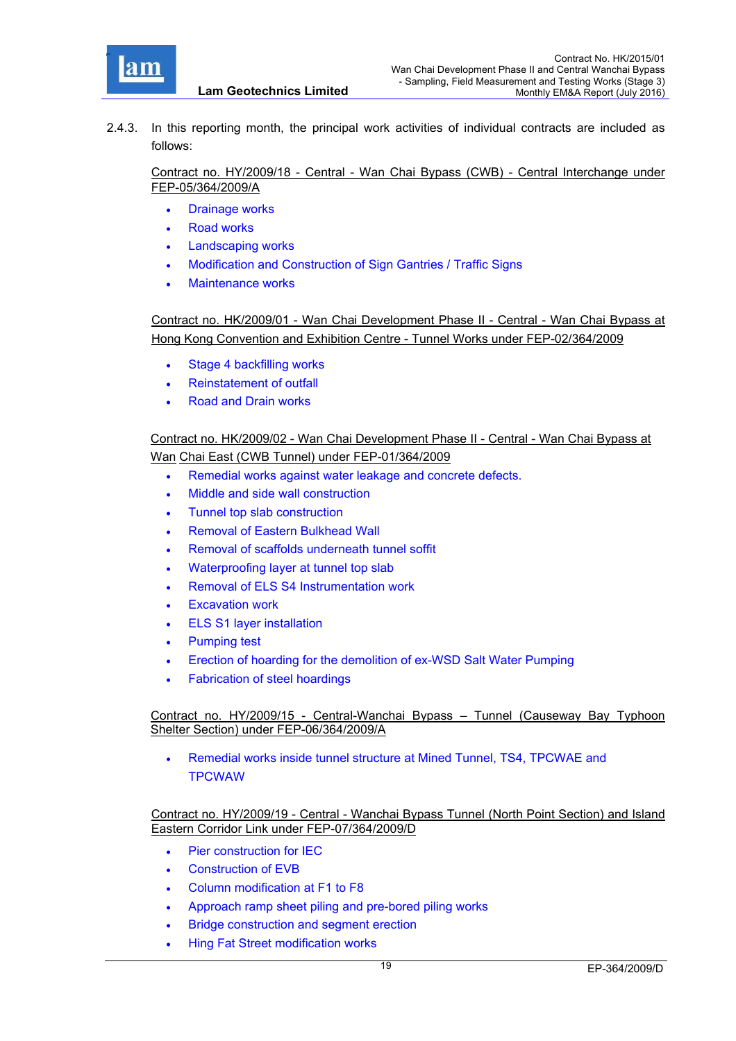2.4.3. In this reporting month, the principal work activities of individual contracts are included as follows:

<u>Contract no. HY/2009/18 - Central - Wan Chai Bypass (CWB) - Central Interchange under FEP-05/364/2009/A</u>

- Drainage works
- Road works
- Landscaping works
- Modification and Construction of Sign Gantries / Traffic Signs
- Maintenance works

<u>Contract no. HK/2009/01 - Wan Chai Development Phase II - Central - Wan Chai Bypass at Hong Kong Convention and Exhibition Centre - Tunnel Works under FEP-02/364/2009</u>

- Stage 4 backfilling works
- Reinstatement of outfall
- Road and Drain works

<u>Contract no. HK/2009/02 - Wan Chai Development Phase II - Central - Wan Chai Bypass at Wan Chai East (CWB Tunnel) under FEP-01/364/2009</u>

- Remedial works against water leakage and concrete defects.
- Middle and side wall construction
- Tunnel top slab construction
- Removal of Eastern Bulkhead Wall
- Removal of scaffolds underneath tunnel soffit
- Waterproofing layer at tunnel top slab
- Removal of ELS S4 Instrumentation work
- Excavation work
- ELS S1 layer installation
- Pumping test
- Erection of hoarding for the demolition of ex-WSD Salt Water Pumping
- Fabrication of steel hoardings

<u>Contract no. HY/2009/15 - Central-Wanchai Bypass – Tunnel (Causeway Bay Typhoon Shelter Section) under FEP-06/364/2009/A</u>

- Remedial works inside tunnel structure at Mined Tunnel, TS4, TPCWAE and TPCWAW

<u>Contract no. HY/2009/19 - Central - Wanchai Bypass Tunnel (North Point Section) and Island Eastern Corridor Link under FEP-07/364/2009/D</u>

- Pier construction for IEC
- Construction of EVB
- Column modification at F1 to F8
- Approach ramp sheet piling and pre-bored piling works
- Bridge construction and segment erection
- Hing Fat Street modification works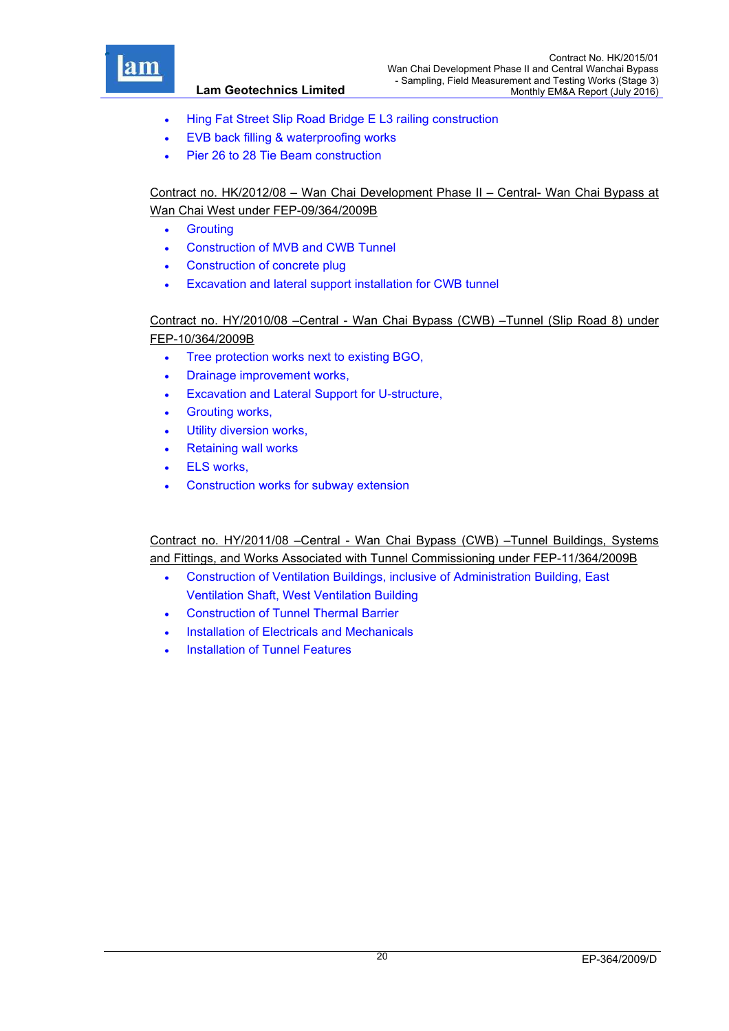- Hing Fat Street Slip Road Bridge E L3 railing construction
- EVB back filling & waterproofing works
- Pier 26 to 28 Tie Beam construction

Contract no. HK/2012/08 – Wan Chai Development Phase II – Central- Wan Chai Bypass at Wan Chai West under FEP-09/364/2009B

- Grouting
- Construction of MVB and CWB Tunnel
- Construction of concrete plug
- Excavation and lateral support installation for CWB tunnel

Contract no. HY/2010/08 –Central - Wan Chai Bypass (CWB) –Tunnel (Slip Road 8) under FEP-10/364/2009B

- Tree protection works next to existing BGO,
- Drainage improvement works,
- Excavation and Lateral Support for U-structure,
- Grouting works,
- Utility diversion works,
- Retaining wall works
- ELS works,
- Construction works for subway extension

Contract no. HY/2011/08 –Central - Wan Chai Bypass (CWB) –Tunnel Buildings, Systems and Fittings, and Works Associated with Tunnel Commissioning under FEP-11/364/2009B

- Construction of Ventilation Buildings, inclusive of Administration Building, East Ventilation Shaft, West Ventilation Building
- Construction of Tunnel Thermal Barrier
- Installation of Electricals and Mechanicals
- Installation of Tunnel Features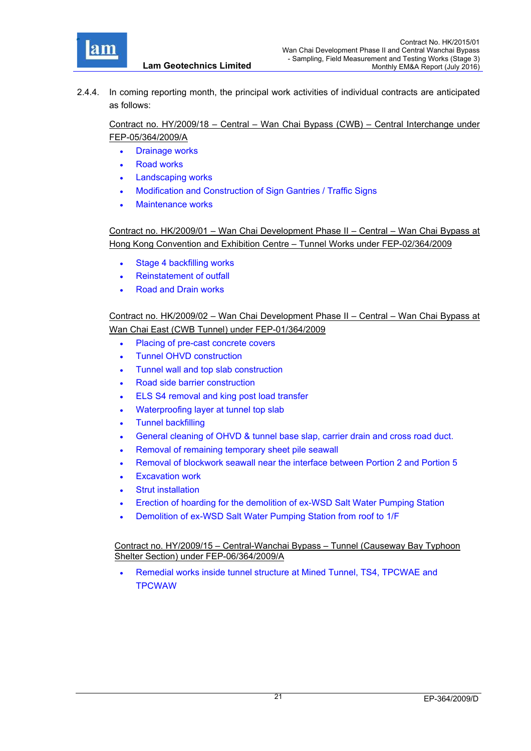2.4.4. In coming reporting month, the principal work activities of individual contracts are anticipated as follows:

<u>Contract no. HY/2009/18 – Central – Wan Chai Bypass (CWB) – Central Interchange under FEP-05/364/2009/A</u>

- Drainage works
- Road works
- Landscaping works
- Modification and Construction of Sign Gantries / Traffic Signs
- Maintenance works

<u>Contract no. HK/2009/01 – Wan Chai Development Phase II – Central – Wan Chai Bypass at Hong Kong Convention and Exhibition Centre – Tunnel Works under FEP-02/364/2009</u>

- Stage 4 backfilling works
- Reinstatement of outfall
- Road and Drain works

<u>Contract no. HK/2009/02 – Wan Chai Development Phase II – Central – Wan Chai Bypass at Wan Chai East (CWB Tunnel) under FEP-01/364/2009</u>

- Placing of pre-cast concrete covers
- Tunnel OHVD construction
- Tunnel wall and top slab construction
- Road side barrier construction
- ELS S4 removal and king post load transfer
- Waterproofing layer at tunnel top slab
- Tunnel backfilling
- General cleaning of OHVD & tunnel base slap, carrier drain and cross road duct.
- Removal of remaining temporary sheet pile seawall
- Removal of blockwork seawall near the interface between Portion 2 and Portion 5
- Excavation work
- Strut installation
- Erection of hoarding for the demolition of ex-WSD Salt Water Pumping Station
- Demolition of ex-WSD Salt Water Pumping Station from roof to 1/F

<u>Contract no. HY/2009/15 – Central-Wanchai Bypass – Tunnel (Causeway Bay Typhoon Shelter Section) under FEP-06/364/2009/A</u>

- Remedial works inside tunnel structure at Mined Tunnel, TS4, TPCWAE and TPCWAW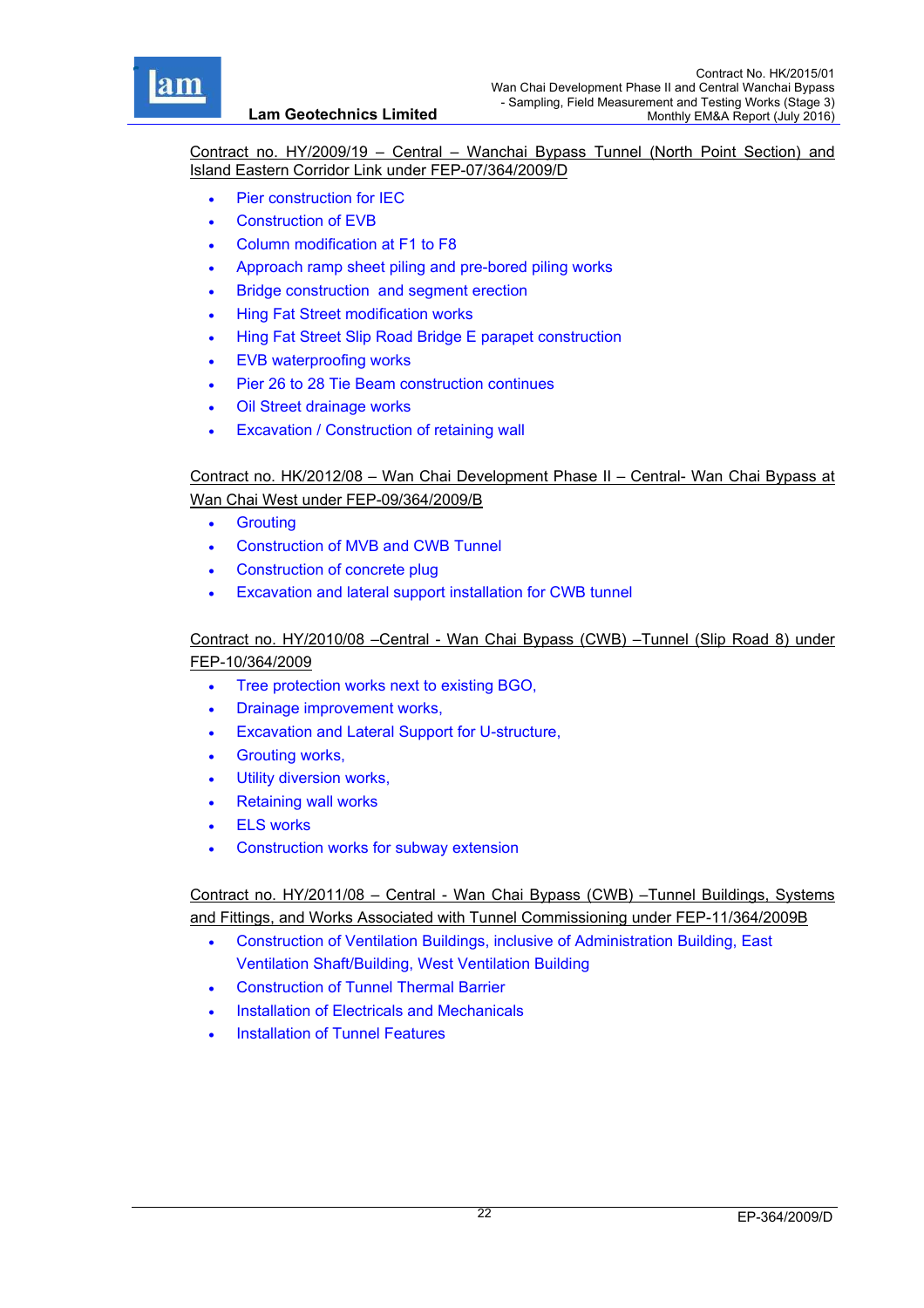Contract no. HY/2009/19 – Central – Wanchai Bypass Tunnel (North Point Section) and Island Eastern Corridor Link under FEP-07/364/2009/D

- Pier construction for IEC
- Construction of EVB
- Column modification at F1 to F8
- Approach ramp sheet piling and pre-bored piling works
- Bridge construction  and segment erection
- Hing Fat Street modification works
- Hing Fat Street Slip Road Bridge E parapet construction
- EVB waterproofing works
- Pier 26 to 28 Tie Beam construction continues
- Oil Street drainage works
- Excavation / Construction of retaining wall

Contract no. HK/2012/08 – Wan Chai Development Phase II – Central- Wan Chai Bypass at Wan Chai West under FEP-09/364/2009/B

- Grouting
- Construction of MVB and CWB Tunnel
- Construction of concrete plug
- Excavation and lateral support installation for CWB tunnel

Contract no. HY/2010/08 –Central - Wan Chai Bypass (CWB) –Tunnel (Slip Road 8) under FEP-10/364/2009

- Tree protection works next to existing BGO,
- Drainage improvement works,
- Excavation and Lateral Support for U-structure,
- Grouting works,
- Utility diversion works,
- Retaining wall works
- ELS works
- Construction works for subway extension

Contract no. HY/2011/08 – Central - Wan Chai Bypass (CWB) –Tunnel Buildings, Systems and Fittings, and Works Associated with Tunnel Commissioning under FEP-11/364/2009B

- Construction of Ventilation Buildings, inclusive of Administration Building, East Ventilation Shaft/Building, West Ventilation Building
- Construction of Tunnel Thermal Barrier
- Installation of Electricals and Mechanicals
- Installation of Tunnel Features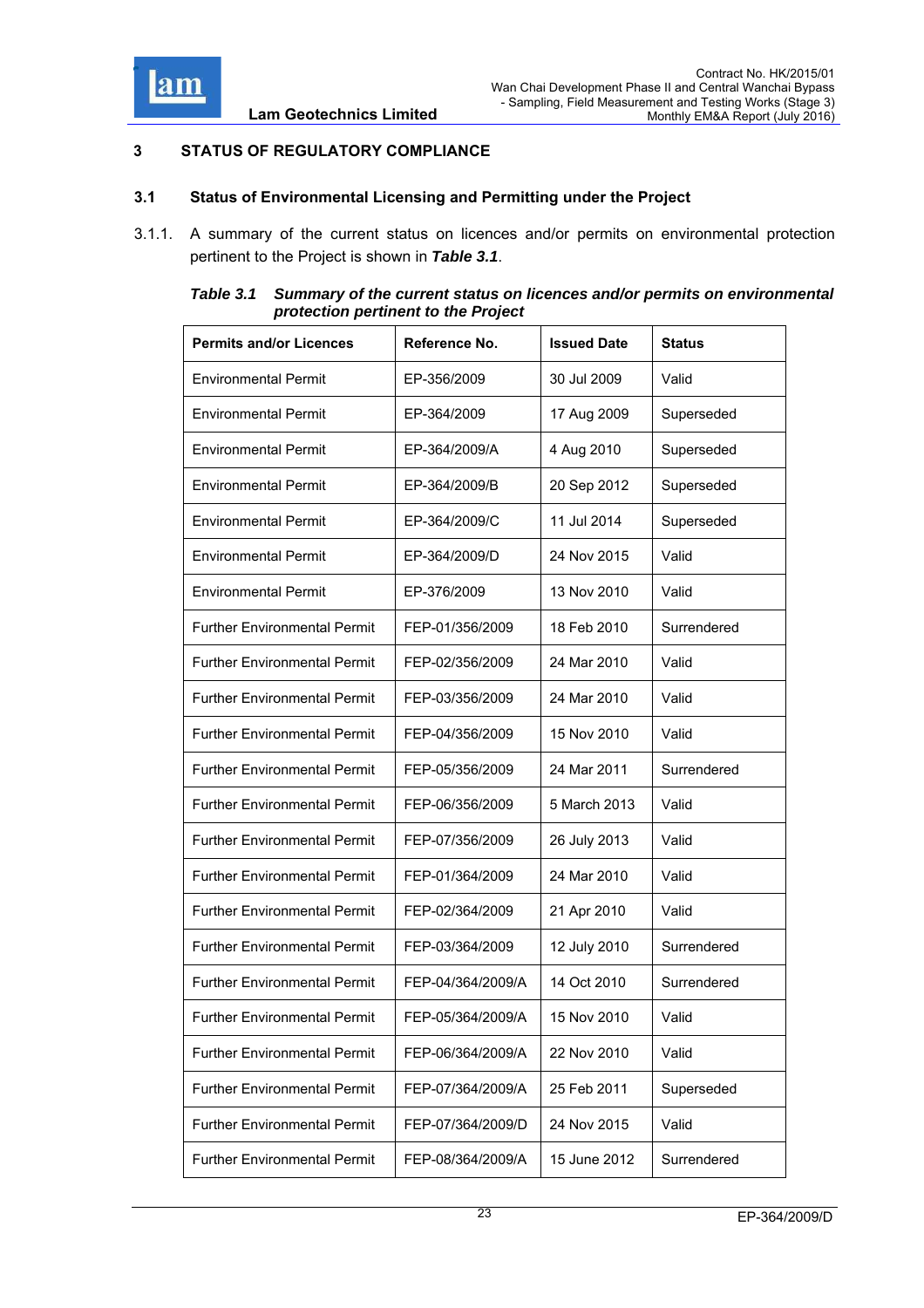# 3 STATUS OF REGULATORY COMPLIANCE

## 3.1 Status of Environmental Licensing and Permitting under the Project

3.1.1. A summary of the current status on licences and/or permits on environmental protection pertinent to the Project is shown in ***Table 3.1***.

***Table 3.1 Summary of the current status on licences and/or permits on environmental protection pertinent to the Project***

| Permits and/or Licences | Reference No. | Issued Date | Status |
|---|---|---|---|
| Environmental Permit | EP-356/2009 | 30 Jul 2009 | Valid |
| Environmental Permit | EP-364/2009 | 17 Aug 2009 | Superseded |
| Environmental Permit | EP-364/2009/A | 4 Aug 2010 | Superseded |
| Environmental Permit | EP-364/2009/B | 20 Sep 2012 | Superseded |
| Environmental Permit | EP-364/2009/C | 11 Jul 2014 | Superseded |
| Environmental Permit | EP-364/2009/D | 24 Nov 2015 | Valid |
| Environmental Permit | EP-376/2009 | 13 Nov 2010 | Valid |
| Further Environmental Permit | FEP-01/356/2009 | 18 Feb 2010 | Surrendered |
| Further Environmental Permit | FEP-02/356/2009 | 24 Mar 2010 | Valid |
| Further Environmental Permit | FEP-03/356/2009 | 24 Mar 2010 | Valid |
| Further Environmental Permit | FEP-04/356/2009 | 15 Nov 2010 | Valid |
| Further Environmental Permit | FEP-05/356/2009 | 24 Mar 2011 | Surrendered |
| Further Environmental Permit | FEP-06/356/2009 | 5 March 2013 | Valid |
| Further Environmental Permit | FEP-07/356/2009 | 26 July 2013 | Valid |
| Further Environmental Permit | FEP-01/364/2009 | 24 Mar 2010 | Valid |
| Further Environmental Permit | FEP-02/364/2009 | 21 Apr 2010 | Valid |
| Further Environmental Permit | FEP-03/364/2009 | 12 July 2010 | Surrendered |
| Further Environmental Permit | FEP-04/364/2009/A | 14 Oct 2010 | Surrendered |
| Further Environmental Permit | FEP-05/364/2009/A | 15 Nov 2010 | Valid |
| Further Environmental Permit | FEP-06/364/2009/A | 22 Nov 2010 | Valid |
| Further Environmental Permit | FEP-07/364/2009/A | 25 Feb 2011 | Superseded |
| Further Environmental Permit | FEP-07/364/2009/D | 24 Nov 2015 | Valid |
| Further Environmental Permit | FEP-08/364/2009/A | 15 June 2012 | Surrendered |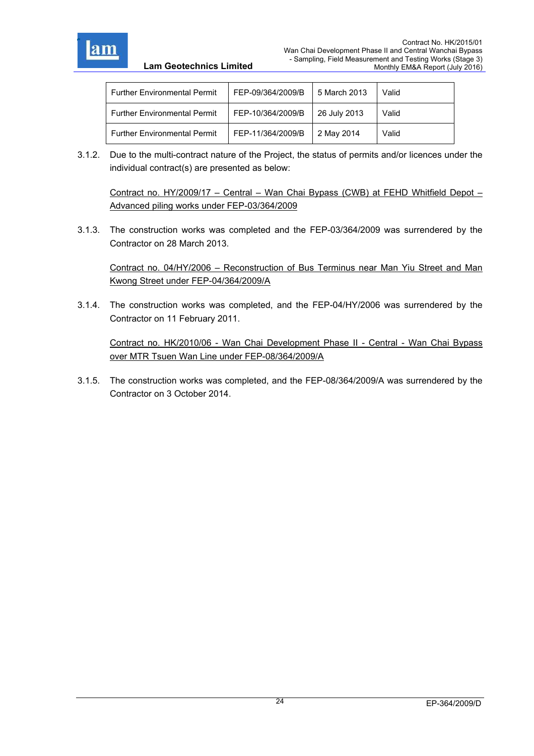| Further Environmental Permit | FEP-09/364/2009/B | 5 March 2013 | Valid |
|---|---|---|---|
| Further Environmental Permit | FEP-10/364/2009/B | 26 July 2013 | Valid |
| Further Environmental Permit | FEP-11/364/2009/B | 2 May 2014 | Valid |

3.1.2. Due to the multi-contract nature of the Project, the status of permits and/or licences under the individual contract(s) are presented as below:

Contract no. HY/2009/17 – Central – Wan Chai Bypass (CWB) at FEHD Whitfield Depot – Advanced piling works under FEP-03/364/2009

3.1.3. The construction works was completed and the FEP-03/364/2009 was surrendered by the Contractor on 28 March 2013.

Contract no. 04/HY/2006 – Reconstruction of Bus Terminus near Man Yiu Street and Man Kwong Street under FEP-04/364/2009/A

3.1.4. The construction works was completed, and the FEP-04/HY/2006 was surrendered by the Contractor on 11 February 2011.

Contract no. HK/2010/06 - Wan Chai Development Phase II - Central - Wan Chai Bypass over MTR Tsuen Wan Line under FEP-08/364/2009/A

3.1.5. The construction works was completed, and the FEP-08/364/2009/A was surrendered by the Contractor on 3 October 2014.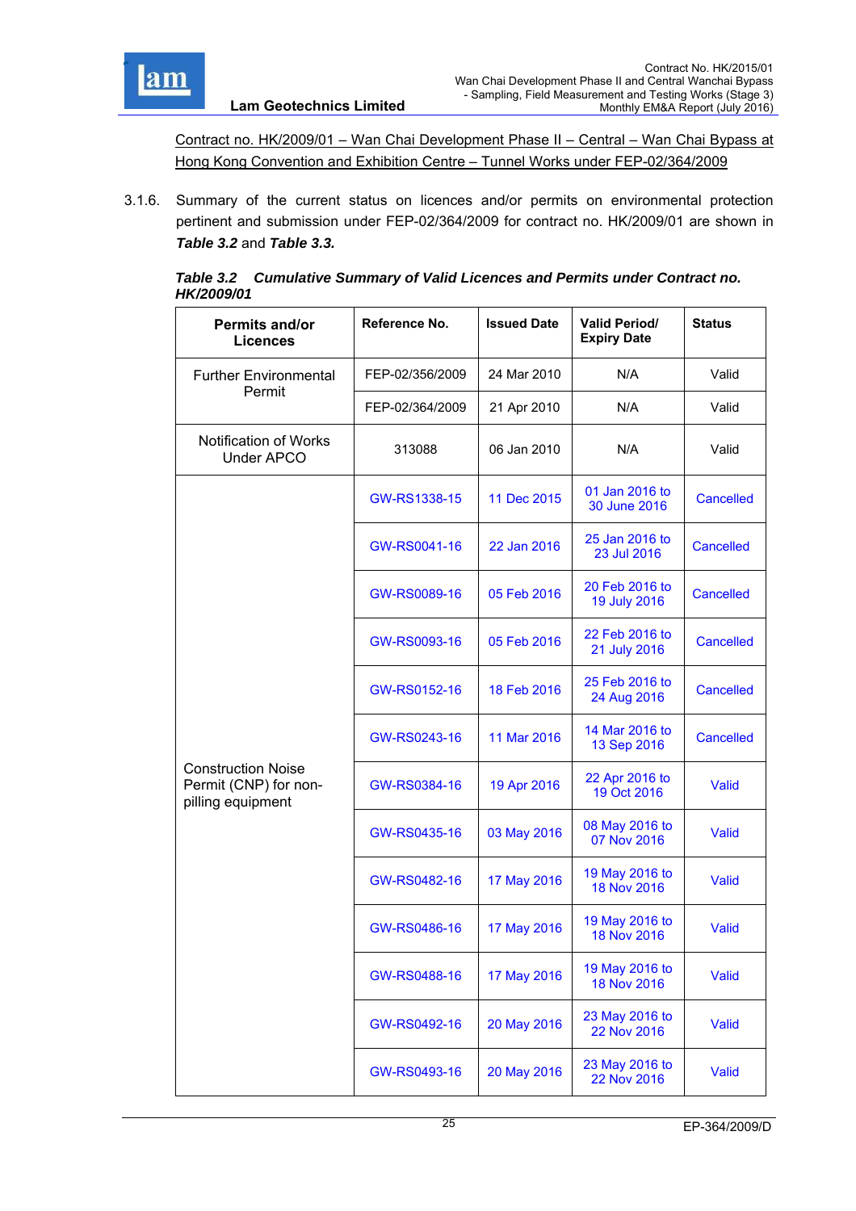<u>Contract no. HK/2009/01 – Wan Chai Development Phase II – Central – Wan Chai Bypass at Hong Kong Convention and Exhibition Centre – Tunnel Works under FEP-02/364/2009</u>

3.1.6. Summary of the current status on licences and/or permits on environmental protection pertinent and submission under FEP-02/364/2009 for contract no. HK/2009/01 are shown in ***Table 3.2*** and ***Table 3.3.***

***Table 3.2 Cumulative Summary of Valid Licences and Permits under Contract no. HK/2009/01***

| Permits and/or Licences | Reference No. | Issued Date | Valid Period/ Expiry Date | Status |
|---|---|---|---|---|
| Further Environmental Permit | FEP-02/356/2009 | 24 Mar 2010 | N/A | Valid |
| | FEP-02/364/2009 | 21 Apr 2010 | N/A | Valid |
| Notification of Works Under APCO | 313088 | 06 Jan 2010 | N/A | Valid |
| Construction Noise Permit (CNP) for non-pilling equipment | GW-RS1338-15 | 11 Dec 2015 | 01 Jan 2016 to 30 June 2016 | Cancelled |
| | GW-RS0041-16 | 22 Jan 2016 | 25 Jan 2016 to 23 Jul 2016 | Cancelled |
| | GW-RS0089-16 | 05 Feb 2016 | 20 Feb 2016 to 19 July 2016 | Cancelled |
| | GW-RS0093-16 | 05 Feb 2016 | 22 Feb 2016 to 21 July 2016 | Cancelled |
| | GW-RS0152-16 | 18 Feb 2016 | 25 Feb 2016 to 24 Aug 2016 | Cancelled |
| | GW-RS0243-16 | 11 Mar 2016 | 14 Mar 2016 to 13 Sep 2016 | Cancelled |
| | GW-RS0384-16 | 19 Apr 2016 | 22 Apr 2016 to 19 Oct 2016 | Valid |
| | GW-RS0435-16 | 03 May 2016 | 08 May 2016 to 07 Nov 2016 | Valid |
| | GW-RS0482-16 | 17 May 2016 | 19 May 2016 to 18 Nov 2016 | Valid |
| | GW-RS0486-16 | 17 May 2016 | 19 May 2016 to 18 Nov 2016 | Valid |
| | GW-RS0488-16 | 17 May 2016 | 19 May 2016 to 18 Nov 2016 | Valid |
| | GW-RS0492-16 | 20 May 2016 | 23 May 2016 to 22 Nov 2016 | Valid |
| | GW-RS0493-16 | 20 May 2016 | 23 May 2016 to 22 Nov 2016 | Valid |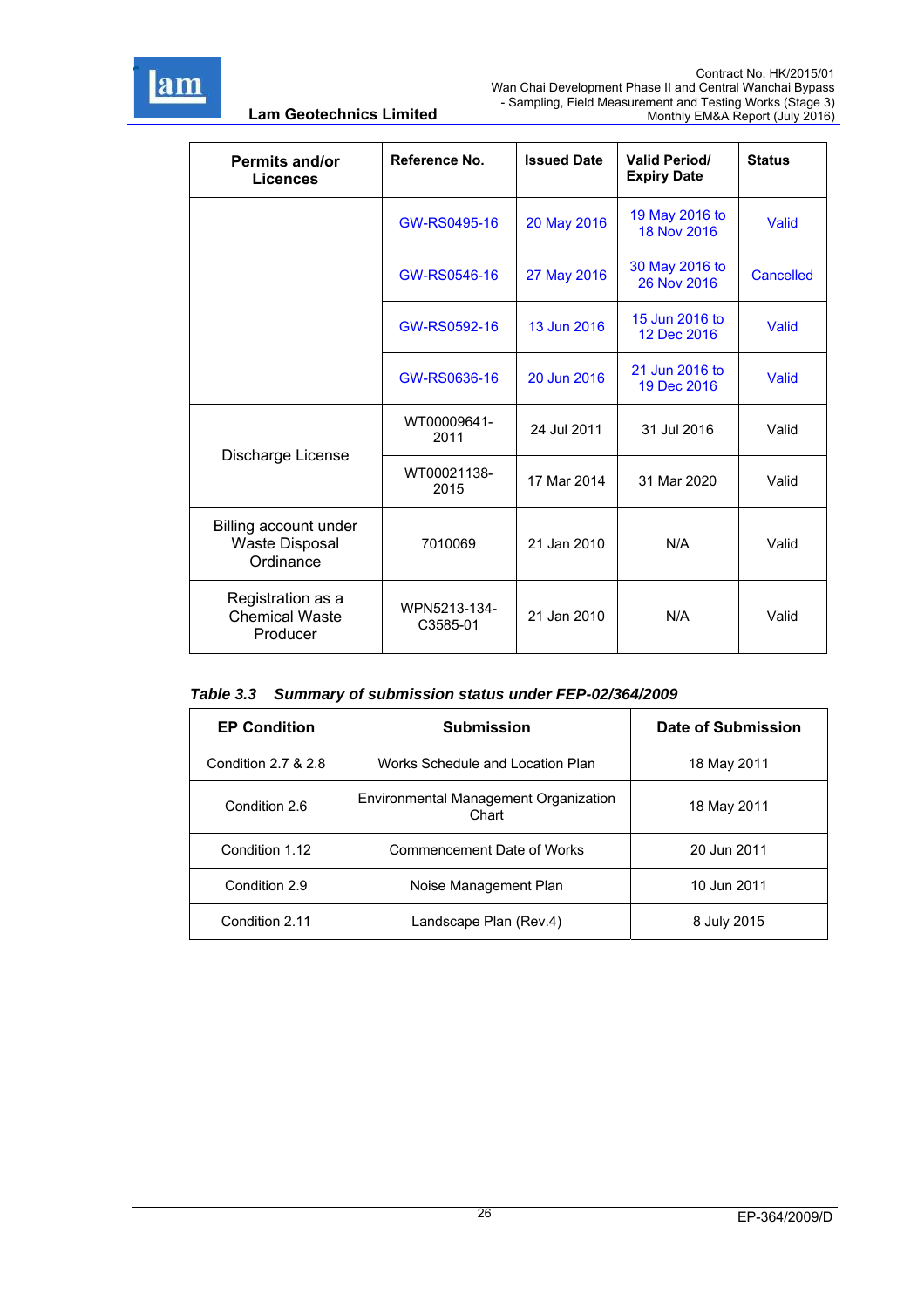| Permits and/or Licences | Reference No. | Issued Date | Valid Period/ Expiry Date | Status |
|---|---|---|---|---|
| | GW-RS0495-16 | 20 May 2016 | 19 May 2016 to 18 Nov 2016 | Valid |
| | GW-RS0546-16 | 27 May 2016 | 30 May 2016 to 26 Nov 2016 | Cancelled |
| | GW-RS0592-16 | 13 Jun 2016 | 15 Jun 2016 to 12 Dec 2016 | Valid |
| | GW-RS0636-16 | 20 Jun 2016 | 21 Jun 2016 to 19 Dec 2016 | Valid |
| Discharge License | WT00009641-2011 | 24 Jul 2011 | 31 Jul 2016 | Valid |
| | WT00021138-2015 | 17 Mar 2014 | 31 Mar 2020 | Valid |
| Billing account under Waste Disposal Ordinance | 7010069 | 21 Jan 2010 | N/A | Valid |
| Registration as a Chemical Waste Producer | WPN5213-134-C3585-01 | 21 Jan 2010 | N/A | Valid |

***Table 3.3 Summary of submission status under FEP-02/364/2009***

| EP Condition | Submission | Date of Submission |
|---|---|---|
| Condition 2.7 & 2.8 | Works Schedule and Location Plan | 18 May 2011 |
| Condition 2.6 | Environmental Management Organization Chart | 18 May 2011 |
| Condition 1.12 | Commencement Date of Works | 20 Jun 2011 |
| Condition 2.9 | Noise Management Plan | 10 Jun 2011 |
| Condition 2.11 | Landscape Plan (Rev.4) | 8 July 2015 |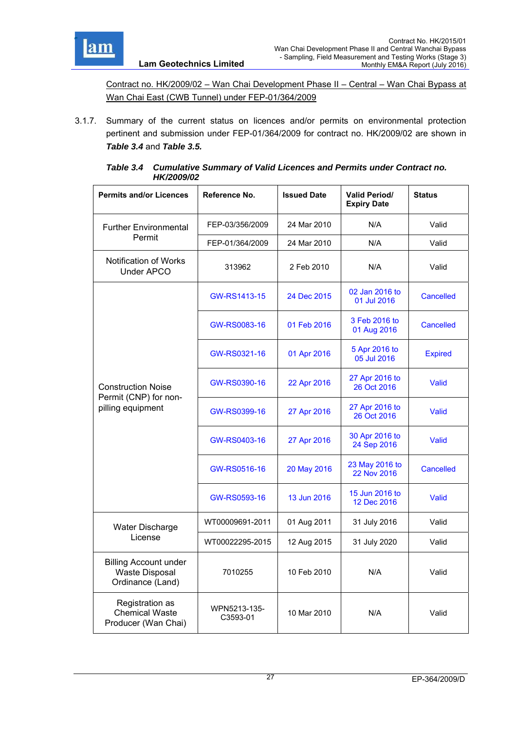Contract no. HK/2009/02 – Wan Chai Development Phase II – Central – Wan Chai Bypass at Wan Chai East (CWB Tunnel) under FEP-01/364/2009

3.1.7. Summary of the current status on licences and/or permits on environmental protection pertinent and submission under FEP-01/364/2009 for contract no. HK/2009/02 are shown in ***Table 3.4*** and ***Table 3.5.***

***Table 3.4 Cumulative Summary of Valid Licences and Permits under Contract no. HK/2009/02***

| Permits and/or Licences | Reference No. | Issued Date | Valid Period/ Expiry Date | Status |
|---|---|---|---|---|
| Further Environmental Permit | FEP-03/356/2009 | 24 Mar 2010 | N/A | Valid |
| | FEP-01/364/2009 | 24 Mar 2010 | N/A | Valid |
| Notification of Works Under APCO | 313962 | 2 Feb 2010 | N/A | Valid |
| Construction Noise Permit (CNP) for non-pilling equipment | GW-RS1413-15 | 24 Dec 2015 | 02 Jan 2016 to 01 Jul 2016 | Cancelled |
| | GW-RS0083-16 | 01 Feb 2016 | 3 Feb 2016 to 01 Aug 2016 | Cancelled |
| | GW-RS0321-16 | 01 Apr 2016 | 5 Apr 2016 to 05 Jul 2016 | Expired |
| | GW-RS0390-16 | 22 Apr 2016 | 27 Apr 2016 to 26 Oct 2016 | Valid |
| | GW-RS0399-16 | 27 Apr 2016 | 27 Apr 2016 to 26 Oct 2016 | Valid |
| | GW-RS0403-16 | 27 Apr 2016 | 30 Apr 2016 to 24 Sep 2016 | Valid |
| | GW-RS0516-16 | 20 May 2016 | 23 May 2016 to 22 Nov 2016 | Cancelled |
| | GW-RS0593-16 | 13 Jun 2016 | 15 Jun 2016 to 12 Dec 2016 | Valid |
| Water Discharge License | WT00009691-2011 | 01 Aug 2011 | 31 July 2016 | Valid |
| | WT00022295-2015 | 12 Aug 2015 | 31 July 2020 | Valid |
| Billing Account under Waste Disposal Ordinance (Land) | 7010255 | 10 Feb 2010 | N/A | Valid |
| Registration as Chemical Waste Producer (Wan Chai) | WPN5213-135-C3593-01 | 10 Mar 2010 | N/A | Valid |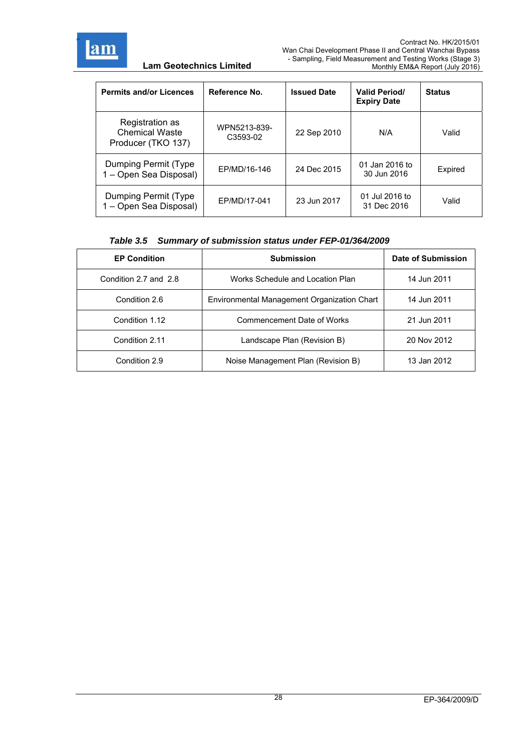| Permits and/or Licences | Reference No. | Issued Date | Valid Period/ Expiry Date | Status |
|---|---|---|---|---|
| Registration as Chemical Waste Producer (TKO 137) | WPN5213-839-C3593-02 | 22 Sep 2010 | N/A | Valid |
| Dumping Permit (Type 1 – Open Sea Disposal) | EP/MD/16-146 | 24 Dec 2015 | 01 Jan 2016 to 30 Jun 2016 | Expired |
| Dumping Permit (Type 1 – Open Sea Disposal) | EP/MD/17-041 | 23 Jun 2017 | 01 Jul 2016 to 31 Dec 2016 | Valid |

***Table 3.5 Summary of submission status under FEP-01/364/2009***

| EP Condition | Submission | Date of Submission |
|---|---|---|
| Condition 2.7 and 2.8 | Works Schedule and Location Plan | 14 Jun 2011 |
| Condition 2.6 | Environmental Management Organization Chart | 14 Jun 2011 |
| Condition 1.12 | Commencement Date of Works | 21 Jun 2011 |
| Condition 2.11 | Landscape Plan (Revision B) | 20 Nov 2012 |
| Condition 2.9 | Noise Management Plan (Revision B) | 13 Jan 2012 |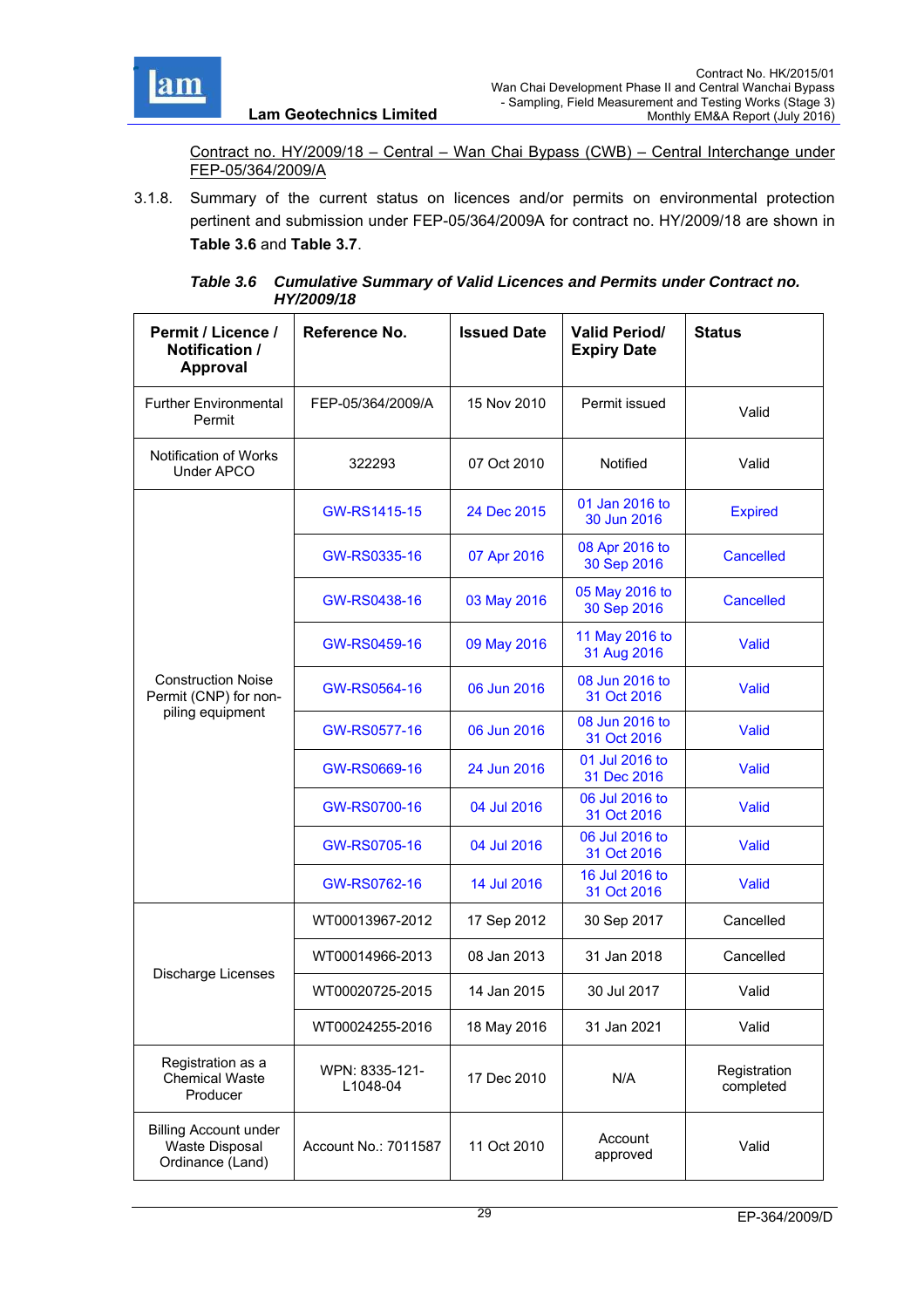Contract no. HY/2009/18 – Central – Wan Chai Bypass (CWB) – Central Interchange under FEP-05/364/2009/A

3.1.8. Summary of the current status on licences and/or permits on environmental protection pertinent and submission under FEP-05/364/2009A for contract no. HY/2009/18 are shown in **Table 3.6** and **Table 3.7**.

***Table 3.6 Cumulative Summary of Valid Licences and Permits under Contract no. HY/2009/18***

| Permit / Licence / Notification / Approval | Reference No. | Issued Date | Valid Period/ Expiry Date | Status |
|---|---|---|---|---|
| Further Environmental Permit | FEP-05/364/2009/A | 15 Nov 2010 | Permit issued | Valid |
| Notification of Works Under APCO | 322293 | 07 Oct 2010 | Notified | Valid |
| Construction Noise Permit (CNP) for non-piling equipment | GW-RS1415-15 | 24 Dec 2015 | 01 Jan 2016 to 30 Jun 2016 | Expired |
| | GW-RS0335-16 | 07 Apr 2016 | 08 Apr 2016 to 30 Sep 2016 | Cancelled |
| | GW-RS0438-16 | 03 May 2016 | 05 May 2016 to 30 Sep 2016 | Cancelled |
| | GW-RS0459-16 | 09 May 2016 | 11 May 2016 to 31 Aug 2016 | Valid |
| | GW-RS0564-16 | 06 Jun 2016 | 08 Jun 2016 to 31 Oct 2016 | Valid |
| | GW-RS0577-16 | 06 Jun 2016 | 08 Jun 2016 to 31 Oct 2016 | Valid |
| | GW-RS0669-16 | 24 Jun 2016 | 01 Jul 2016 to 31 Dec 2016 | Valid |
| | GW-RS0700-16 | 04 Jul 2016 | 06 Jul 2016 to 31 Oct 2016 | Valid |
| | GW-RS0705-16 | 04 Jul 2016 | 06 Jul 2016 to 31 Oct 2016 | Valid |
| | GW-RS0762-16 | 14 Jul 2016 | 16 Jul 2016 to 31 Oct 2016 | Valid |
| Discharge Licenses | WT00013967-2012 | 17 Sep 2012 | 30 Sep 2017 | Cancelled |
| | WT00014966-2013 | 08 Jan 2013 | 31 Jan 2018 | Cancelled |
| | WT00020725-2015 | 14 Jan 2015 | 30 Jul 2017 | Valid |
| | WT00024255-2016 | 18 May 2016 | 31 Jan 2021 | Valid |
| Registration as a Chemical Waste Producer | WPN: 8335-121-L1048-04 | 17 Dec 2010 | N/A | Registration completed |
| Billing Account under Waste Disposal Ordinance (Land) | Account No.: 7011587 | 11 Oct 2010 | Account approved | Valid |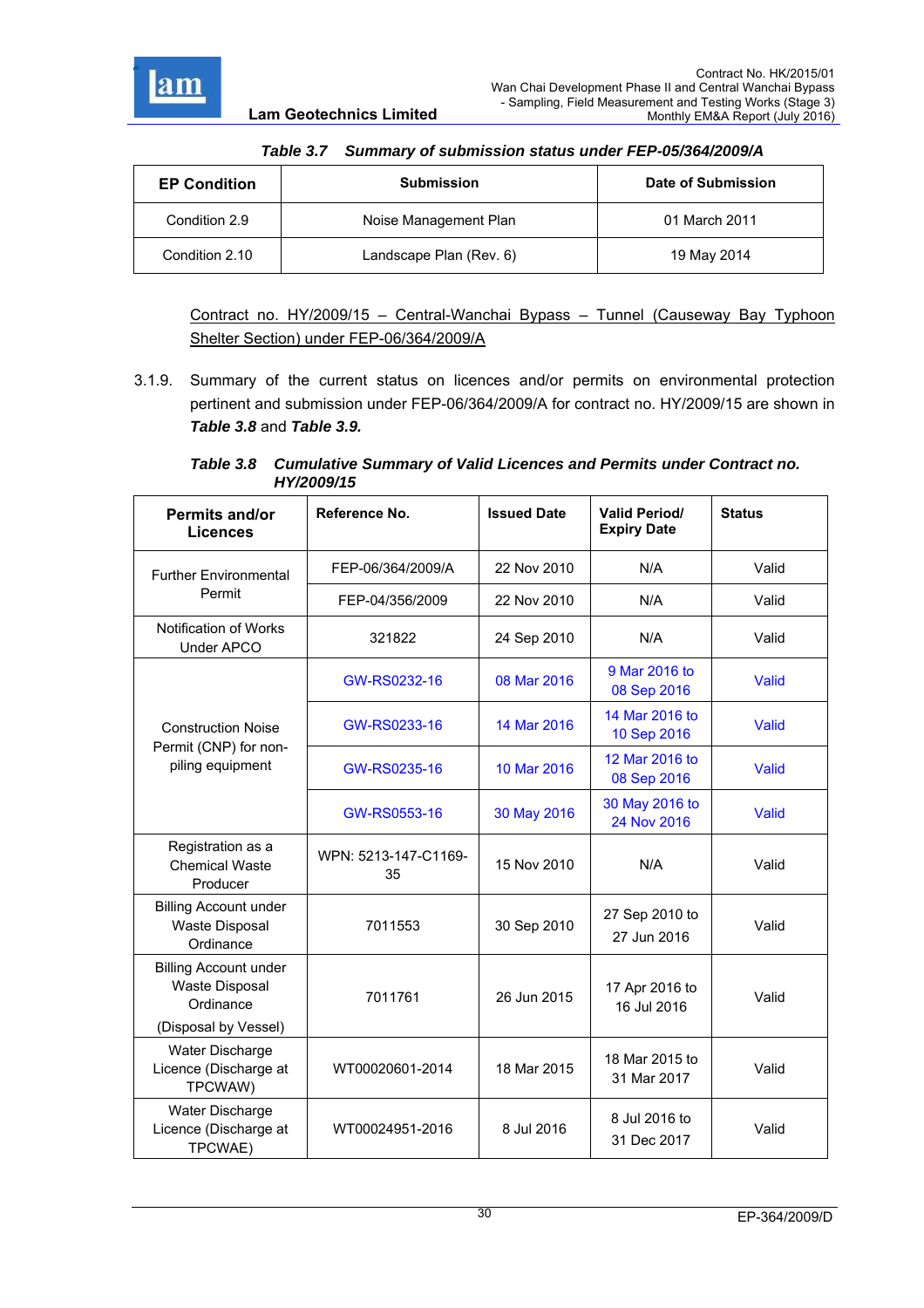***Table 3.7 Summary of submission status under FEP-05/364/2009/A***

| EP Condition | Submission | Date of Submission |
|---|---|---|
| Condition 2.9 | Noise Management Plan | 01 March 2011 |
| Condition 2.10 | Landscape Plan (Rev. 6) | 19 May 2014 |

<u>Contract no. HY/2009/15 – Central-Wanchai Bypass – Tunnel (Causeway Bay Typhoon Shelter Section) under FEP-06/364/2009/A</u>

3.1.9. Summary of the current status on licences and/or permits on environmental protection pertinent and submission under FEP-06/364/2009/A for contract no. HY/2009/15 are shown in ***Table 3.8*** and ***Table 3.9.***

***Table 3.8 Cumulative Summary of Valid Licences and Permits under Contract no. HY/2009/15***

| Permits and/or Licences | Reference No. | Issued Date | Valid Period/ Expiry Date | Status |
|---|---|---|---|---|
| Further Environmental Permit | FEP-06/364/2009/A | 22 Nov 2010 | N/A | Valid |
| | FEP-04/356/2009 | 22 Nov 2010 | N/A | Valid |
| Notification of Works Under APCO | 321822 | 24 Sep 2010 | N/A | Valid |
| Construction Noise Permit (CNP) for non-piling equipment | GW-RS0232-16 | 08 Mar 2016 | 9 Mar 2016 to 08 Sep 2016 | Valid |
| | GW-RS0233-16 | 14 Mar 2016 | 14 Mar 2016 to 10 Sep 2016 | Valid |
| | GW-RS0235-16 | 10 Mar 2016 | 12 Mar 2016 to 08 Sep 2016 | Valid |
| | GW-RS0553-16 | 30 May 2016 | 30 May 2016 to 24 Nov 2016 | Valid |
| Registration as a Chemical Waste Producer | WPN: 5213-147-C1169-35 | 15 Nov 2010 | N/A | Valid |
| Billing Account under Waste Disposal Ordinance | 7011553 | 30 Sep 2010 | 27 Sep 2010 to 27 Jun 2016 | Valid |
| Billing Account under Waste Disposal Ordinance (Disposal by Vessel) | 7011761 | 26 Jun 2015 | 17 Apr 2016 to 16 Jul 2016 | Valid |
| Water Discharge Licence (Discharge at TPCWAW) | WT00020601-2014 | 18 Mar 2015 | 18 Mar 2015 to 31 Mar 2017 | Valid |
| Water Discharge Licence (Discharge at TPCWAE) | WT00024951-2016 | 8 Jul 2016 | 8 Jul 2016 to 31 Dec 2017 | Valid |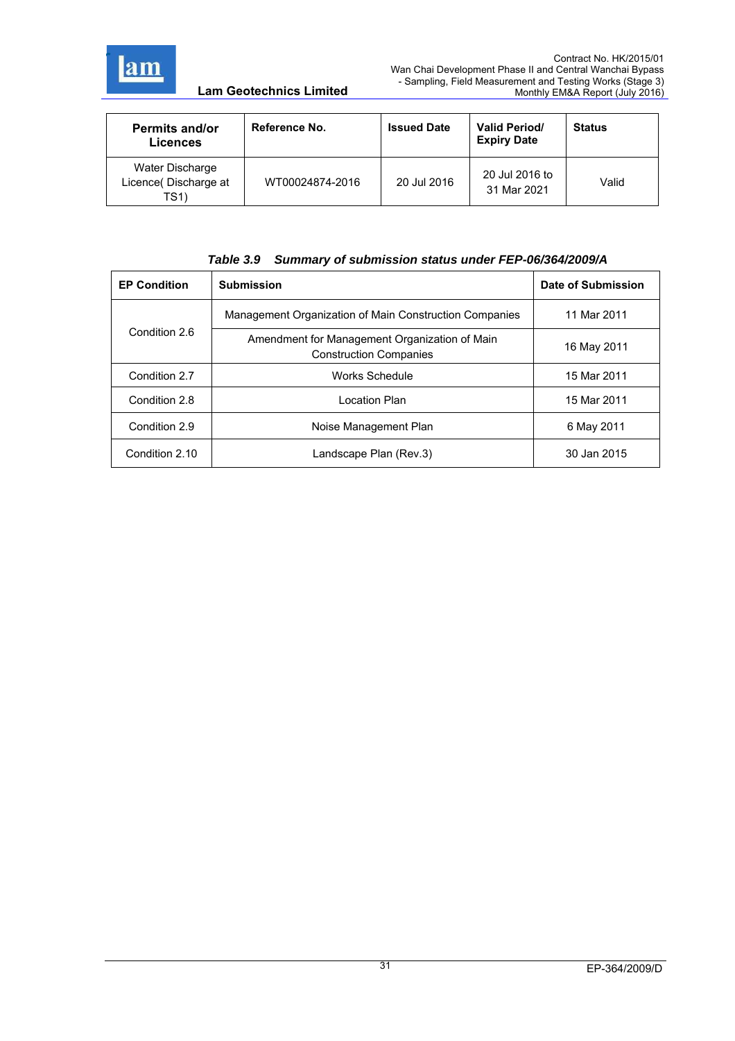| Permits and/or Licences | Reference No. | Issued Date | Valid Period/ Expiry Date | Status |
| --- | --- | --- | --- | --- |
| Water Discharge Licence( Discharge at TS1) | WT00024874-2016 | 20 Jul 2016 | 20 Jul 2016 to 31 Mar 2021 | Valid |

***Table 3.9 Summary of submission status under FEP-06/364/2009/A***

| EP Condition | Submission | Date of Submission |
| --- | --- | --- |
| Condition 2.6 | Management Organization of Main Construction Companies | 11 Mar 2011 |
| | Amendment for Management Organization of Main Construction Companies | 16 May 2011 |
| Condition 2.7 | Works Schedule | 15 Mar 2011 |
| Condition 2.8 | Location Plan | 15 Mar 2011 |
| Condition 2.9 | Noise Management Plan | 6 May 2011 |
| Condition 2.10 | Landscape Plan (Rev.3) | 30 Jan 2015 |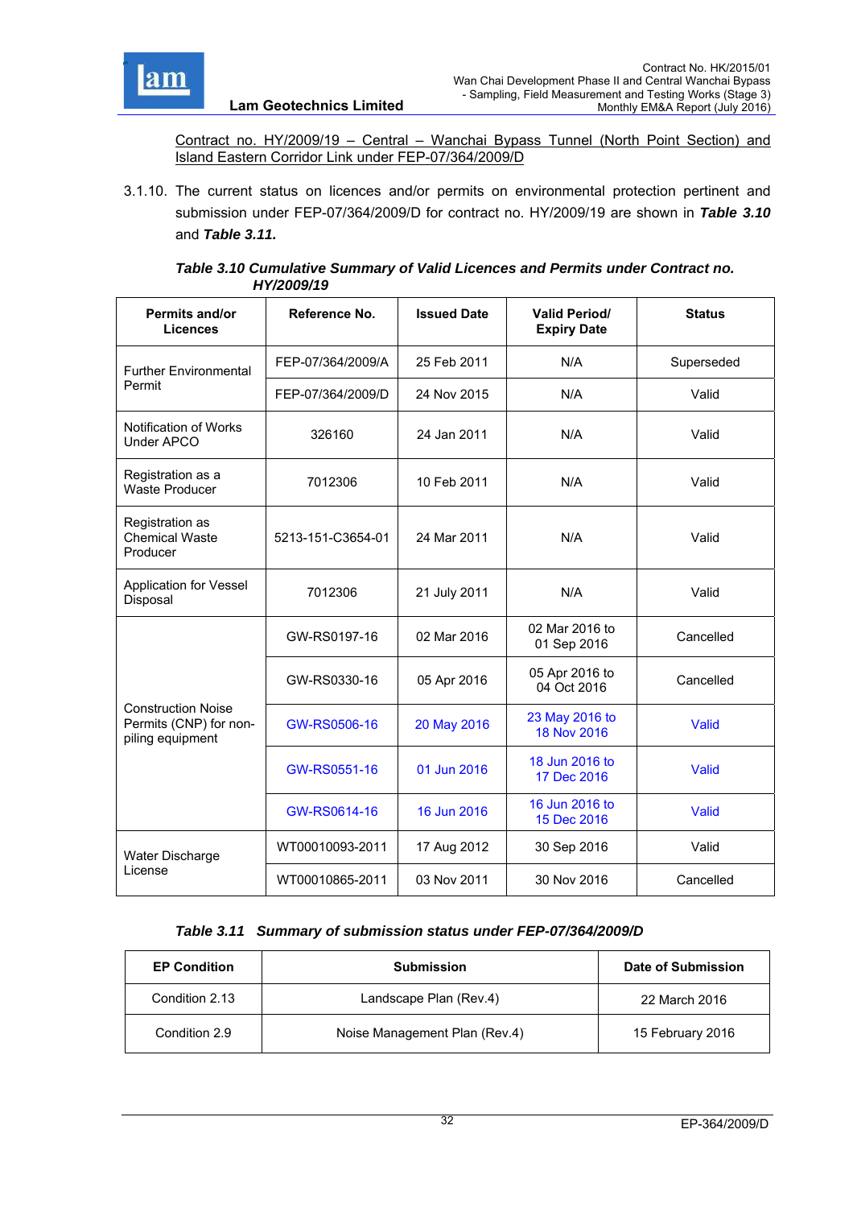Contract no. HY/2009/19 – Central – Wanchai Bypass Tunnel (North Point Section) and Island Eastern Corridor Link under FEP-07/364/2009/D

3.1.10. The current status on licences and/or permits on environmental protection pertinent and submission under FEP-07/364/2009/D for contract no. HY/2009/19 are shown in ***Table 3.10*** and ***Table 3.11.***

***Table 3.10 Cumulative Summary of Valid Licences and Permits under Contract no. HY/2009/19***

| Permits and/or Licences | Reference No. | Issued Date | Valid Period/ Expiry Date | Status |
|---|---|---|---|---|
| Further Environmental Permit | FEP-07/364/2009/A | 25 Feb 2011 | N/A | Superseded |
| | FEP-07/364/2009/D | 24 Nov 2015 | N/A | Valid |
| Notification of Works Under APCO | 326160 | 24 Jan 2011 | N/A | Valid |
| Registration as a Waste Producer | 7012306 | 10 Feb 2011 | N/A | Valid |
| Registration as Chemical Waste Producer | 5213-151-C3654-01 | 24 Mar 2011 | N/A | Valid |
| Application for Vessel Disposal | 7012306 | 21 July 2011 | N/A | Valid |
| Construction Noise Permits (CNP) for non-piling equipment | GW-RS0197-16 | 02 Mar 2016 | 02 Mar 2016 to 01 Sep 2016 | Cancelled |
| | GW-RS0330-16 | 05 Apr 2016 | 05 Apr 2016 to 04 Oct 2016 | Cancelled |
| | GW-RS0506-16 | 20 May 2016 | 23 May 2016 to 18 Nov 2016 | Valid |
| | GW-RS0551-16 | 01 Jun 2016 | 18 Jun 2016 to 17 Dec 2016 | Valid |
| | GW-RS0614-16 | 16 Jun 2016 | 16 Jun 2016 to 15 Dec 2016 | Valid |
| Water Discharge License | WT00010093-2011 | 17 Aug 2012 | 30 Sep 2016 | Valid |
| | WT00010865-2011 | 03 Nov 2011 | 30 Nov 2016 | Cancelled |

***Table 3.11 Summary of submission status under FEP-07/364/2009/D***

| EP Condition | Submission | Date of Submission |
|---|---|---|
| Condition 2.13 | Landscape Plan (Rev.4) | 22 March 2016 |
| Condition 2.9 | Noise Management Plan (Rev.4) | 15 February 2016 |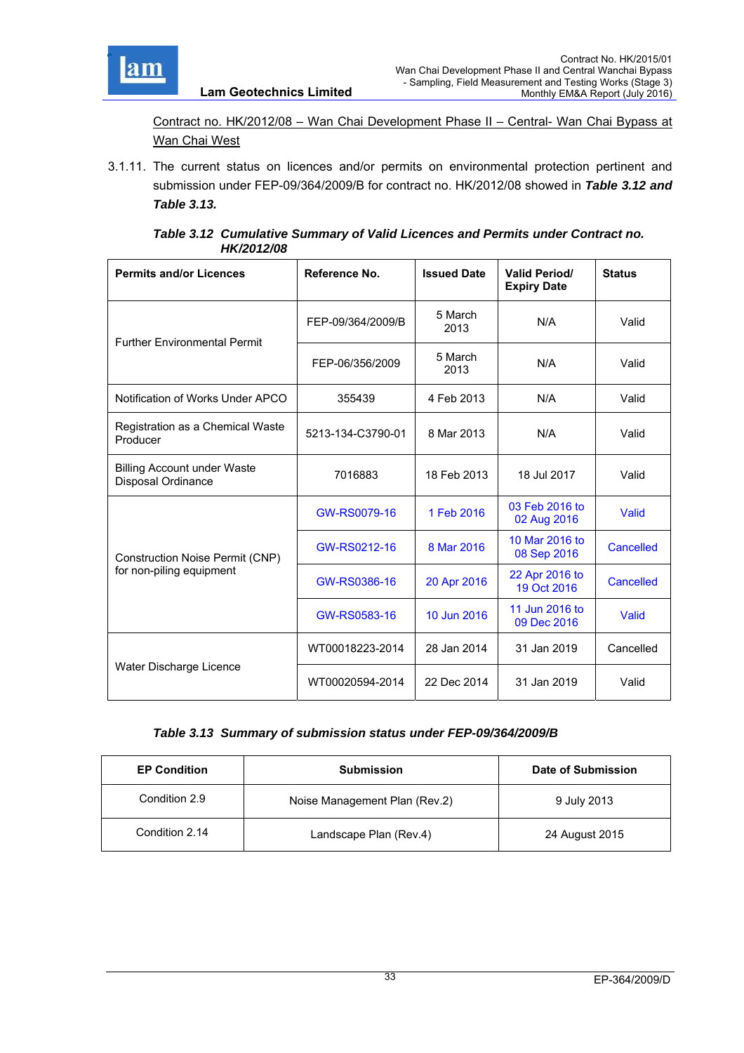Contract no. HK/2012/08 – Wan Chai Development Phase II – Central- Wan Chai Bypass at Wan Chai West

3.1.11. The current status on licences and/or permits on environmental protection pertinent and submission under FEP-09/364/2009/B for contract no. HK/2012/08 showed in ***Table 3.12 and Table 3.13.***

***Table 3.12 Cumulative Summary of Valid Licences and Permits under Contract no. HK/2012/08***

| Permits and/or Licences | Reference No. | Issued Date | Valid Period/ Expiry Date | Status |
|---|---|---|---|---|
| Further Environmental Permit | FEP-09/364/2009/B | 5 March 2013 | N/A | Valid |
| | FEP-06/356/2009 | 5 March 2013 | N/A | Valid |
| Notification of Works Under APCO | 355439 | 4 Feb 2013 | N/A | Valid |
| Registration as a Chemical Waste Producer | 5213-134-C3790-01 | 8 Mar 2013 | N/A | Valid |
| Billing Account under Waste Disposal Ordinance | 7016883 | 18 Feb 2013 | 18 Jul 2017 | Valid |
| Construction Noise Permit (CNP) for non-piling equipment | GW-RS0079-16 | 1 Feb 2016 | 03 Feb 2016 to 02 Aug 2016 | Valid |
| | GW-RS0212-16 | 8 Mar 2016 | 10 Mar 2016 to 08 Sep 2016 | Cancelled |
| | GW-RS0386-16 | 20 Apr 2016 | 22 Apr 2016 to 19 Oct 2016 | Cancelled |
| | GW-RS0583-16 | 10 Jun 2016 | 11 Jun 2016 to 09 Dec 2016 | Valid |
| Water Discharge Licence | WT00018223-2014 | 28 Jan 2014 | 31 Jan 2019 | Cancelled |
| | WT00020594-2014 | 22 Dec 2014 | 31 Jan 2019 | Valid |

***Table 3.13 Summary of submission status under FEP-09/364/2009/B***

| EP Condition | Submission | Date of Submission |
|---|---|---|
| Condition 2.9 | Noise Management Plan (Rev.2) | 9 July 2013 |
| Condition 2.14 | Landscape Plan (Rev.4) | 24 August 2015 |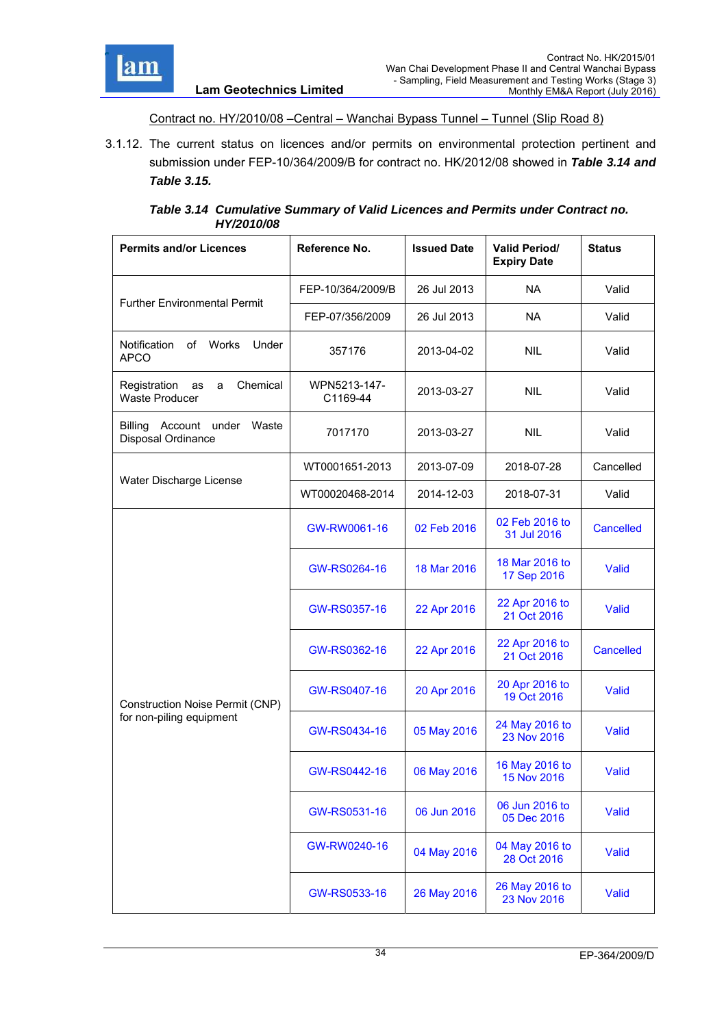Contract no. HY/2010/08 –Central – Wanchai Bypass Tunnel – Tunnel (Slip Road 8)

3.1.12. The current status on licences and/or permits on environmental protection pertinent and submission under FEP-10/364/2009/B for contract no. HK/2012/08 showed in ***Table 3.14 and Table 3.15.***

***Table 3.14 Cumulative Summary of Valid Licences and Permits under Contract no. HY/2010/08***

| Permits and/or Licences | Reference No. | Issued Date | Valid Period/ Expiry Date | Status |
|---|---|---|---|---|
| Further Environmental Permit | FEP-10/364/2009/B | 26 Jul 2013 | NA | Valid |
| | FEP-07/356/2009 | 26 Jul 2013 | NA | Valid |
| Notification of Works Under APCO | 357176 | 2013-04-02 | NIL | Valid |
| Registration as a Chemical Waste Producer | WPN5213-147-C1169-44 | 2013-03-27 | NIL | Valid |
| Billing Account under Waste Disposal Ordinance | 7017170 | 2013-03-27 | NIL | Valid |
| Water Discharge License | WT0001651-2013 | 2013-07-09 | 2018-07-28 | Cancelled |
| | WT00020468-2014 | 2014-12-03 | 2018-07-31 | Valid |
| Construction Noise Permit (CNP) for non-piling equipment | GW-RW0061-16 | 02 Feb 2016 | 02 Feb 2016 to 31 Jul 2016 | Cancelled |
| | GW-RS0264-16 | 18 Mar 2016 | 18 Mar 2016 to 17 Sep 2016 | Valid |
| | GW-RS0357-16 | 22 Apr 2016 | 22 Apr 2016 to 21 Oct 2016 | Valid |
| | GW-RS0362-16 | 22 Apr 2016 | 22 Apr 2016 to 21 Oct 2016 | Cancelled |
| | GW-RS0407-16 | 20 Apr 2016 | 20 Apr 2016 to 19 Oct 2016 | Valid |
| | GW-RS0434-16 | 05 May 2016 | 24 May 2016 to 23 Nov 2016 | Valid |
| | GW-RS0442-16 | 06 May 2016 | 16 May 2016 to 15 Nov 2016 | Valid |
| | GW-RS0531-16 | 06 Jun 2016 | 06 Jun 2016 to 05 Dec 2016 | Valid |
| | GW-RW0240-16 | 04 May 2016 | 04 May 2016 to 28 Oct 2016 | Valid |
| | GW-RS0533-16 | 26 May 2016 | 26 May 2016 to 23 Nov 2016 | Valid |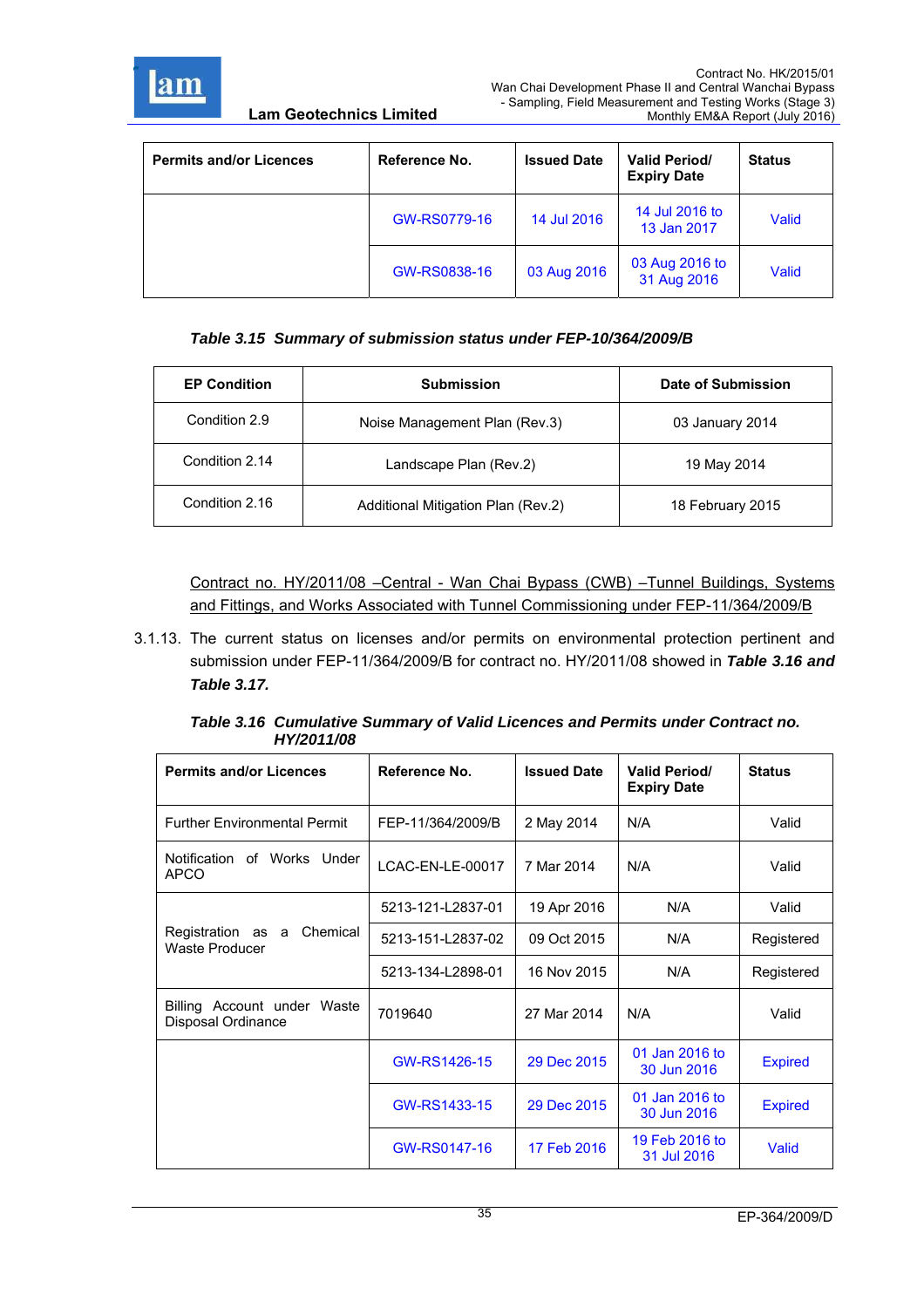| Permits and/or Licences | Reference No. | Issued Date | Valid Period/ Expiry Date | Status |
|---|---|---|---|---|
| | GW-RS0779-16 | 14 Jul 2016 | 14 Jul 2016 to 13 Jan 2017 | Valid |
| | GW-RS0838-16 | 03 Aug 2016 | 03 Aug 2016 to 31 Aug 2016 | Valid |

***Table 3.15 Summary of submission status under FEP-10/364/2009/B***

| EP Condition | Submission | Date of Submission |
|---|---|---|
| Condition 2.9 | Noise Management Plan (Rev.3) | 03 January 2014 |
| Condition 2.14 | Landscape Plan (Rev.2) | 19 May 2014 |
| Condition 2.16 | Additional Mitigation Plan (Rev.2) | 18 February 2015 |

<u>Contract no. HY/2011/08 –Central - Wan Chai Bypass (CWB) –Tunnel Buildings, Systems and Fittings, and Works Associated with Tunnel Commissioning under FEP-11/364/2009/B</u>

3.1.13. The current status on licenses and/or permits on environmental protection pertinent and submission under FEP-11/364/2009/B for contract no. HY/2011/08 showed in ***Table 3.16 and Table 3.17.***

***Table 3.16 Cumulative Summary of Valid Licences and Permits under Contract no. HY/2011/08***

| Permits and/or Licences | Reference No. | Issued Date | Valid Period/ Expiry Date | Status |
|---|---|---|---|---|
| Further Environmental Permit | FEP-11/364/2009/B | 2 May 2014 | N/A | Valid |
| Notification of Works Under APCO | LCAC-EN-LE-00017 | 7 Mar 2014 | N/A | Valid |
| Registration as a Chemical Waste Producer | 5213-121-L2837-01 | 19 Apr 2016 | N/A | Valid |
| | 5213-151-L2837-02 | 09 Oct 2015 | N/A | Registered |
| | 5213-134-L2898-01 | 16 Nov 2015 | N/A | Registered |
| Billing Account under Waste Disposal Ordinance | 7019640 | 27 Mar 2014 | N/A | Valid |
| | GW-RS1426-15 | 29 Dec 2015 | 01 Jan 2016 to 30 Jun 2016 | Expired |
| | GW-RS1433-15 | 29 Dec 2015 | 01 Jan 2016 to 30 Jun 2016 | Expired |
| | GW-RS0147-16 | 17 Feb 2016 | 19 Feb 2016 to 31 Jul 2016 | Valid |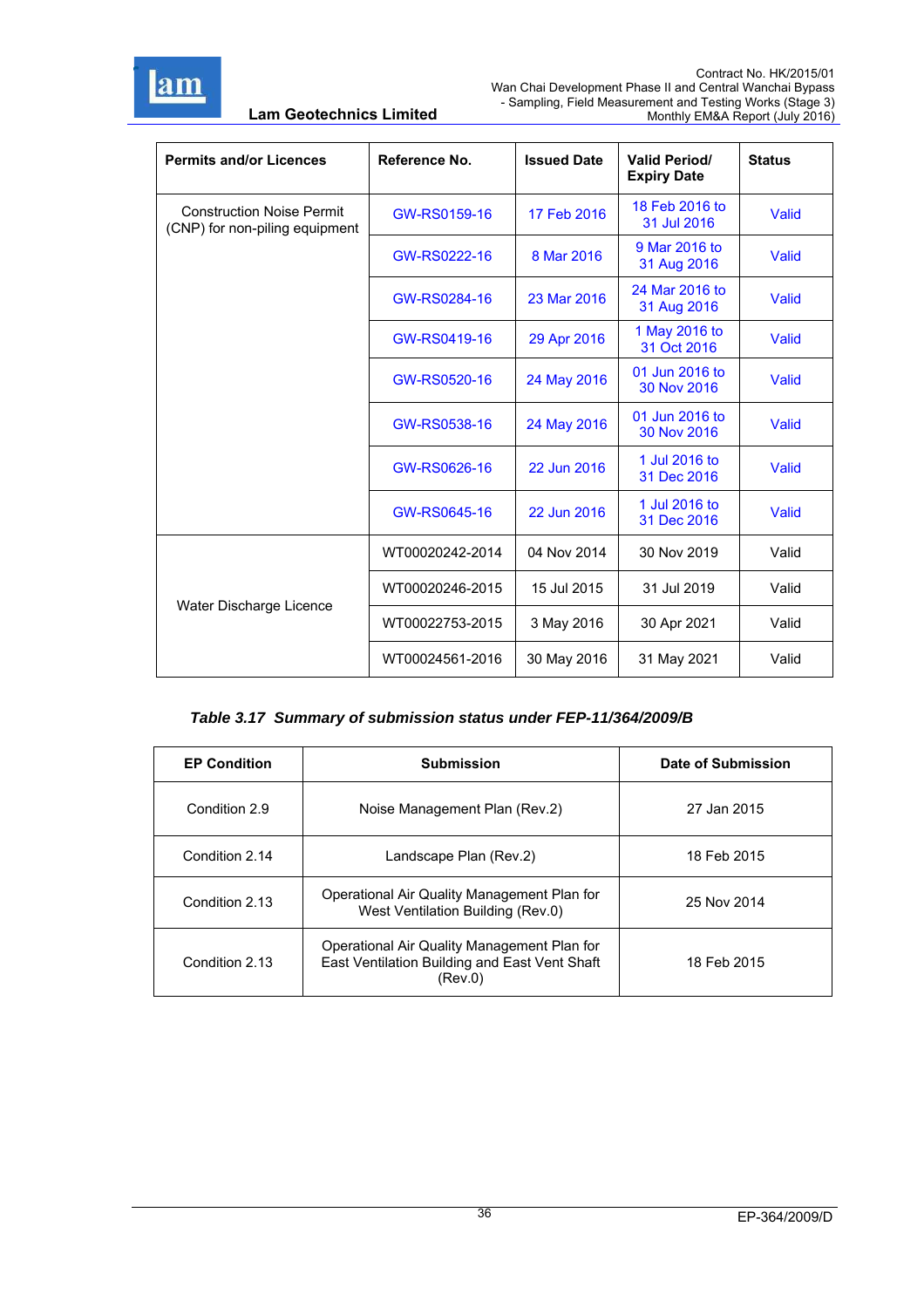| Permits and/or Licences | Reference No. | Issued Date | Valid Period/ Expiry Date | Status |
|---|---|---|---|---|
| Construction Noise Permit (CNP) for non-piling equipment | GW-RS0159-16 | 17 Feb 2016 | 18 Feb 2016 to 31 Jul 2016 | Valid |
| | GW-RS0222-16 | 8 Mar 2016 | 9 Mar 2016 to 31 Aug 2016 | Valid |
| | GW-RS0284-16 | 23 Mar 2016 | 24 Mar 2016 to 31 Aug 2016 | Valid |
| | GW-RS0419-16 | 29 Apr 2016 | 1 May 2016 to 31 Oct 2016 | Valid |
| | GW-RS0520-16 | 24 May 2016 | 01 Jun 2016 to 30 Nov 2016 | Valid |
| | GW-RS0538-16 | 24 May 2016 | 01 Jun 2016 to 30 Nov 2016 | Valid |
| | GW-RS0626-16 | 22 Jun 2016 | 1 Jul 2016 to 31 Dec 2016 | Valid |
| | GW-RS0645-16 | 22 Jun 2016 | 1 Jul 2016 to 31 Dec 2016 | Valid |
| Water Discharge Licence | WT00020242-2014 | 04 Nov 2014 | 30 Nov 2019 | Valid |
| | WT00020246-2015 | 15 Jul 2015 | 31 Jul 2019 | Valid |
| | WT00022753-2015 | 3 May 2016 | 30 Apr 2021 | Valid |
| | WT00024561-2016 | 30 May 2016 | 31 May 2021 | Valid |

***Table 3.17 Summary of submission status under FEP-11/364/2009/B***

| EP Condition | Submission | Date of Submission |
|---|---|---|
| Condition 2.9 | Noise Management Plan (Rev.2) | 27 Jan 2015 |
| Condition 2.14 | Landscape Plan (Rev.2) | 18 Feb 2015 |
| Condition 2.13 | Operational Air Quality Management Plan for West Ventilation Building (Rev.0) | 25 Nov 2014 |
| Condition 2.13 | Operational Air Quality Management Plan for East Ventilation Building and East Vent Shaft (Rev.0) | 18 Feb 2015 |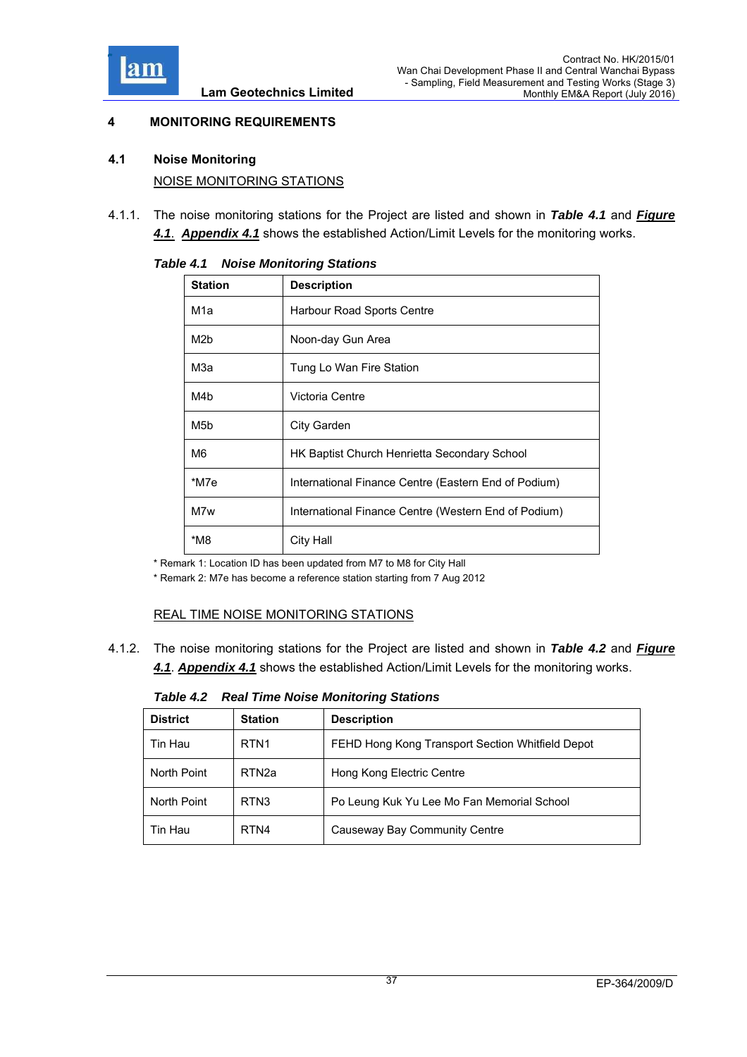# 4 MONITORING REQUIREMENTS

## 4.1 Noise Monitoring

NOISE MONITORING STATIONS

4.1.1. The noise monitoring stations for the Project are listed and shown in ***Table 4.1*** and ***Figure 4.1***. ***Appendix 4.1*** shows the established Action/Limit Levels for the monitoring works.

***Table 4.1 Noise Monitoring Stations***

| Station | Description |
|---|---|
| M1a | Harbour Road Sports Centre |
| M2b | Noon-day Gun Area |
| M3a | Tung Lo Wan Fire Station |
| M4b | Victoria Centre |
| M5b | City Garden |
| M6 | HK Baptist Church Henrietta Secondary School |
| *M7e | International Finance Centre (Eastern End of Podium) |
| M7w | International Finance Centre (Western End of Podium) |
| *M8 | City Hall |

\* Remark 1: Location ID has been updated from M7 to M8 for City Hall

\* Remark 2: M7e has become a reference station starting from 7 Aug 2012

REAL TIME NOISE MONITORING STATIONS

4.1.2. The noise monitoring stations for the Project are listed and shown in ***Table 4.2*** and ***Figure 4.1***. ***Appendix 4.1*** shows the established Action/Limit Levels for the monitoring works.

***Table 4.2 Real Time Noise Monitoring Stations***

| District | Station | Description |
|---|---|---|
| Tin Hau | RTN1 | FEHD Hong Kong Transport Section Whitfield Depot |
| North Point | RTN2a | Hong Kong Electric Centre |
| North Point | RTN3 | Po Leung Kuk Yu Lee Mo Fan Memorial School |
| Tin Hau | RTN4 | Causeway Bay Community Centre |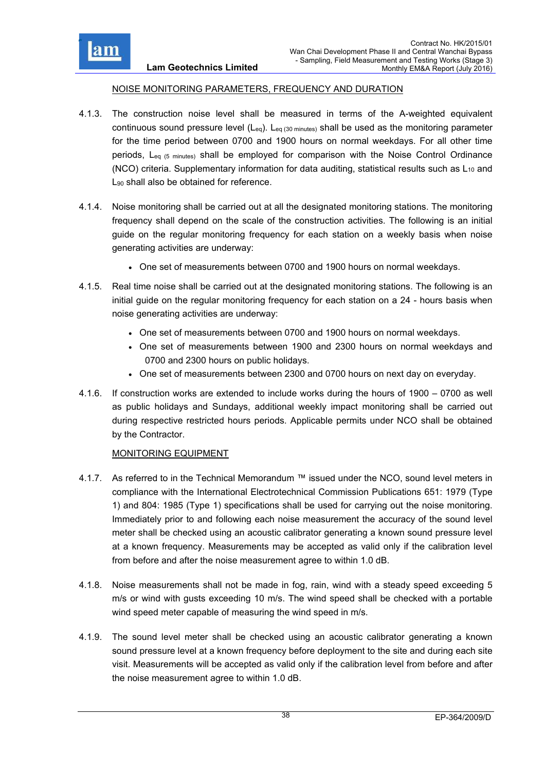NOISE MONITORING PARAMETERS, FREQUENCY AND DURATION

4.1.3. The construction noise level shall be measured in terms of the A-weighted equivalent continuous sound pressure level ($L_{eq}$). $L_{eq\ (30\ minutes)}$ shall be used as the monitoring parameter for the time period between 0700 and 1900 hours on normal weekdays. For all other time periods, $L_{eq\ (5\ minutes)}$ shall be employed for comparison with the Noise Control Ordinance (NCO) criteria. Supplementary information for data auditing, statistical results such as $L_{10}$ and $L_{90}$ shall also be obtained for reference.

4.1.4. Noise monitoring shall be carried out at all the designated monitoring stations. The monitoring frequency shall depend on the scale of the construction activities. The following is an initial guide on the regular monitoring frequency for each station on a weekly basis when noise generating activities are underway:

- One set of measurements between 0700 and 1900 hours on normal weekdays.

4.1.5. Real time noise shall be carried out at the designated monitoring stations. The following is an initial guide on the regular monitoring frequency for each station on a 24 - hours basis when noise generating activities are underway:

- One set of measurements between 0700 and 1900 hours on normal weekdays.
- One set of measurements between 1900 and 2300 hours on normal weekdays and 0700 and 2300 hours on public holidays.
- One set of measurements between 2300 and 0700 hours on next day on everyday.

4.1.6. If construction works are extended to include works during the hours of 1900 – 0700 as well as public holidays and Sundays, additional weekly impact monitoring shall be carried out during respective restricted hours periods. Applicable permits under NCO shall be obtained by the Contractor.

MONITORING EQUIPMENT

4.1.7. As referred to in the Technical Memorandum ™ issued under the NCO, sound level meters in compliance with the International Electrotechnical Commission Publications 651: 1979 (Type 1) and 804: 1985 (Type 1) specifications shall be used for carrying out the noise monitoring. Immediately prior to and following each noise measurement the accuracy of the sound level meter shall be checked using an acoustic calibrator generating a known sound pressure level at a known frequency. Measurements may be accepted as valid only if the calibration level from before and after the noise measurement agree to within 1.0 dB.

4.1.8. Noise measurements shall not be made in fog, rain, wind with a steady speed exceeding 5 m/s or wind with gusts exceeding 10 m/s. The wind speed shall be checked with a portable wind speed meter capable of measuring the wind speed in m/s.

4.1.9. The sound level meter shall be checked using an acoustic calibrator generating a known sound pressure level at a known frequency before deployment to the site and during each site visit. Measurements will be accepted as valid only if the calibration level from before and after the noise measurement agree to within 1.0 dB.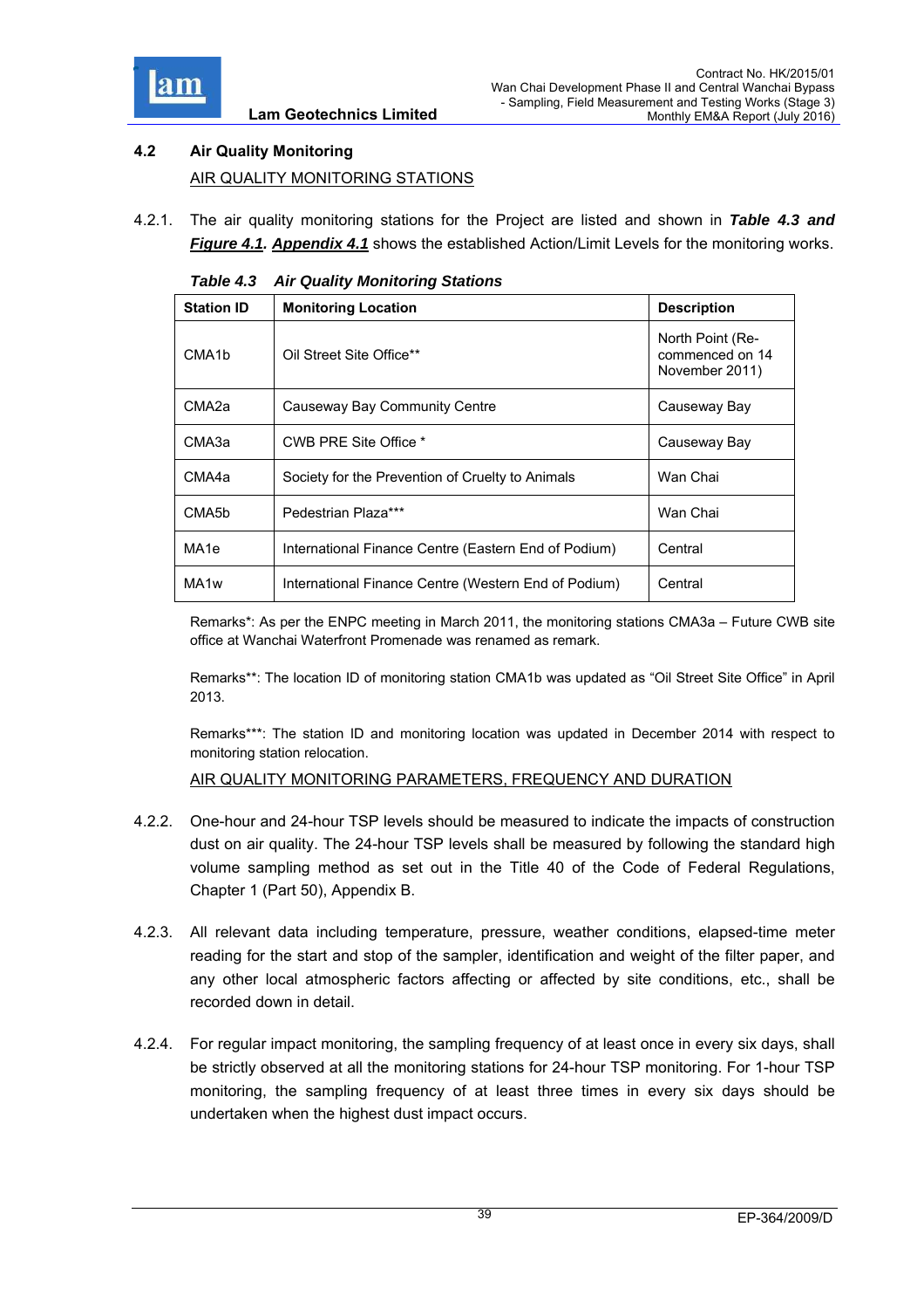## 4.2 Air Quality Monitoring

AIR QUALITY MONITORING STATIONS

4.2.1. The air quality monitoring stations for the Project are listed and shown in ***Table 4.3 and Figure 4.1***. ***Appendix 4.1*** shows the established Action/Limit Levels for the monitoring works.

***Table 4.3 Air Quality Monitoring Stations***

| Station ID | Monitoring Location | Description |
|---|---|---|
| CMA1b | Oil Street Site Office** | North Point (Re-commenced on 14 November 2011) |
| CMA2a | Causeway Bay Community Centre | Causeway Bay |
| CMA3a | CWB PRE Site Office * | Causeway Bay |
| CMA4a | Society for the Prevention of Cruelty to Animals | Wan Chai |
| CMA5b | Pedestrian Plaza*** | Wan Chai |
| MA1e | International Finance Centre (Eastern End of Podium) | Central |
| MA1w | International Finance Centre (Western End of Podium) | Central |

Remarks*: As per the ENPC meeting in March 2011, the monitoring stations CMA3a – Future CWB site office at Wanchai Waterfront Promenade was renamed as remark.

Remarks**: The location ID of monitoring station CMA1b was updated as "Oil Street Site Office" in April 2013.

Remarks***: The station ID and monitoring location was updated in December 2014 with respect to monitoring station relocation.

AIR QUALITY MONITORING PARAMETERS, FREQUENCY AND DURATION

4.2.2. One-hour and 24-hour TSP levels should be measured to indicate the impacts of construction dust on air quality. The 24-hour TSP levels shall be measured by following the standard high volume sampling method as set out in the Title 40 of the Code of Federal Regulations, Chapter 1 (Part 50), Appendix B.

4.2.3. All relevant data including temperature, pressure, weather conditions, elapsed-time meter reading for the start and stop of the sampler, identification and weight of the filter paper, and any other local atmospheric factors affecting or affected by site conditions, etc., shall be recorded down in detail.

4.2.4. For regular impact monitoring, the sampling frequency of at least once in every six days, shall be strictly observed at all the monitoring stations for 24-hour TSP monitoring. For 1-hour TSP monitoring, the sampling frequency of at least three times in every six days should be undertaken when the highest dust impact occurs.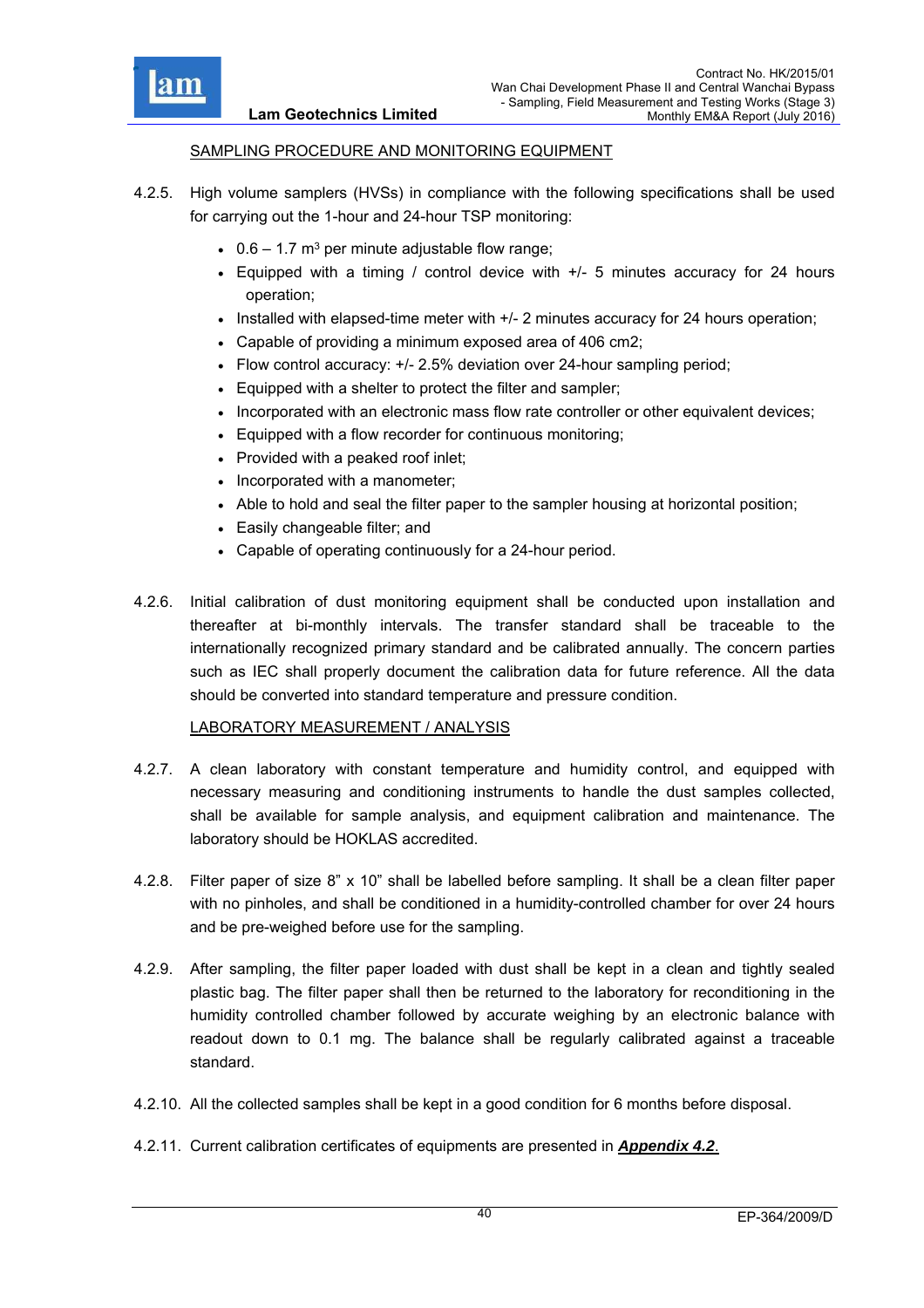SAMPLING PROCEDURE AND MONITORING EQUIPMENT

4.2.5. High volume samplers (HVSs) in compliance with the following specifications shall be used for carrying out the 1-hour and 24-hour TSP monitoring:

- 0.6 – 1.7 $m^3$ per minute adjustable flow range;
- Equipped with a timing / control device with +/- 5 minutes accuracy for 24 hours operation;
- Installed with elapsed-time meter with +/- 2 minutes accuracy for 24 hours operation;
- Capable of providing a minimum exposed area of 406 cm2;
- Flow control accuracy: +/- 2.5% deviation over 24-hour sampling period;
- Equipped with a shelter to protect the filter and sampler;
- Incorporated with an electronic mass flow rate controller or other equivalent devices;
- Equipped with a flow recorder for continuous monitoring;
- Provided with a peaked roof inlet;
- Incorporated with a manometer;
- Able to hold and seal the filter paper to the sampler housing at horizontal position;
- Easily changeable filter; and
- Capable of operating continuously for a 24-hour period.

4.2.6. Initial calibration of dust monitoring equipment shall be conducted upon installation and thereafter at bi-monthly intervals. The transfer standard shall be traceable to the internationally recognized primary standard and be calibrated annually. The concern parties such as IEC shall properly document the calibration data for future reference. All the data should be converted into standard temperature and pressure condition.

LABORATORY MEASUREMENT / ANALYSIS

4.2.7. A clean laboratory with constant temperature and humidity control, and equipped with necessary measuring and conditioning instruments to handle the dust samples collected, shall be available for sample analysis, and equipment calibration and maintenance. The laboratory should be HOKLAS accredited.

4.2.8. Filter paper of size 8" x 10" shall be labelled before sampling. It shall be a clean filter paper with no pinholes, and shall be conditioned in a humidity-controlled chamber for over 24 hours and be pre-weighed before use for the sampling.

4.2.9. After sampling, the filter paper loaded with dust shall be kept in a clean and tightly sealed plastic bag. The filter paper shall then be returned to the laboratory for reconditioning in the humidity controlled chamber followed by accurate weighing by an electronic balance with readout down to 0.1 mg. The balance shall be regularly calibrated against a traceable standard.

4.2.10. All the collected samples shall be kept in a good condition for 6 months before disposal.

4.2.11. Current calibration certificates of equipments are presented in ***Appendix 4.2***.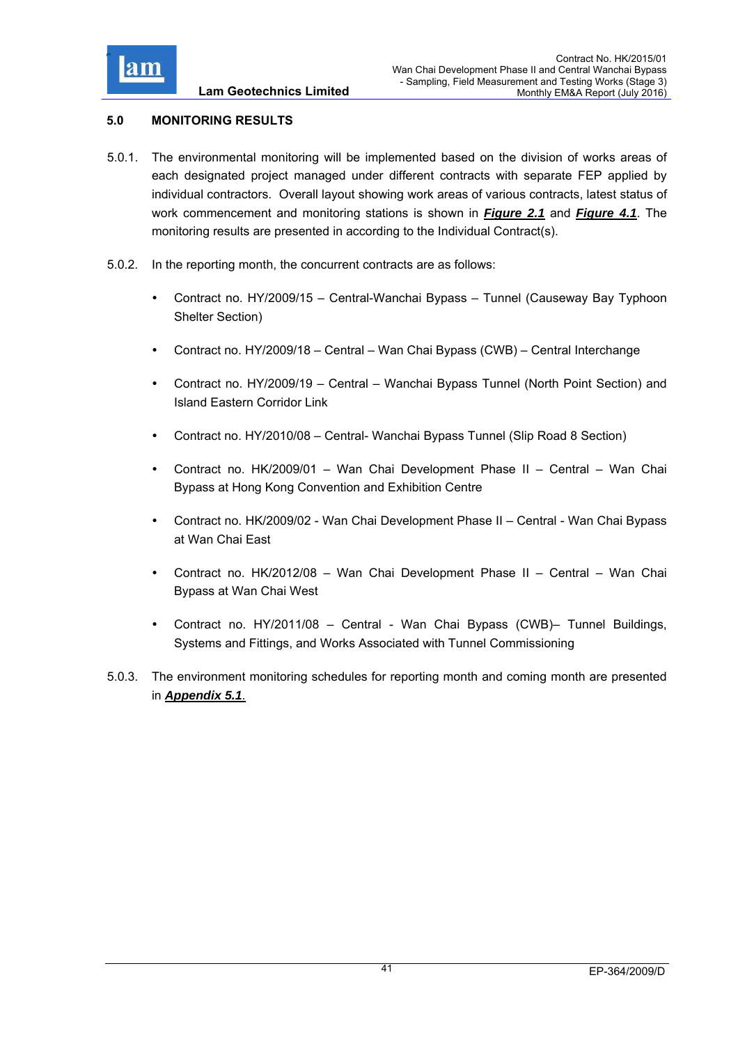## 5.0 MONITORING RESULTS

5.0.1. The environmental monitoring will be implemented based on the division of works areas of each designated project managed under different contracts with separate FEP applied by individual contractors. Overall layout showing work areas of various contracts, latest status of work commencement and monitoring stations is shown in ***Figure 2.1*** and ***Figure 4.1***. The monitoring results are presented in according to the Individual Contract(s).

5.0.2. In the reporting month, the concurrent contracts are as follows:

- Contract no. HY/2009/15 – Central-Wanchai Bypass – Tunnel (Causeway Bay Typhoon Shelter Section)
- Contract no. HY/2009/18 – Central – Wan Chai Bypass (CWB) – Central Interchange
- Contract no. HY/2009/19 – Central – Wanchai Bypass Tunnel (North Point Section) and Island Eastern Corridor Link
- Contract no. HY/2010/08 – Central- Wanchai Bypass Tunnel (Slip Road 8 Section)
- Contract no. HK/2009/01 – Wan Chai Development Phase II – Central – Wan Chai Bypass at Hong Kong Convention and Exhibition Centre
- Contract no. HK/2009/02 - Wan Chai Development Phase II – Central - Wan Chai Bypass at Wan Chai East
- Contract no. HK/2012/08 – Wan Chai Development Phase II – Central – Wan Chai Bypass at Wan Chai West
- Contract no. HY/2011/08 – Central - Wan Chai Bypass (CWB)– Tunnel Buildings, Systems and Fittings, and Works Associated with Tunnel Commissioning

5.0.3. The environment monitoring schedules for reporting month and coming month are presented in ***Appendix 5.1***.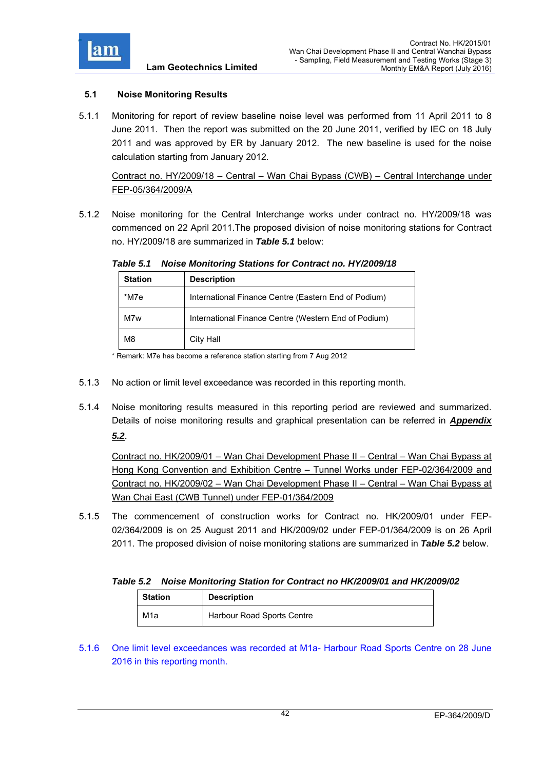### 5.1 Noise Monitoring Results

5.1.1 Monitoring for report of review baseline noise level was performed from 11 April 2011 to 8 June 2011. Then the report was submitted on the 20 June 2011, verified by IEC on 18 July 2011 and was approved by ER by January 2012. The new baseline is used for the noise calculation starting from January 2012.

<u>Contract no. HY/2009/18 – Central – Wan Chai Bypass (CWB) – Central Interchange under FEP-05/364/2009/A</u>

5.1.2 Noise monitoring for the Central Interchange works under contract no. HY/2009/18 was commenced on 22 April 2011.The proposed division of noise monitoring stations for Contract no. HY/2009/18 are summarized in ***Table 5.1*** below:

***Table 5.1 Noise Monitoring Stations for Contract no. HY/2009/18***

| Station | Description |
|---|---|
| *M7e | International Finance Centre (Eastern End of Podium) |
| M7w | International Finance Centre (Western End of Podium) |
| M8 | City Hall |

* Remark: M7e has become a reference station starting from 7 Aug 2012

5.1.3 No action or limit level exceedance was recorded in this reporting month.

5.1.4 Noise monitoring results measured in this reporting period are reviewed and summarized. Details of noise monitoring results and graphical presentation can be referred in ***<u>Appendix 5.2</u>***.

<u>Contract no. HK/2009/01 – Wan Chai Development Phase II – Central – Wan Chai Bypass at Hong Kong Convention and Exhibition Centre – Tunnel Works under FEP-02/364/2009 and Contract no. HK/2009/02 – Wan Chai Development Phase II – Central – Wan Chai Bypass at Wan Chai East (CWB Tunnel) under FEP-01/364/2009</u>

5.1.5 The commencement of construction works for Contract no. HK/2009/01 under FEP-02/364/2009 is on 25 August 2011 and HK/2009/02 under FEP-01/364/2009 is on 26 April 2011. The proposed division of noise monitoring stations are summarized in ***Table 5.2*** below.

***Table 5.2 Noise Monitoring Station for Contract no HK/2009/01 and HK/2009/02***

| Station | Description |
|---|---|
| M1a | Harbour Road Sports Centre |

5.1.6 One limit level exceedances was recorded at M1a- Harbour Road Sports Centre on 28 June 2016 in this reporting month.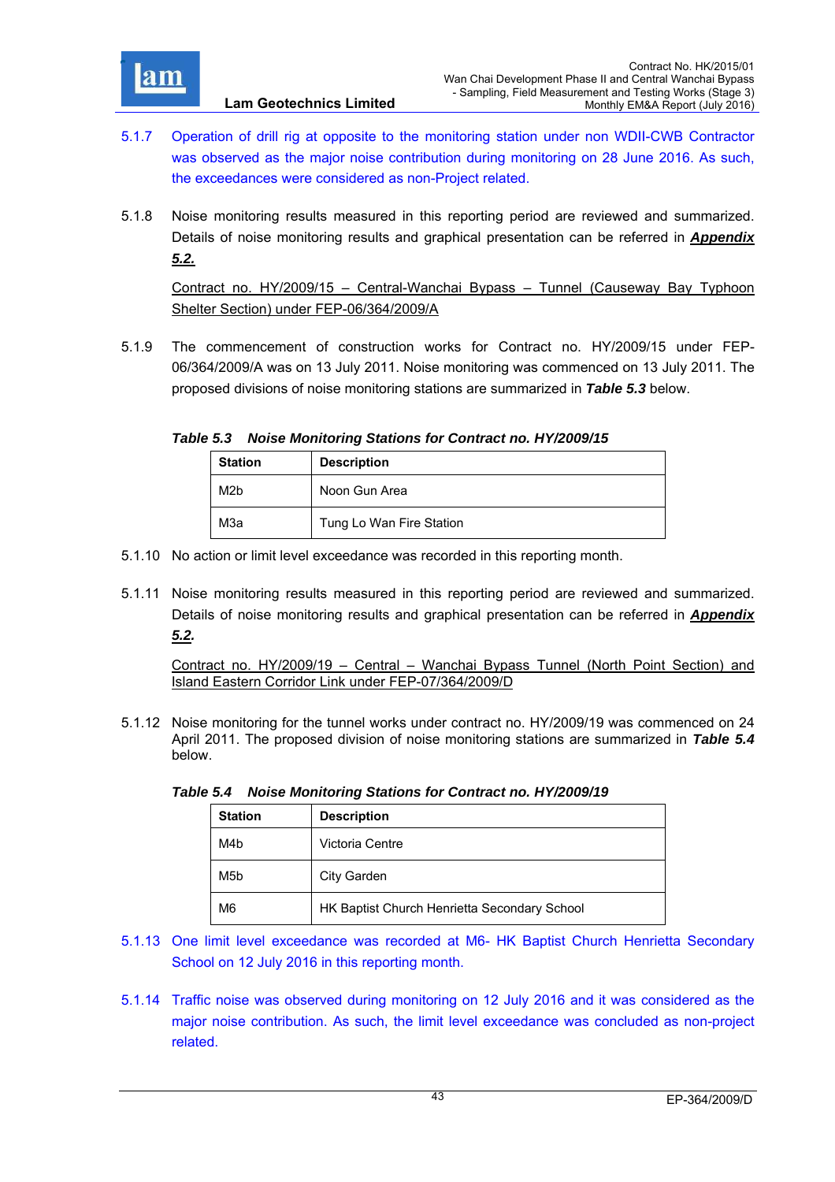5.1.7 Operation of drill rig at opposite to the monitoring station under non WDII-CWB Contractor was observed as the major noise contribution during monitoring on 28 June 2016. As such, the exceedances were considered as non-Project related.

5.1.8 Noise monitoring results measured in this reporting period are reviewed and summarized. Details of noise monitoring results and graphical presentation can be referred in ***Appendix 5.2.***

Contract no. HY/2009/15 – Central-Wanchai Bypass – Tunnel (Causeway Bay Typhoon Shelter Section) under FEP-06/364/2009/A

5.1.9 The commencement of construction works for Contract no. HY/2009/15 under FEP-06/364/2009/A was on 13 July 2011. Noise monitoring was commenced on 13 July 2011. The proposed divisions of noise monitoring stations are summarized in ***Table 5.3*** below.

***Table 5.3 Noise Monitoring Stations for Contract no. HY/2009/15***

| Station | Description |
|---|---|
| M2b | Noon Gun Area |
| M3a | Tung Lo Wan Fire Station |

5.1.10 No action or limit level exceedance was recorded in this reporting month.

5.1.11 Noise monitoring results measured in this reporting period are reviewed and summarized. Details of noise monitoring results and graphical presentation can be referred in ***Appendix 5.2.***

Contract no. HY/2009/19 – Central – Wanchai Bypass Tunnel (North Point Section) and Island Eastern Corridor Link under FEP-07/364/2009/D

5.1.12 Noise monitoring for the tunnel works under contract no. HY/2009/19 was commenced on 24 April 2011. The proposed division of noise monitoring stations are summarized in ***Table 5.4*** below.

***Table 5.4 Noise Monitoring Stations for Contract no. HY/2009/19***

| Station | Description |
|---|---|
| M4b | Victoria Centre |
| M5b | City Garden |
| M6 | HK Baptist Church Henrietta Secondary School |

5.1.13 One limit level exceedance was recorded at M6- HK Baptist Church Henrietta Secondary School on 12 July 2016 in this reporting month.

5.1.14 Traffic noise was observed during monitoring on 12 July 2016 and it was considered as the major noise contribution. As such, the limit level exceedance was concluded as non-project related.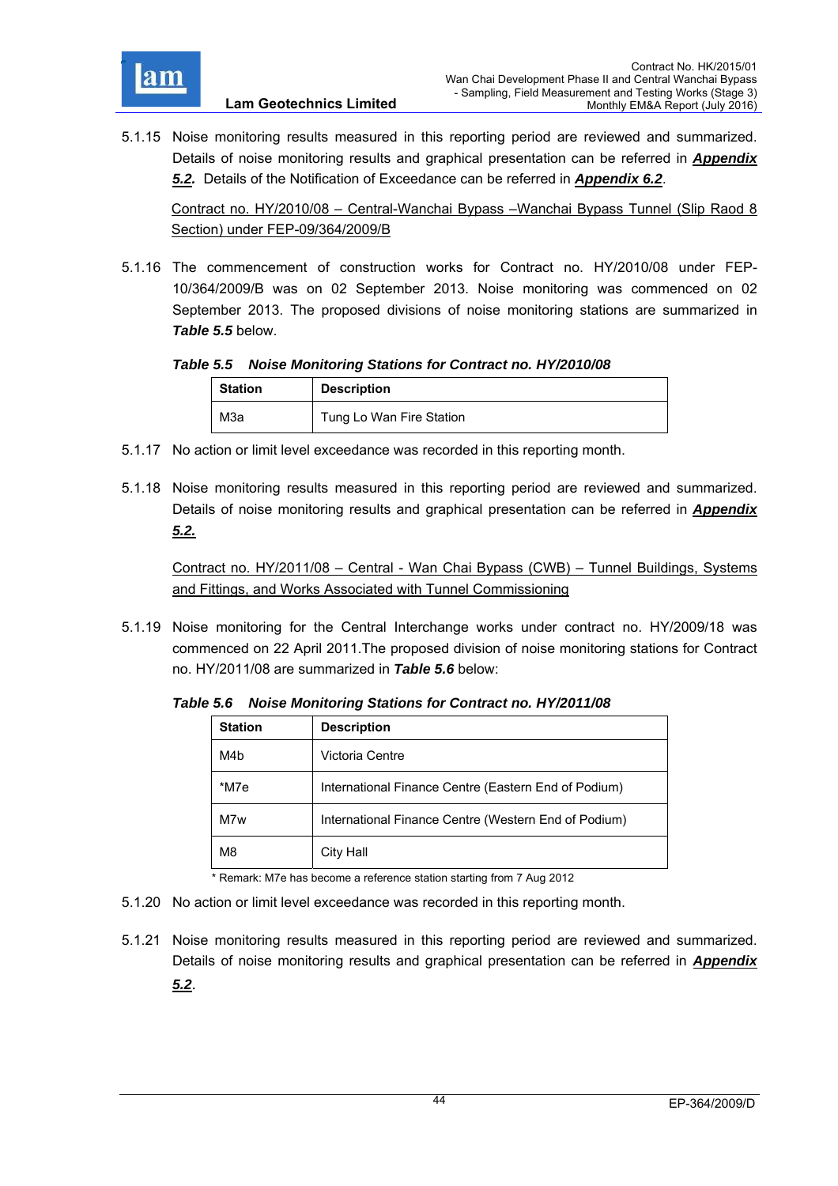5.1.15 Noise monitoring results measured in this reporting period are reviewed and summarized. Details of noise monitoring results and graphical presentation can be referred in ***Appendix 5.2.*** Details of the Notification of Exceedance can be referred in ***Appendix 6.2***.

Contract no. HY/2010/08 – Central-Wanchai Bypass –Wanchai Bypass Tunnel (Slip Raod 8 Section) under FEP-09/364/2009/B

5.1.16 The commencement of construction works for Contract no. HY/2010/08 under FEP-10/364/2009/B was on 02 September 2013. Noise monitoring was commenced on 02 September 2013. The proposed divisions of noise monitoring stations are summarized in ***Table 5.5*** below.

***Table 5.5 Noise Monitoring Stations for Contract no. HY/2010/08***

| Station | Description |
|---|---|
| M3a | Tung Lo Wan Fire Station |

5.1.17 No action or limit level exceedance was recorded in this reporting month.

5.1.18 Noise monitoring results measured in this reporting period are reviewed and summarized. Details of noise monitoring results and graphical presentation can be referred in ***Appendix 5.2.***

Contract no. HY/2011/08 – Central - Wan Chai Bypass (CWB) – Tunnel Buildings, Systems and Fittings, and Works Associated with Tunnel Commissioning

5.1.19 Noise monitoring for the Central Interchange works under contract no. HY/2009/18 was commenced on 22 April 2011.The proposed division of noise monitoring stations for Contract no. HY/2011/08 are summarized in ***Table 5.6*** below:

***Table 5.6 Noise Monitoring Stations for Contract no. HY/2011/08***

| Station | Description |
|---|---|
| M4b | Victoria Centre |
| *M7e | International Finance Centre (Eastern End of Podium) |
| M7w | International Finance Centre (Western End of Podium) |
| M8 | City Hall |

* Remark: M7e has become a reference station starting from 7 Aug 2012

5.1.20 No action or limit level exceedance was recorded in this reporting month.

5.1.21 Noise monitoring results measured in this reporting period are reviewed and summarized. Details of noise monitoring results and graphical presentation can be referred in ***Appendix 5.2***.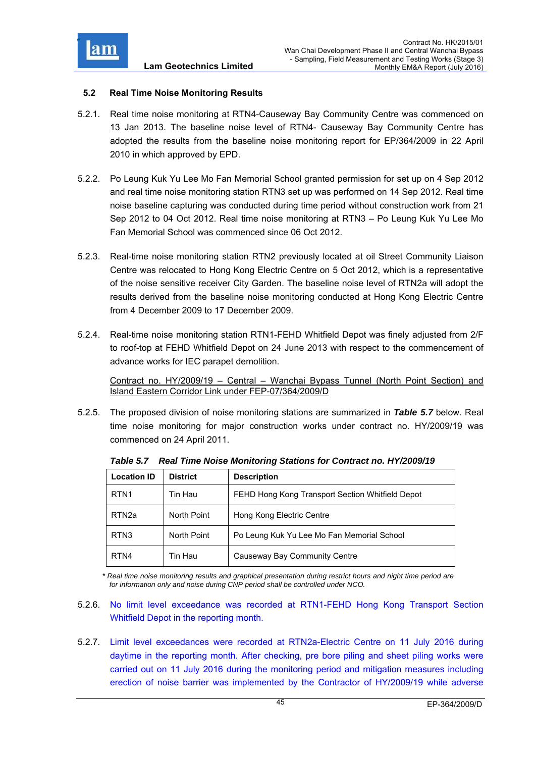### 5.2 Real Time Noise Monitoring Results

5.2.1. Real time noise monitoring at RTN4-Causeway Bay Community Centre was commenced on 13 Jan 2013. The baseline noise level of RTN4- Causeway Bay Community Centre has adopted the results from the baseline noise monitoring report for EP/364/2009 in 22 April 2010 in which approved by EPD.

5.2.2. Po Leung Kuk Yu Lee Mo Fan Memorial School granted permission for set up on 4 Sep 2012 and real time noise monitoring station RTN3 set up was performed on 14 Sep 2012. Real time noise baseline capturing was conducted during time period without construction work from 21 Sep 2012 to 04 Oct 2012. Real time noise monitoring at RTN3 – Po Leung Kuk Yu Lee Mo Fan Memorial School was commenced since 06 Oct 2012.

5.2.3. Real-time noise monitoring station RTN2 previously located at oil Street Community Liaison Centre was relocated to Hong Kong Electric Centre on 5 Oct 2012, which is a representative of the noise sensitive receiver City Garden. The baseline noise level of RTN2a will adopt the results derived from the baseline noise monitoring conducted at Hong Kong Electric Centre from 4 December 2009 to 17 December 2009.

5.2.4. Real-time noise monitoring station RTN1-FEHD Whitfield Depot was finely adjusted from 2/F to roof-top at FEHD Whitfield Depot on 24 June 2013 with respect to the commencement of advance works for IEC parapet demolition.

Contract no. HY/2009/19 – Central – Wanchai Bypass Tunnel (North Point Section) and Island Eastern Corridor Link under FEP-07/364/2009/D

5.2.5. The proposed division of noise monitoring stations are summarized in ***Table 5.7*** below. Real time noise monitoring for major construction works under contract no. HY/2009/19 was commenced on 24 April 2011.

***Table 5.7 Real Time Noise Monitoring Stations for Contract no. HY/2009/19***

| Location ID | District | Description |
|---|---|---|
| RTN1 | Tin Hau | FEHD Hong Kong Transport Section Whitfield Depot |
| RTN2a | North Point | Hong Kong Electric Centre |
| RTN3 | North Point | Po Leung Kuk Yu Lee Mo Fan Memorial School |
| RTN4 | Tin Hau | Causeway Bay Community Centre |

*\* Real time noise monitoring results and graphical presentation during restrict hours and night time period are for information only and noise during CNP period shall be controlled under NCO.*

5.2.6. No limit level exceedance was recorded at RTN1-FEHD Hong Kong Transport Section Whitfield Depot in the reporting month.

5.2.7. Limit level exceedances were recorded at RTN2a-Electric Centre on 11 July 2016 during daytime in the reporting month. After checking, pre bore piling and sheet piling works were carried out on 11 July 2016 during the monitoring period and mitigation measures including erection of noise barrier was implemented by the Contractor of HY/2009/19 while adverse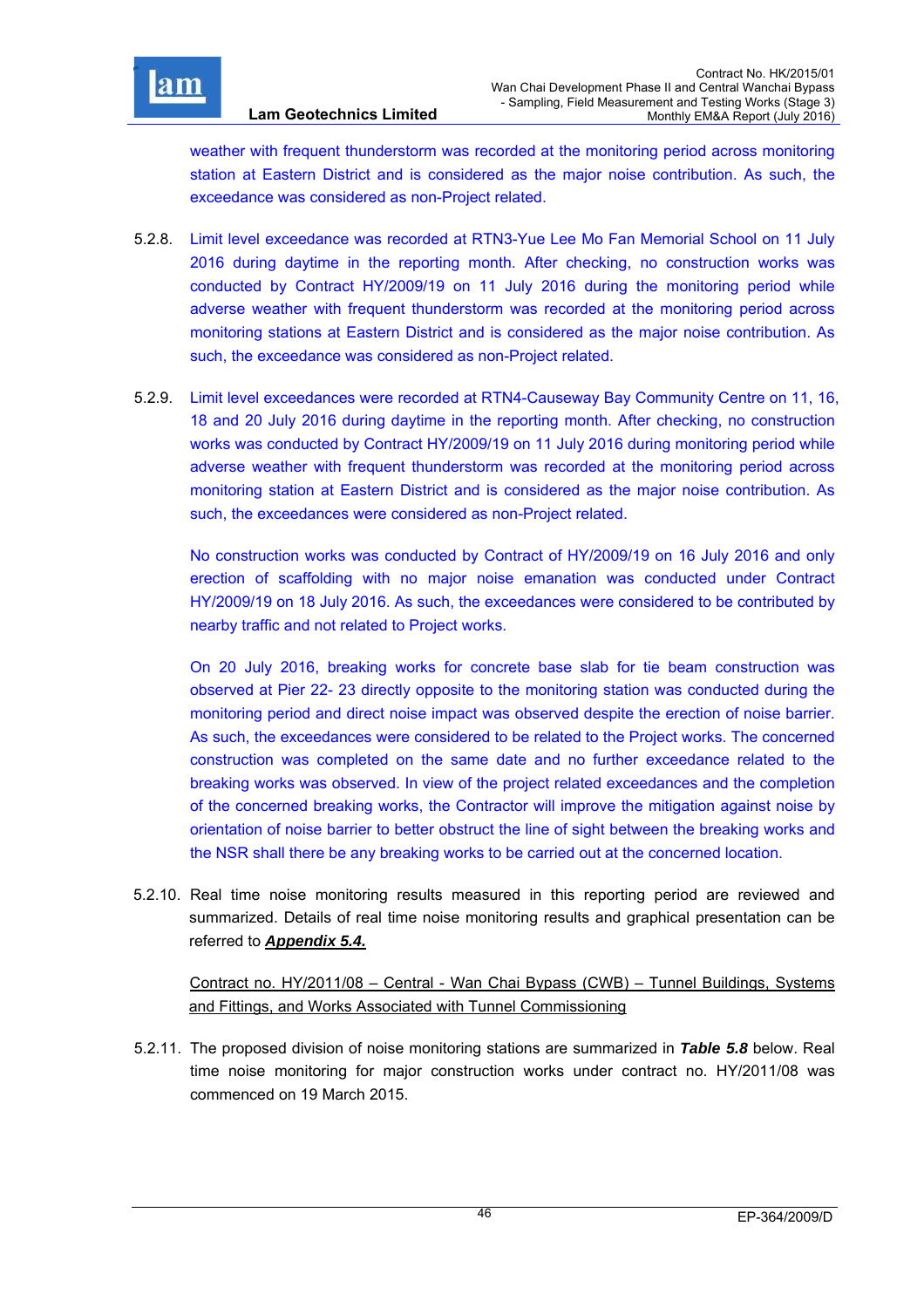weather with frequent thunderstorm was recorded at the monitoring period across monitoring station at Eastern District and is considered as the major noise contribution. As such, the exceedance was considered as non-Project related.

5.2.8. Limit level exceedance was recorded at RTN3-Yue Lee Mo Fan Memorial School on 11 July 2016 during daytime in the reporting month. After checking, no construction works was conducted by Contract HY/2009/19 on 11 July 2016 during the monitoring period while adverse weather with frequent thunderstorm was recorded at the monitoring period across monitoring stations at Eastern District and is considered as the major noise contribution. As such, the exceedance was considered as non-Project related.

5.2.9. Limit level exceedances were recorded at RTN4-Causeway Bay Community Centre on 11, 16, 18 and 20 July 2016 during daytime in the reporting month. After checking, no construction works was conducted by Contract HY/2009/19 on 11 July 2016 during monitoring period while adverse weather with frequent thunderstorm was recorded at the monitoring period across monitoring station at Eastern District and is considered as the major noise contribution. As such, the exceedances were considered as non-Project related.

No construction works was conducted by Contract of HY/2009/19 on 16 July 2016 and only erection of scaffolding with no major noise emanation was conducted under Contract HY/2009/19 on 18 July 2016. As such, the exceedances were considered to be contributed by nearby traffic and not related to Project works.

On 20 July 2016, breaking works for concrete base slab for tie beam construction was observed at Pier 22- 23 directly opposite to the monitoring station was conducted during the monitoring period and direct noise impact was observed despite the erection of noise barrier. As such, the exceedances were considered to be related to the Project works. The concerned construction was completed on the same date and no further exceedance related to the breaking works was observed. In view of the project related exceedances and the completion of the concerned breaking works, the Contractor will improve the mitigation against noise by orientation of noise barrier to better obstruct the line of sight between the breaking works and the NSR shall there be any breaking works to be carried out at the concerned location.

5.2.10. Real time noise monitoring results measured in this reporting period are reviewed and summarized. Details of real time noise monitoring results and graphical presentation can be referred to ***Appendix 5.4.***

Contract no. HY/2011/08 – Central - Wan Chai Bypass (CWB) – Tunnel Buildings, Systems and Fittings, and Works Associated with Tunnel Commissioning

5.2.11. The proposed division of noise monitoring stations are summarized in ***Table 5.8*** below. Real time noise monitoring for major construction works under contract no. HY/2011/08 was commenced on 19 March 2015.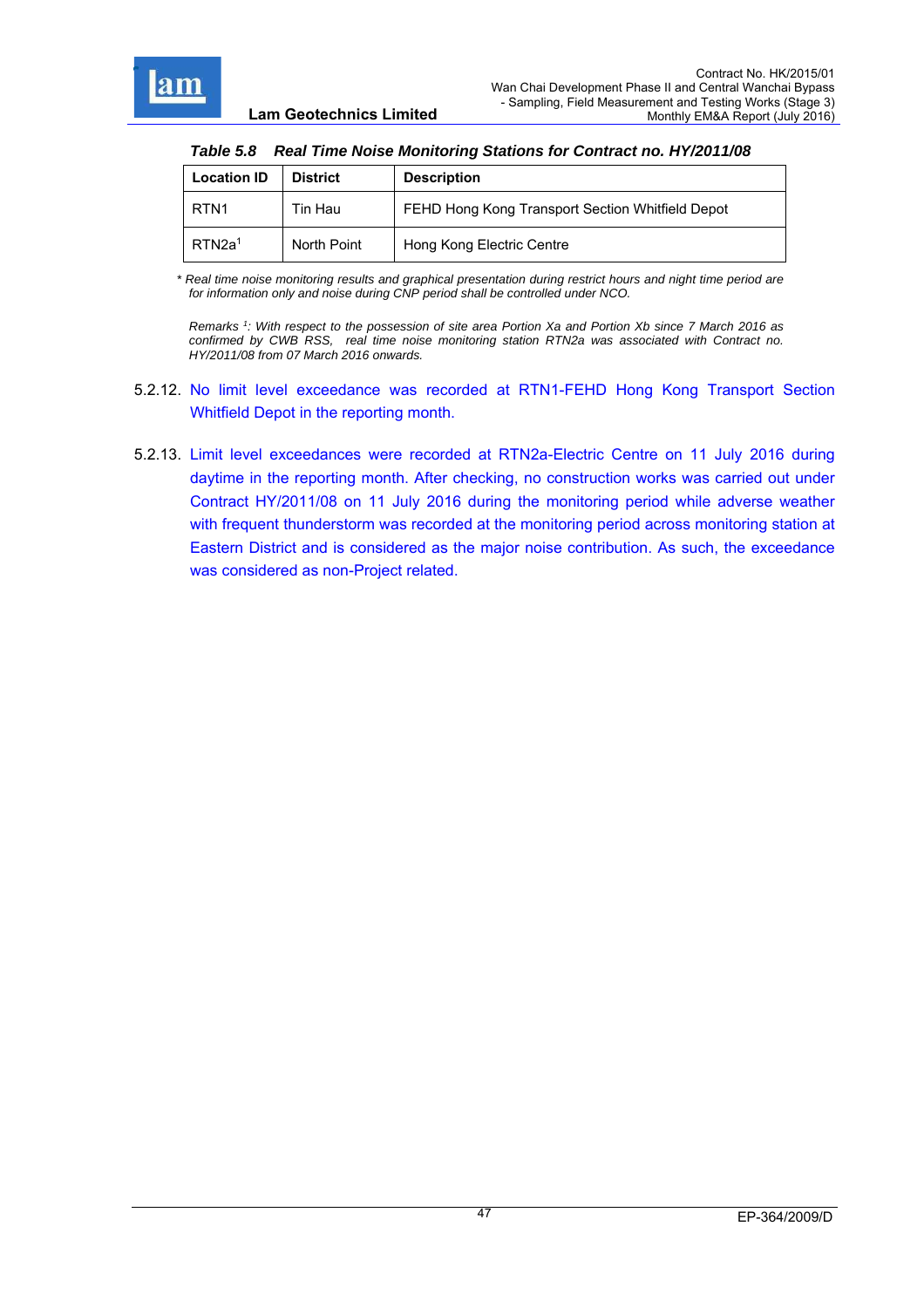*Table 5.8 Real Time Noise Monitoring Stations for Contract no. HY/2011/08*

| Location ID | District | Description |
|---|---|---|
| RTN1 | Tin Hau | FEHD Hong Kong Transport Section Whitfield Depot |
| RTN2a[1] | North Point | Hong Kong Electric Centre |

*\* Real time noise monitoring results and graphical presentation during restrict hours and night time period are for information only and noise during CNP period shall be controlled under NCO.*

*Remarks [1]: With respect to the possession of site area Portion Xa and Portion Xb since 7 March 2016 as confirmed by CWB RSS, real time noise monitoring station RTN2a was associated with Contract no. HY/2011/08 from 07 March 2016 onwards.*

5.2.12. No limit level exceedance was recorded at RTN1-FEHD Hong Kong Transport Section Whitfield Depot in the reporting month.

5.2.13. Limit level exceedances were recorded at RTN2a-Electric Centre on 11 July 2016 during daytime in the reporting month. After checking, no construction works was carried out under Contract HY/2011/08 on 11 July 2016 during the monitoring period while adverse weather with frequent thunderstorm was recorded at the monitoring period across monitoring station at Eastern District and is considered as the major noise contribution. As such, the exceedance was considered as non-Project related.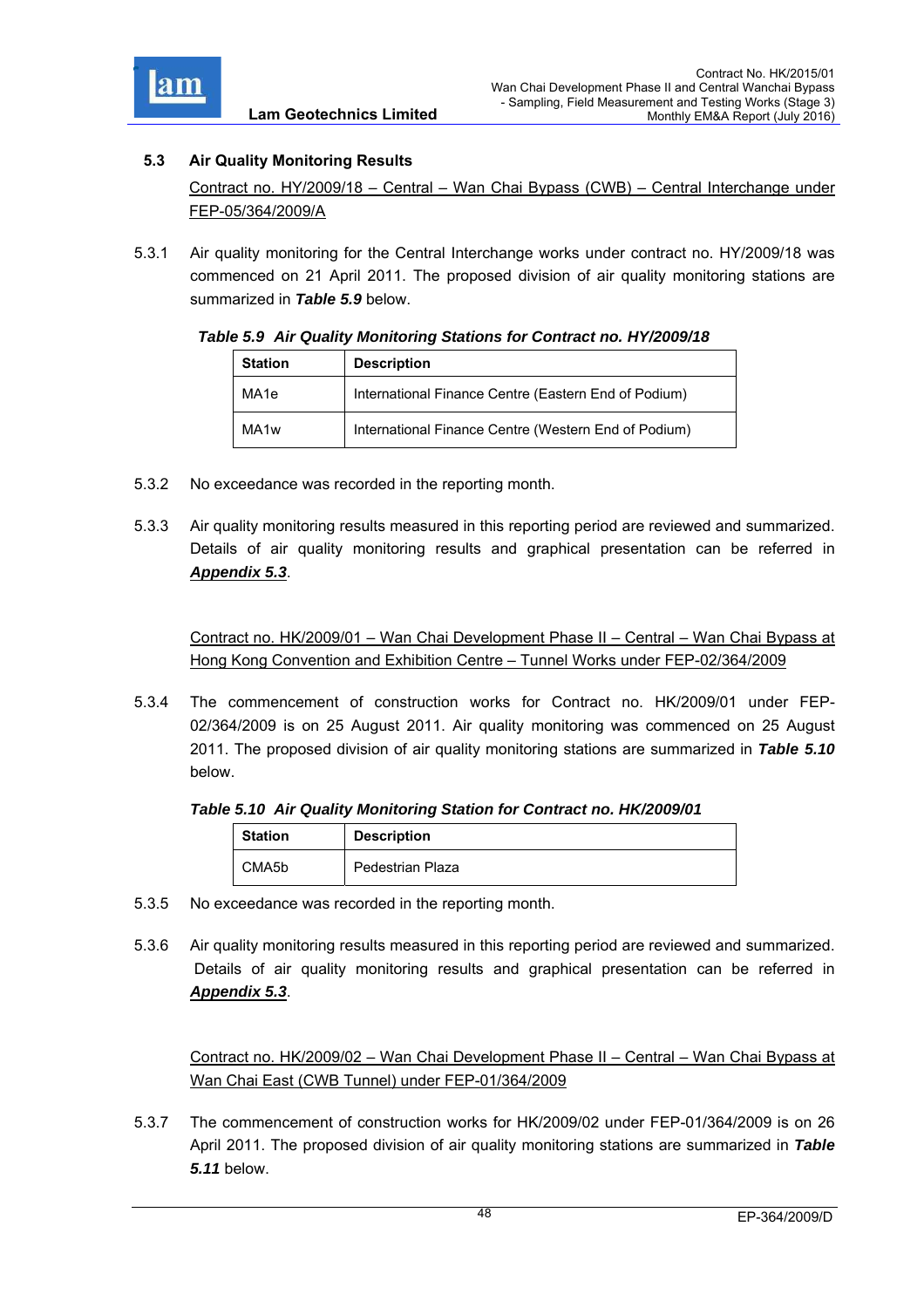### 5.3 Air Quality Monitoring Results

Contract no. HY/2009/18 – Central – Wan Chai Bypass (CWB) – Central Interchange under FEP-05/364/2009/A

5.3.1 Air quality monitoring for the Central Interchange works under contract no. HY/2009/18 was commenced on 21 April 2011. The proposed division of air quality monitoring stations are summarized in ***Table 5.9*** below.

***Table 5.9 Air Quality Monitoring Stations for Contract no. HY/2009/18***

| Station | Description |
| --- | --- |
| MA1e | International Finance Centre (Eastern End of Podium) |
| MA1w | International Finance Centre (Western End of Podium) |

5.3.2 No exceedance was recorded in the reporting month.

5.3.3 Air quality monitoring results measured in this reporting period are reviewed and summarized. Details of air quality monitoring results and graphical presentation can be referred in ***Appendix 5.3***.

Contract no. HK/2009/01 – Wan Chai Development Phase II – Central – Wan Chai Bypass at Hong Kong Convention and Exhibition Centre – Tunnel Works under FEP-02/364/2009

5.3.4 The commencement of construction works for Contract no. HK/2009/01 under FEP-02/364/2009 is on 25 August 2011. Air quality monitoring was commenced on 25 August 2011. The proposed division of air quality monitoring stations are summarized in ***Table 5.10*** below.

***Table 5.10 Air Quality Monitoring Station for Contract no. HK/2009/01***

| Station | Description |
| --- | --- |
| CMA5b | Pedestrian Plaza |

5.3.5 No exceedance was recorded in the reporting month.

5.3.6 Air quality monitoring results measured in this reporting period are reviewed and summarized. Details of air quality monitoring results and graphical presentation can be referred in ***Appendix 5.3***.

Contract no. HK/2009/02 – Wan Chai Development Phase II – Central – Wan Chai Bypass at Wan Chai East (CWB Tunnel) under FEP-01/364/2009

5.3.7 The commencement of construction works for HK/2009/02 under FEP-01/364/2009 is on 26 April 2011. The proposed division of air quality monitoring stations are summarized in ***Table 5.11*** below.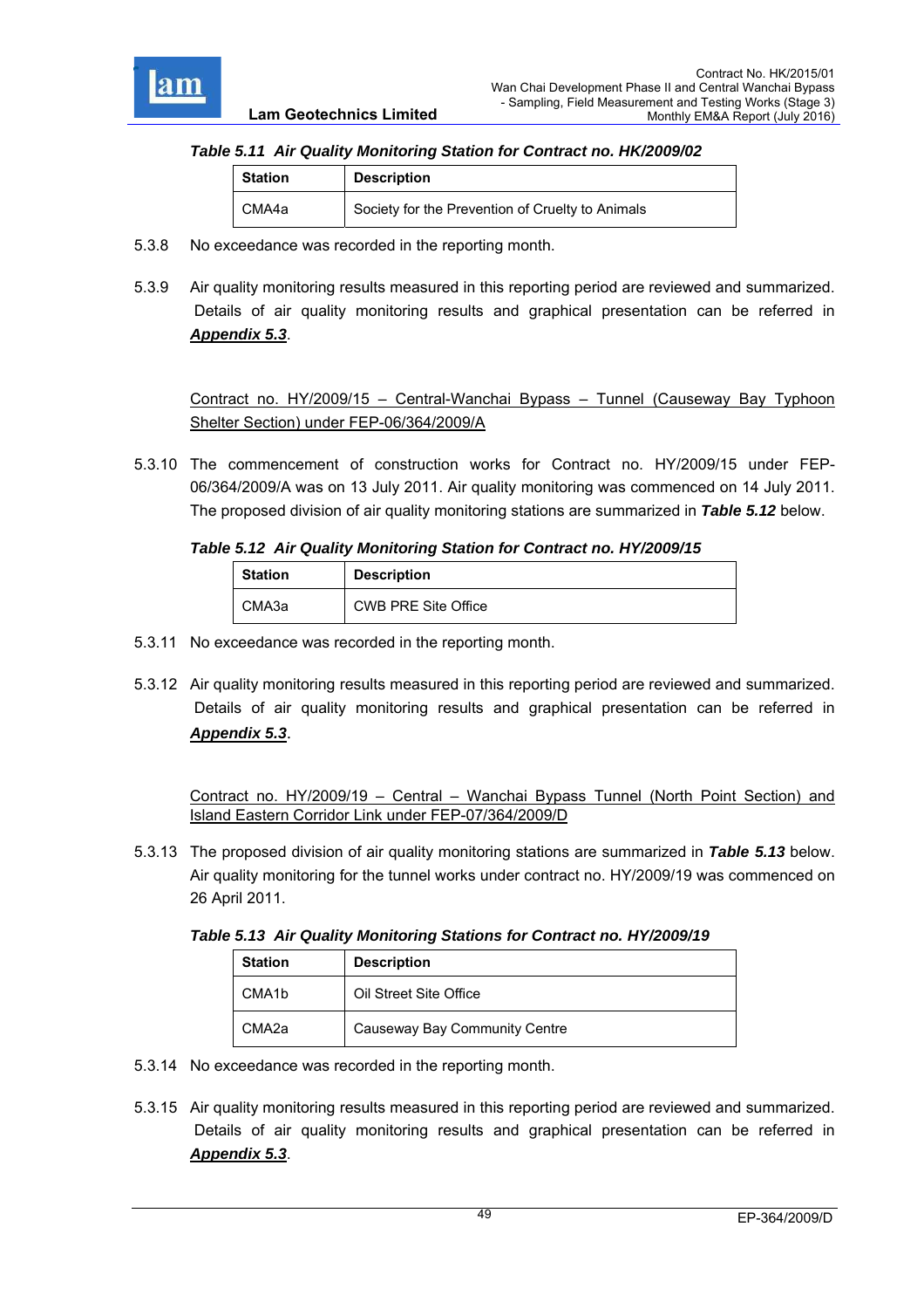***Table 5.11 Air Quality Monitoring Station for Contract no. HK/2009/02***

| Station | Description |
|---|---|
| CMA4a | Society for the Prevention of Cruelty to Animals |

5.3.8 No exceedance was recorded in the reporting month.

5.3.9 Air quality monitoring results measured in this reporting period are reviewed and summarized. Details of air quality monitoring results and graphical presentation can be referred in ***Appendix 5.3***.

Contract no. HY/2009/15 – Central-Wanchai Bypass – Tunnel (Causeway Bay Typhoon Shelter Section) under FEP-06/364/2009/A

5.3.10 The commencement of construction works for Contract no. HY/2009/15 under FEP-06/364/2009/A was on 13 July 2011. Air quality monitoring was commenced on 14 July 2011. The proposed division of air quality monitoring stations are summarized in ***Table 5.12*** below.

***Table 5.12 Air Quality Monitoring Station for Contract no. HY/2009/15***

| Station | Description |
|---|---|
| CMA3a | CWB PRE Site Office |

5.3.11 No exceedance was recorded in the reporting month.

5.3.12 Air quality monitoring results measured in this reporting period are reviewed and summarized. Details of air quality monitoring results and graphical presentation can be referred in ***Appendix 5.3***.

Contract no. HY/2009/19 – Central – Wanchai Bypass Tunnel (North Point Section) and Island Eastern Corridor Link under FEP-07/364/2009/D

5.3.13 The proposed division of air quality monitoring stations are summarized in ***Table 5.13*** below. Air quality monitoring for the tunnel works under contract no. HY/2009/19 was commenced on 26 April 2011.

***Table 5.13 Air Quality Monitoring Stations for Contract no. HY/2009/19***

| Station | Description |
|---|---|
| CMA1b | Oil Street Site Office |
| CMA2a | Causeway Bay Community Centre |

5.3.14 No exceedance was recorded in the reporting month.

5.3.15 Air quality monitoring results measured in this reporting period are reviewed and summarized. Details of air quality monitoring results and graphical presentation can be referred in ***Appendix 5.3***.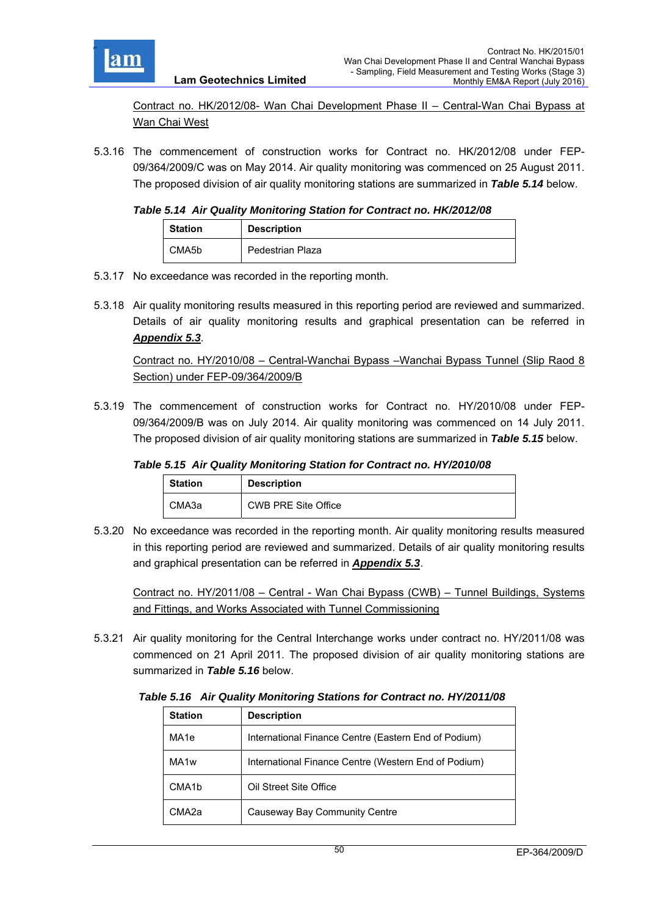Contract no. HK/2012/08- Wan Chai Development Phase II – Central-Wan Chai Bypass at Wan Chai West

5.3.16 The commencement of construction works for Contract no. HK/2012/08 under FEP-09/364/2009/C was on May 2014. Air quality monitoring was commenced on 25 August 2011. The proposed division of air quality monitoring stations are summarized in ***Table 5.14*** below.

***Table 5.14 Air Quality Monitoring Station for Contract no. HK/2012/08***

| Station | Description |
|---|---|
| CMA5b | Pedestrian Plaza |

5.3.17 No exceedance was recorded in the reporting month.

5.3.18 Air quality monitoring results measured in this reporting period are reviewed and summarized. Details of air quality monitoring results and graphical presentation can be referred in ***Appendix 5.3***.

Contract no. HY/2010/08 – Central-Wanchai Bypass –Wanchai Bypass Tunnel (Slip Raod 8 Section) under FEP-09/364/2009/B

5.3.19 The commencement of construction works for Contract no. HY/2010/08 under FEP-09/364/2009/B was on July 2014. Air quality monitoring was commenced on 14 July 2011. The proposed division of air quality monitoring stations are summarized in ***Table 5.15*** below.

***Table 5.15 Air Quality Monitoring Station for Contract no. HY/2010/08***

| Station | Description |
|---|---|
| CMA3a | CWB PRE Site Office |

5.3.20 No exceedance was recorded in the reporting month. Air quality monitoring results measured in this reporting period are reviewed and summarized. Details of air quality monitoring results and graphical presentation can be referred in ***Appendix 5.3***.

Contract no. HY/2011/08 – Central - Wan Chai Bypass (CWB) – Tunnel Buildings, Systems and Fittings, and Works Associated with Tunnel Commissioning

5.3.21 Air quality monitoring for the Central Interchange works under contract no. HY/2011/08 was commenced on 21 April 2011. The proposed division of air quality monitoring stations are summarized in ***Table 5.16*** below.

***Table 5.16 Air Quality Monitoring Stations for Contract no. HY/2011/08***

| Station | Description |
|---|---|
| MA1e | International Finance Centre (Eastern End of Podium) |
| MA1w | International Finance Centre (Western End of Podium) |
| CMA1b | Oil Street Site Office |
| CMA2a | Causeway Bay Community Centre |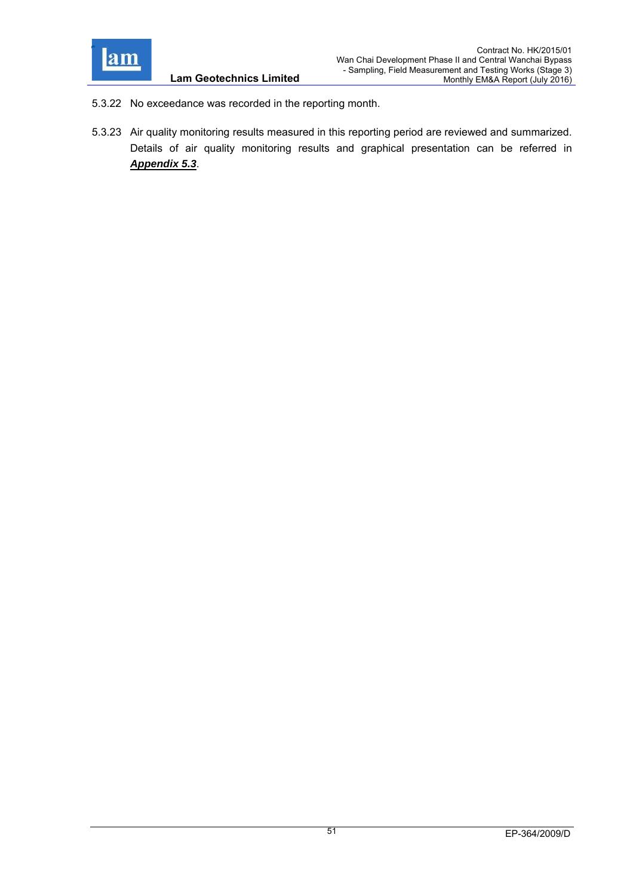5.3.22 No exceedance was recorded in the reporting month.

5.3.23 Air quality monitoring results measured in this reporting period are reviewed and summarized. Details of air quality monitoring results and graphical presentation can be referred in ***Appendix 5.3***.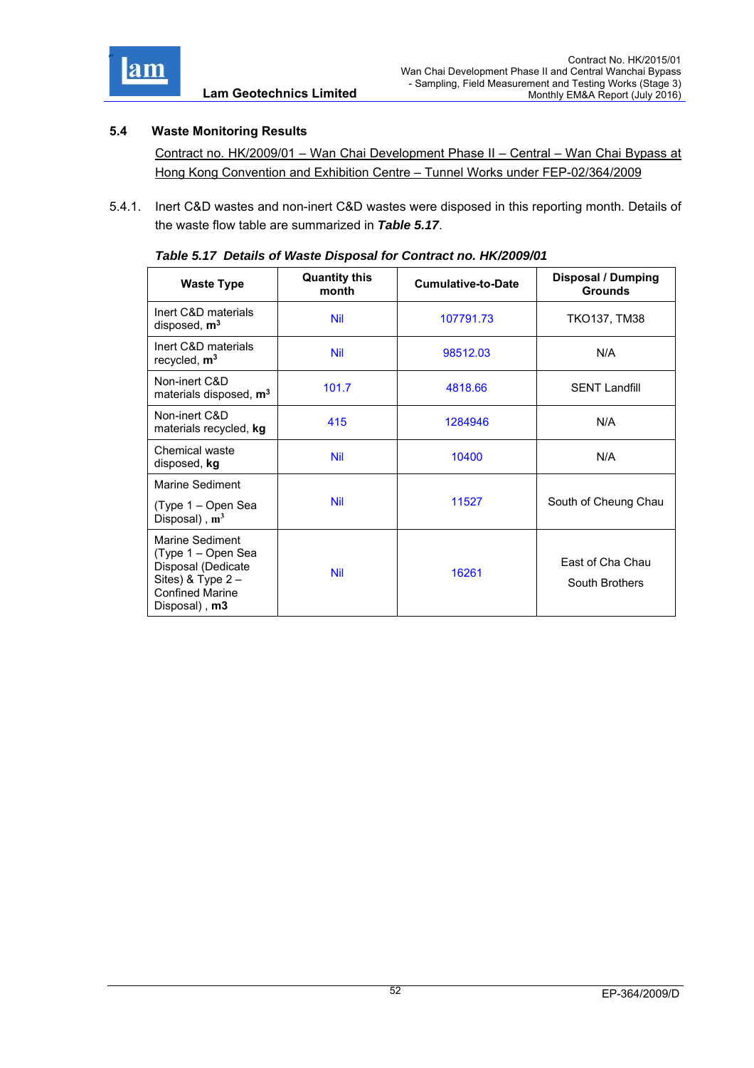### 5.4 Waste Monitoring Results

Contract no. HK/2009/01 – Wan Chai Development Phase II – Central – Wan Chai Bypass at Hong Kong Convention and Exhibition Centre – Tunnel Works under FEP-02/364/2009

5.4.1. Inert C&D wastes and non-inert C&D wastes were disposed in this reporting month. Details of the waste flow table are summarized in ***Table 5.17***.

***Table 5.17 Details of Waste Disposal for Contract no. HK/2009/01***

| Waste Type | Quantity this month | Cumulative-to-Date | Disposal / Dumping Grounds |
|---|---|---|---|
| Inert C&D materials disposed, **$m^3$** | Nil | 107791.73 | TKO137, TM38 |
| Inert C&D materials recycled, **$m^3$** | Nil | 98512.03 | N/A |
| Non-inert C&D materials disposed, **$m^3$** | 101.7 | 4818.66 | SENT Landfill |
| Non-inert C&D materials recycled, **kg** | 415 | 1284946 | N/A |
| Chemical waste disposed, **kg** | Nil | 10400 | N/A |
| Marine Sediment (Type 1 – Open Sea Disposal) , **$m^3$** | Nil | 11527 | South of Cheung Chau |
| Marine Sediment (Type 1 – Open Sea Disposal (Dedicate Sites) & Type 2 – Confined Marine Disposal) , **m3** | Nil | 16261 | East of Cha Chau South Brothers |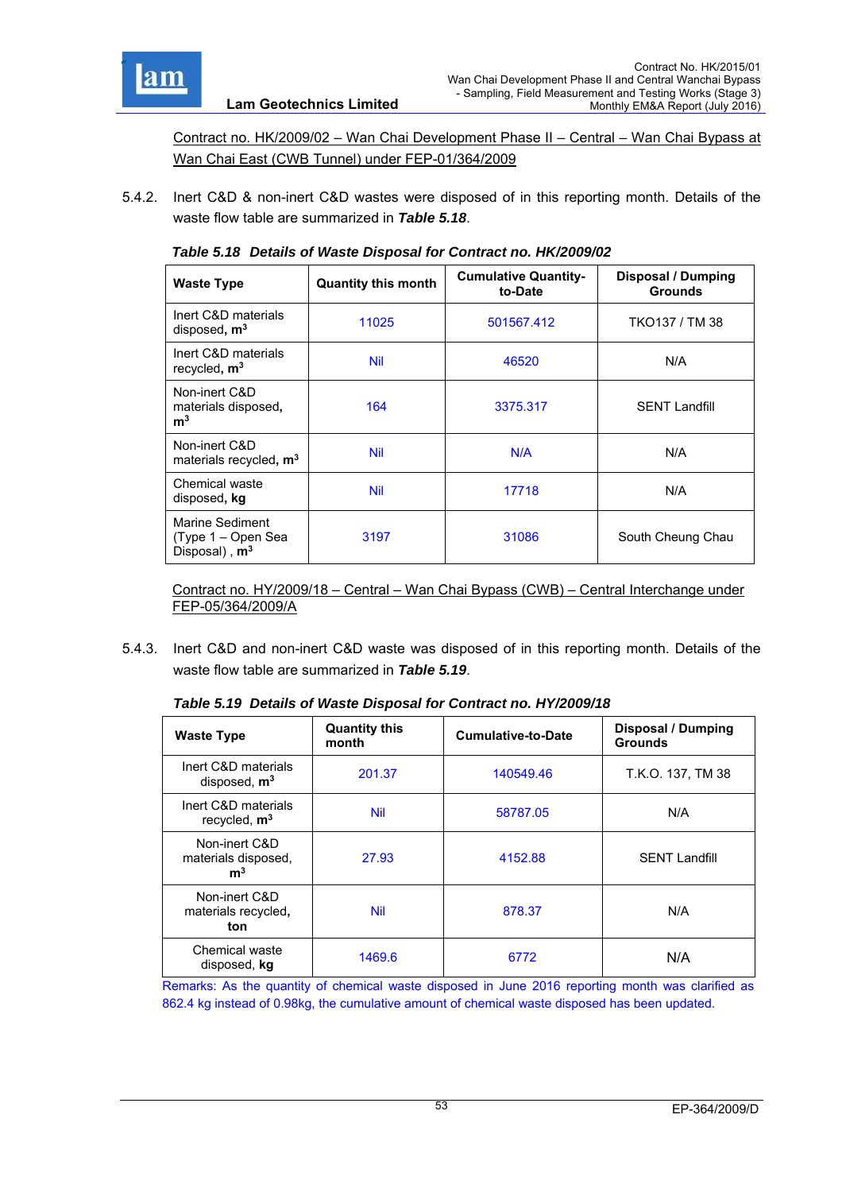Contract no. HK/2009/02 – Wan Chai Development Phase II – Central – Wan Chai Bypass at Wan Chai East (CWB Tunnel) under FEP-01/364/2009

5.4.2. Inert C&D & non-inert C&D wastes were disposed of in this reporting month. Details of the waste flow table are summarized in ***Table 5.18***.

***Table 5.18 Details of Waste Disposal for Contract no. HK/2009/02***

| Waste Type | Quantity this month | Cumulative Quantity-to-Date | Disposal / Dumping Grounds |
|---|---|---|---|
| Inert C&D materials disposed, $\mathbf{m^3}$ | 11025 | 501567.412 | TKO137 / TM 38 |
| Inert C&D materials recycled, $\mathbf{m^3}$ | Nil | 46520 | N/A |
| Non-inert C&D materials disposed, $\mathbf{m^3}$ | 164 | 3375.317 | SENT Landfill |
| Non-inert C&D materials recycled, $\mathbf{m^3}$ | Nil | N/A | N/A |
| Chemical waste disposed, **kg** | Nil | 17718 | N/A |
| Marine Sediment (Type 1 – Open Sea Disposal) , $\mathbf{m^3}$ | 3197 | 31086 | South Cheung Chau |

Contract no. HY/2009/18 – Central – Wan Chai Bypass (CWB) – Central Interchange under FEP-05/364/2009/A

5.4.3. Inert C&D and non-inert C&D waste was disposed of in this reporting month. Details of the waste flow table are summarized in ***Table 5.19***.

***Table 5.19 Details of Waste Disposal for Contract no. HY/2009/18***

| Waste Type | Quantity this month | Cumulative-to-Date | Disposal / Dumping Grounds |
|---|---|---|---|
| Inert C&D materials disposed, $\mathbf{m^3}$ | 201.37 | 140549.46 | T.K.O. 137, TM 38 |
| Inert C&D materials recycled, $\mathbf{m^3}$ | Nil | 58787.05 | N/A |
| Non-inert C&D materials disposed, $\mathbf{m^3}$ | 27.93 | 4152.88 | SENT Landfill |
| Non-inert C&D materials recycled, **ton** | Nil | 878.37 | N/A |
| Chemical waste disposed, **kg** | 1469.6 | 6772 | N/A |

Remarks: As the quantity of chemical waste disposed in June 2016 reporting month was clarified as 862.4 kg instead of 0.98kg, the cumulative amount of chemical waste disposed has been updated.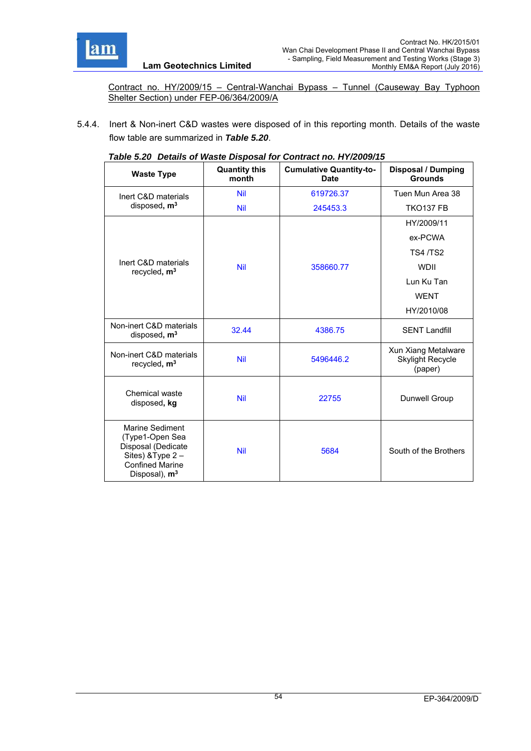Contract no. HY/2009/15 – Central-Wanchai Bypass – Tunnel (Causeway Bay Typhoon Shelter Section) under FEP-06/364/2009/A

5.4.4. Inert & Non-inert C&D wastes were disposed of in this reporting month. Details of the waste flow table are summarized in ***Table 5.20***.

***Table 5.20 Details of Waste Disposal for Contract no. HY/2009/15***

| Waste Type | Quantity this month | Cumulative Quantity-to-Date | Disposal / Dumping Grounds |
|---|---|---|---|
| Inert C&D materials disposed, **$m^3$** | Nil | 619726.37 | Tuen Mun Area 38 |
| | Nil | 245453.3 | TKO137 FB |
| Inert C&D materials recycled, **$m^3$** | Nil | 358660.77 | HY/2009/11<br>ex-PCWA<br>TS4 /TS2<br>WDII<br>Lun Ku Tan<br>WENT<br>HY/2010/08 |
| Non-inert C&D materials disposed, **$m^3$** | 32.44 | 4386.75 | SENT Landfill |
| Non-inert C&D materials recycled, **$m^3$** | Nil | 5496446.2 | Xun Xiang Metalware Skylight Recycle (paper) |
| Chemical waste disposed, **kg** | Nil | 22755 | Dunwell Group |
| Marine Sediment (Type1-Open Sea Disposal (Dedicate Sites) &Type 2 – Confined Marine Disposal), **$m^3$** | Nil | 5684 | South of the Brothers |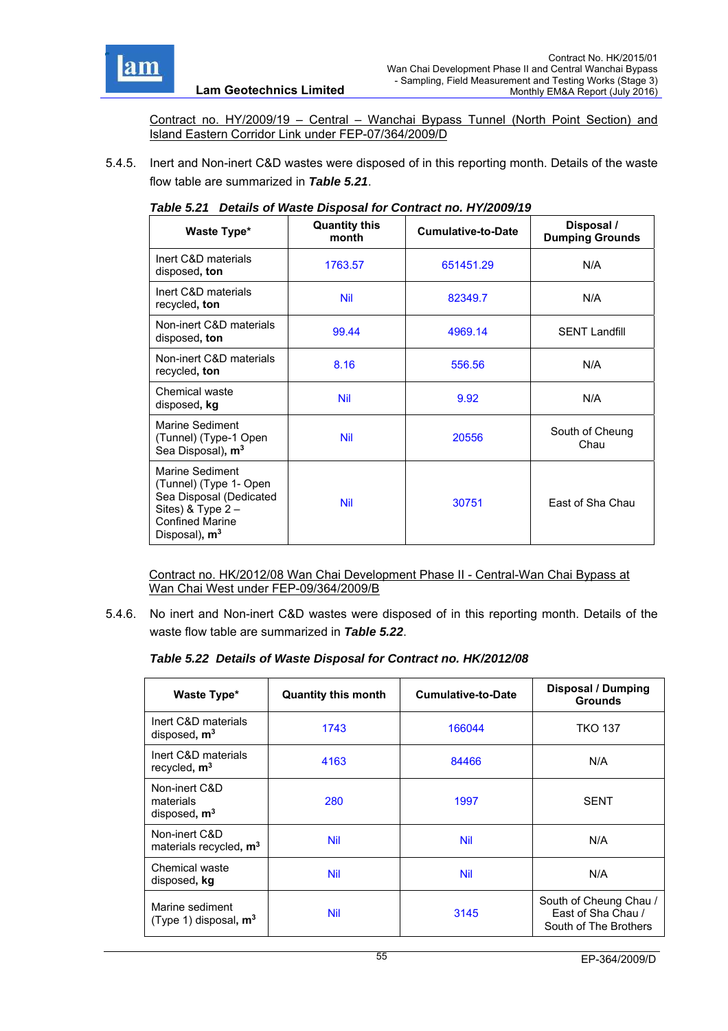Contract no. HY/2009/19 – Central – Wanchai Bypass Tunnel (North Point Section) and Island Eastern Corridor Link under FEP-07/364/2009/D

5.4.5. Inert and Non-inert C&D wastes were disposed of in this reporting month. Details of the waste flow table are summarized in ***Table 5.21***.

***Table 5.21 Details of Waste Disposal for Contract no. HY/2009/19***

| Waste Type* | Quantity this month | Cumulative-to-Date | Disposal / Dumping Grounds |
|---|---|---|---|
| Inert C&D materials disposed, **ton** | 1763.57 | 651451.29 | N/A |
| Inert C&D materials recycled, **ton** | Nil | 82349.7 | N/A |
| Non-inert C&D materials disposed, **ton** | 99.44 | 4969.14 | SENT Landfill |
| Non-inert C&D materials recycled, **ton** | 8.16 | 556.56 | N/A |
| Chemical waste disposed, **kg** | Nil | 9.92 | N/A |
| Marine Sediment (Tunnel) (Type-1 Open Sea Disposal), **$m^3$** | Nil | 20556 | South of Cheung Chau |
| Marine Sediment (Tunnel) (Type 1- Open Sea Disposal (Dedicated Sites) & Type 2 – Confined Marine Disposal), **$m^3$** | Nil | 30751 | East of Sha Chau |

Contract no. HK/2012/08 Wan Chai Development Phase II - Central-Wan Chai Bypass at Wan Chai West under FEP-09/364/2009/B

5.4.6. No inert and Non-inert C&D wastes were disposed of in this reporting month. Details of the waste flow table are summarized in ***Table 5.22***.

***Table 5.22 Details of Waste Disposal for Contract no. HK/2012/08***

| Waste Type* | Quantity this month | Cumulative-to-Date | Disposal / Dumping Grounds |
|---|---|---|---|
| Inert C&D materials disposed, **$m^3$** | 1743 | 166044 | TKO 137 |
| Inert C&D materials recycled, **$m^3$** | 4163 | 84466 | N/A |
| Non-inert C&D materials disposed, **$m^3$** | 280 | 1997 | SENT |
| Non-inert C&D materials recycled, **$m^3$** | Nil | Nil | N/A |
| Chemical waste disposed, **kg** | Nil | Nil | N/A |
| Marine sediment (Type 1) disposal, **$m^3$** | Nil | 3145 | South of Cheung Chau / East of Sha Chau / South of The Brothers |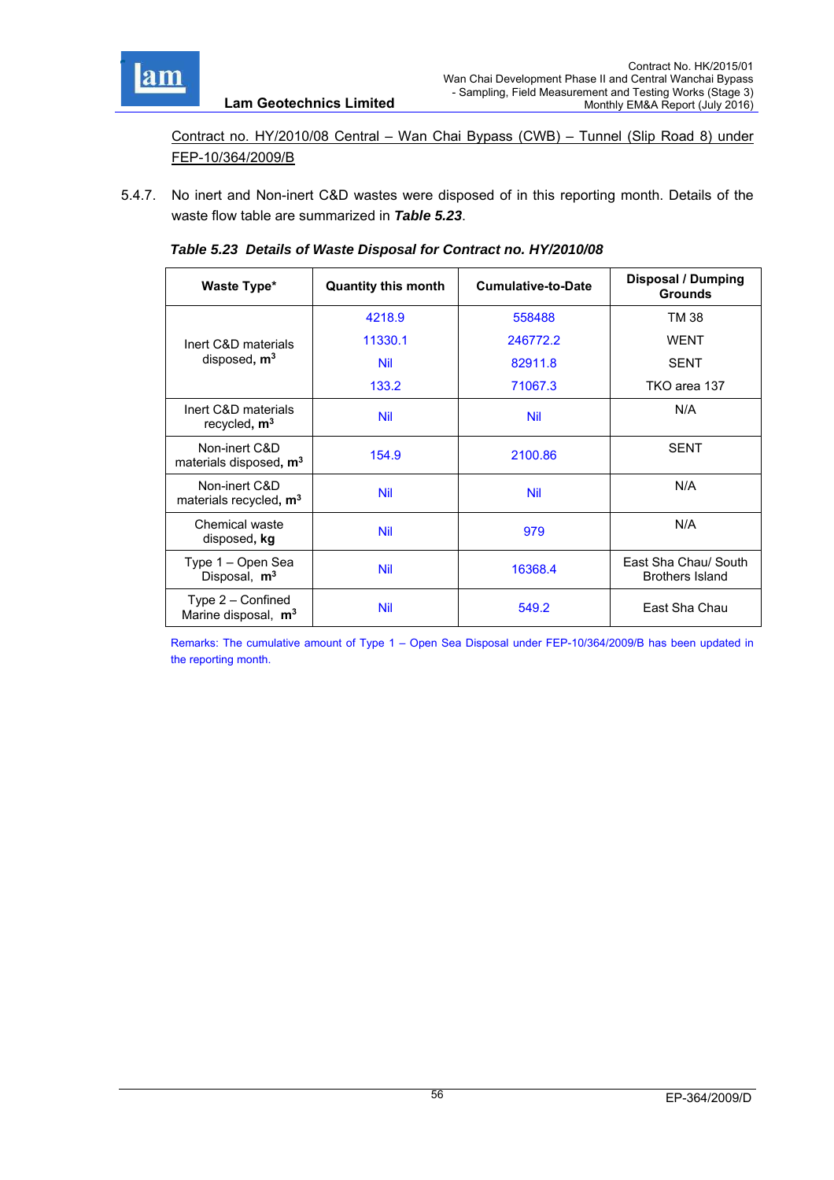Contract no. HY/2010/08 Central – Wan Chai Bypass (CWB) – Tunnel (Slip Road 8) under FEP-10/364/2009/B

5.4.7. No inert and Non-inert C&D wastes were disposed of in this reporting month. Details of the waste flow table are summarized in ***Table 5.23***.

***Table 5.23 Details of Waste Disposal for Contract no. HY/2010/08***

| Waste Type* | Quantity this month | Cumulative-to-Date | Disposal / Dumping Grounds |
|---|---|---|---|
| Inert C&D materials disposed, **m³** | 4218.9 | 558488 | TM 38 |
| | 11330.1 | 246772.2 | WENT |
| | Nil | 82911.8 | SENT |
| | 133.2 | 71067.3 | TKO area 137 |
| Inert C&D materials recycled, **m³** | Nil | Nil | N/A |
| Non-inert C&D materials disposed, **m³** | 154.9 | 2100.86 | SENT |
| Non-inert C&D materials recycled, **m³** | Nil | Nil | N/A |
| Chemical waste disposed, **kg** | Nil | 979 | N/A |
| Type 1 – Open Sea Disposal, **m³** | Nil | 16368.4 | East Sha Chau/ South Brothers Island |
| Type 2 – Confined Marine disposal, **m³** | Nil | 549.2 | East Sha Chau |

Remarks: The cumulative amount of Type 1 – Open Sea Disposal under FEP-10/364/2009/B has been updated in the reporting month.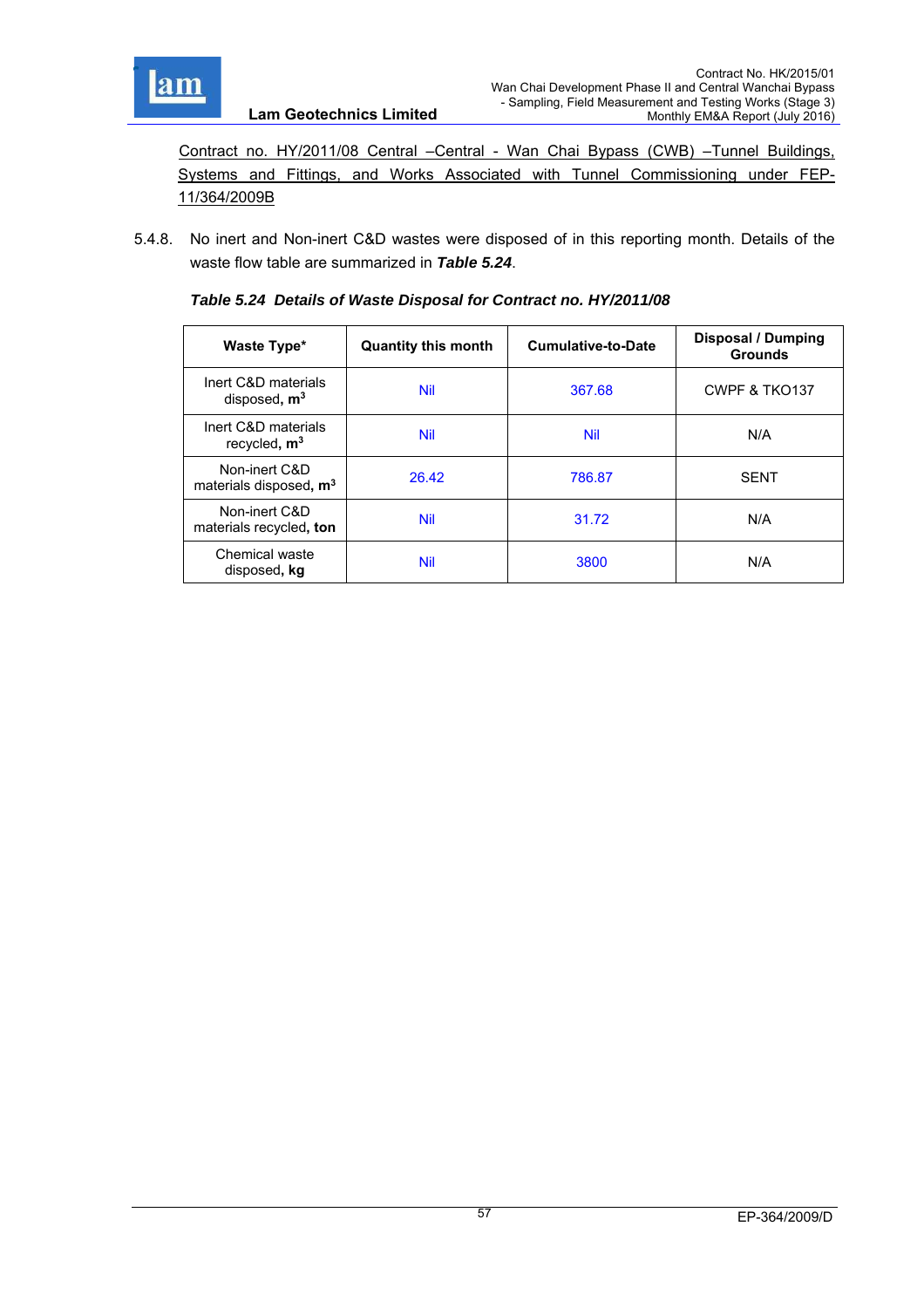Contract no. HY/2011/08 Central –Central - Wan Chai Bypass (CWB) –Tunnel Buildings, Systems and Fittings, and Works Associated with Tunnel Commissioning under FEP-11/364/2009B

5.4.8. No inert and Non-inert C&D wastes were disposed of in this reporting month. Details of the waste flow table are summarized in ***Table 5.24***.

***Table 5.24 Details of Waste Disposal for Contract no. HY/2011/08***

| Waste Type* | Quantity this month | Cumulative-to-Date | Disposal / Dumping Grounds |
|---|---|---|---|
| Inert C&D materials disposed, **$m^3$** | Nil | 367.68 | CWPF & TKO137 |
| Inert C&D materials recycled, **$m^3$** | Nil | Nil | N/A |
| Non-inert C&D materials disposed, **$m^3$** | 26.42 | 786.87 | SENT |
| Non-inert C&D materials recycled, **ton** | Nil | 31.72 | N/A |
| Chemical waste disposed, **kg** | Nil | 3800 | N/A |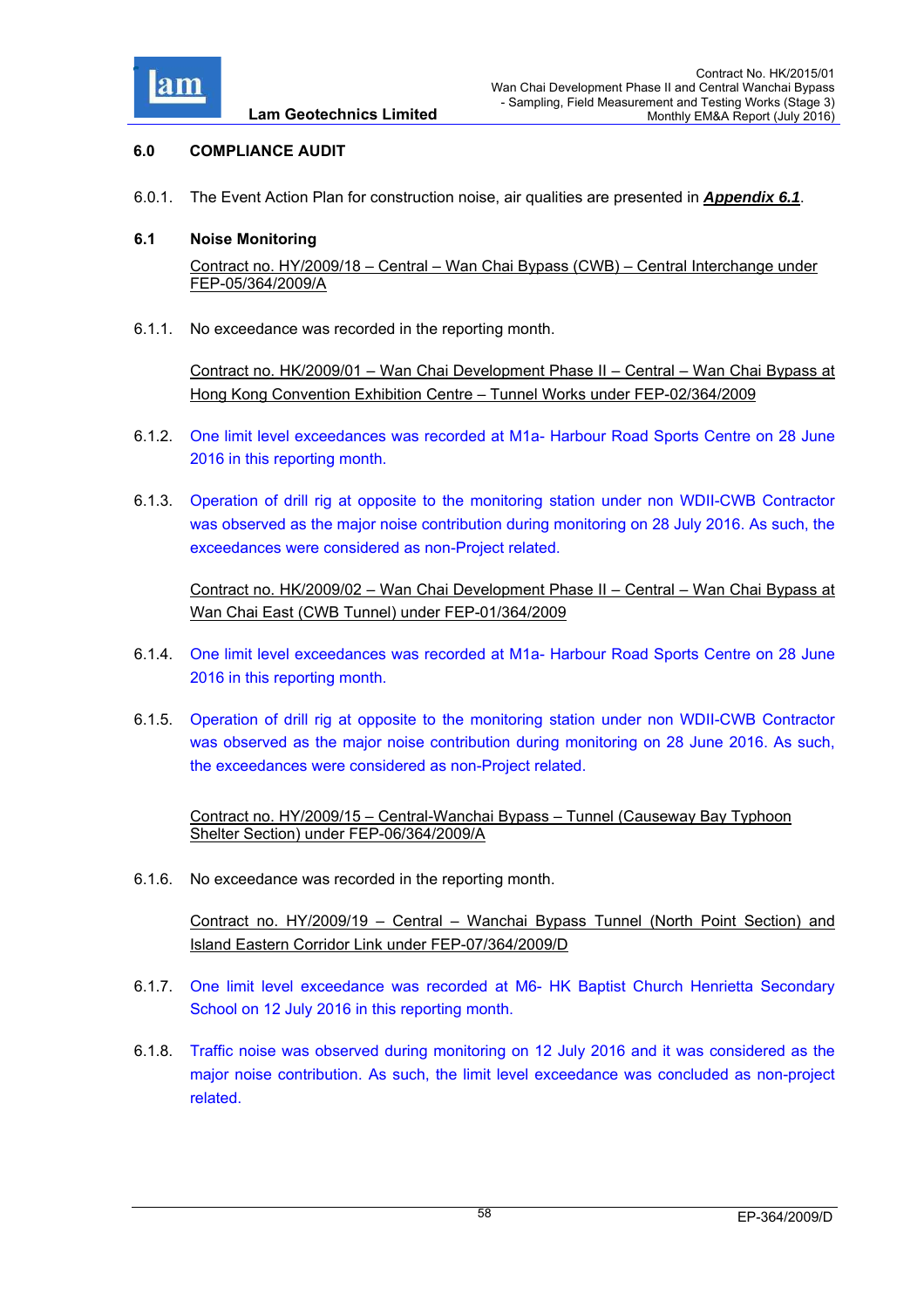## 6.0 COMPLIANCE AUDIT

6.0.1. The Event Action Plan for construction noise, air qualities are presented in ***Appendix 6.1***.

### 6.1 Noise Monitoring

Contract no. HY/2009/18 – Central – Wan Chai Bypass (CWB) – Central Interchange under FEP-05/364/2009/A

6.1.1. No exceedance was recorded in the reporting month.

Contract no. HK/2009/01 – Wan Chai Development Phase II – Central – Wan Chai Bypass at Hong Kong Convention Exhibition Centre – Tunnel Works under FEP-02/364/2009

6.1.2. One limit level exceedances was recorded at M1a- Harbour Road Sports Centre on 28 June 2016 in this reporting month.

6.1.3. Operation of drill rig at opposite to the monitoring station under non WDII-CWB Contractor was observed as the major noise contribution during monitoring on 28 July 2016. As such, the exceedances were considered as non-Project related.

Contract no. HK/2009/02 – Wan Chai Development Phase II – Central – Wan Chai Bypass at Wan Chai East (CWB Tunnel) under FEP-01/364/2009

6.1.4. One limit level exceedances was recorded at M1a- Harbour Road Sports Centre on 28 June 2016 in this reporting month.

6.1.5. Operation of drill rig at opposite to the monitoring station under non WDII-CWB Contractor was observed as the major noise contribution during monitoring on 28 June 2016. As such, the exceedances were considered as non-Project related.

Contract no. HY/2009/15 – Central-Wanchai Bypass – Tunnel (Causeway Bay Typhoon Shelter Section) under FEP-06/364/2009/A

6.1.6. No exceedance was recorded in the reporting month.

Contract no. HY/2009/19 – Central – Wanchai Bypass Tunnel (North Point Section) and Island Eastern Corridor Link under FEP-07/364/2009/D

6.1.7. One limit level exceedance was recorded at M6- HK Baptist Church Henrietta Secondary School on 12 July 2016 in this reporting month.

6.1.8. Traffic noise was observed during monitoring on 12 July 2016 and it was considered as the major noise contribution. As such, the limit level exceedance was concluded as non-project related.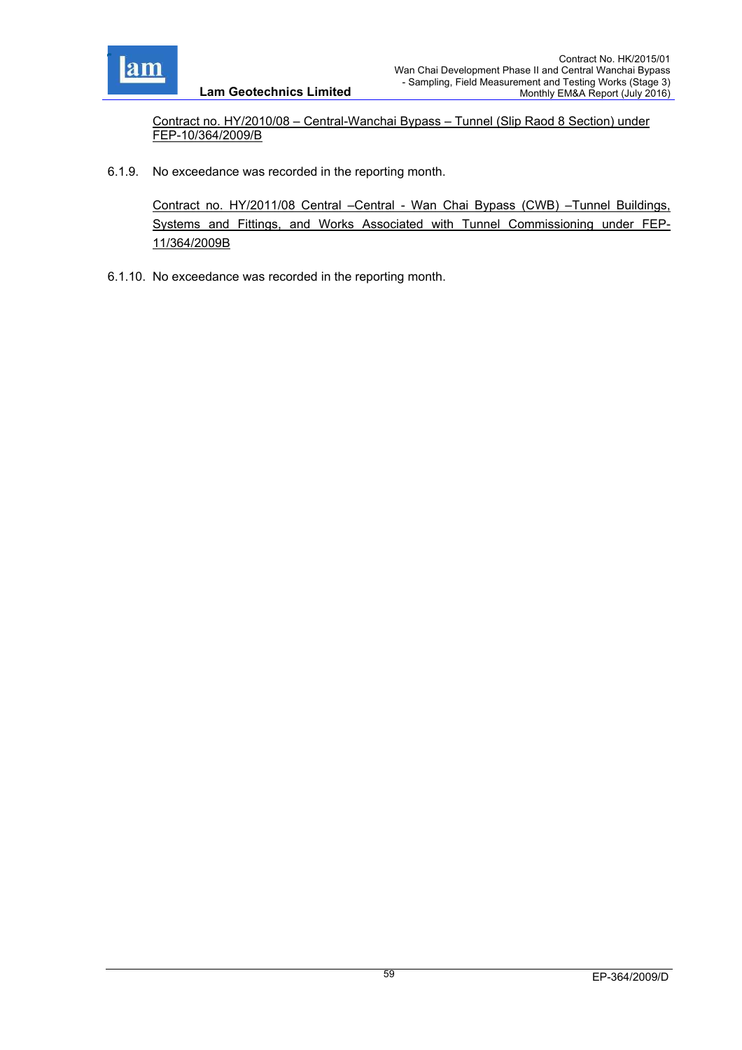<u>Contract no. HY/2010/08 – Central-Wanchai Bypass – Tunnel (Slip Raod 8 Section) under FEP-10/364/2009/B</u>

6.1.9. No exceedance was recorded in the reporting month.

<u>Contract no. HY/2011/08 Central –Central - Wan Chai Bypass (CWB) –Tunnel Buildings, Systems and Fittings, and Works Associated with Tunnel Commissioning under FEP-11/364/2009B</u>

6.1.10. No exceedance was recorded in the reporting month.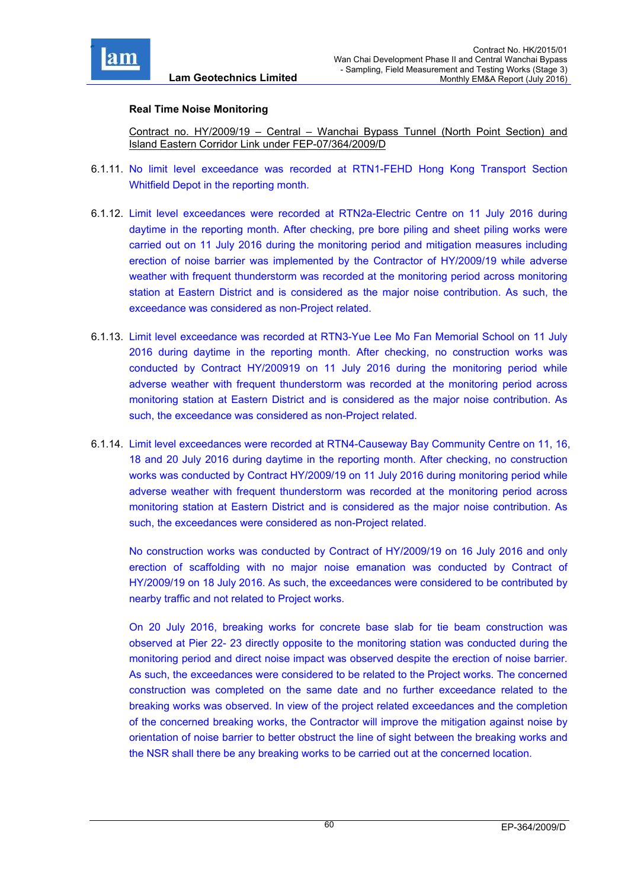**Real Time Noise Monitoring**

Contract no. HY/2009/19 – Central – Wanchai Bypass Tunnel (North Point Section) and Island Eastern Corridor Link under FEP-07/364/2009/D

6.1.11. No limit level exceedance was recorded at RTN1-FEHD Hong Kong Transport Section Whitfield Depot in the reporting month.

6.1.12. Limit level exceedances were recorded at RTN2a-Electric Centre on 11 July 2016 during daytime in the reporting month. After checking, pre bore piling and sheet piling works were carried out on 11 July 2016 during the monitoring period and mitigation measures including erection of noise barrier was implemented by the Contractor of HY/2009/19 while adverse weather with frequent thunderstorm was recorded at the monitoring period across monitoring station at Eastern District and is considered as the major noise contribution. As such, the exceedance was considered as non-Project related.

6.1.13. Limit level exceedance was recorded at RTN3-Yue Lee Mo Fan Memorial School on 11 July 2016 during daytime in the reporting month. After checking, no construction works was conducted by Contract HY/200919 on 11 July 2016 during the monitoring period while adverse weather with frequent thunderstorm was recorded at the monitoring period across monitoring station at Eastern District and is considered as the major noise contribution. As such, the exceedance was considered as non-Project related.

6.1.14. Limit level exceedances were recorded at RTN4-Causeway Bay Community Centre on 11, 16, 18 and 20 July 2016 during daytime in the reporting month. After checking, no construction works was conducted by Contract HY/2009/19 on 11 July 2016 during monitoring period while adverse weather with frequent thunderstorm was recorded at the monitoring period across monitoring station at Eastern District and is considered as the major noise contribution. As such, the exceedances were considered as non-Project related.

No construction works was conducted by Contract of HY/2009/19 on 16 July 2016 and only erection of scaffolding with no major noise emanation was conducted by Contract of HY/2009/19 on 18 July 2016. As such, the exceedances were considered to be contributed by nearby traffic and not related to Project works.

On 20 July 2016, breaking works for concrete base slab for tie beam construction was observed at Pier 22- 23 directly opposite to the monitoring station was conducted during the monitoring period and direct noise impact was observed despite the erection of noise barrier. As such, the exceedances were considered to be related to the Project works. The concerned construction was completed on the same date and no further exceedance related to the breaking works was observed. In view of the project related exceedances and the completion of the concerned breaking works, the Contractor will improve the mitigation against noise by orientation of noise barrier to better obstruct the line of sight between the breaking works and the NSR shall there be any breaking works to be carried out at the concerned location.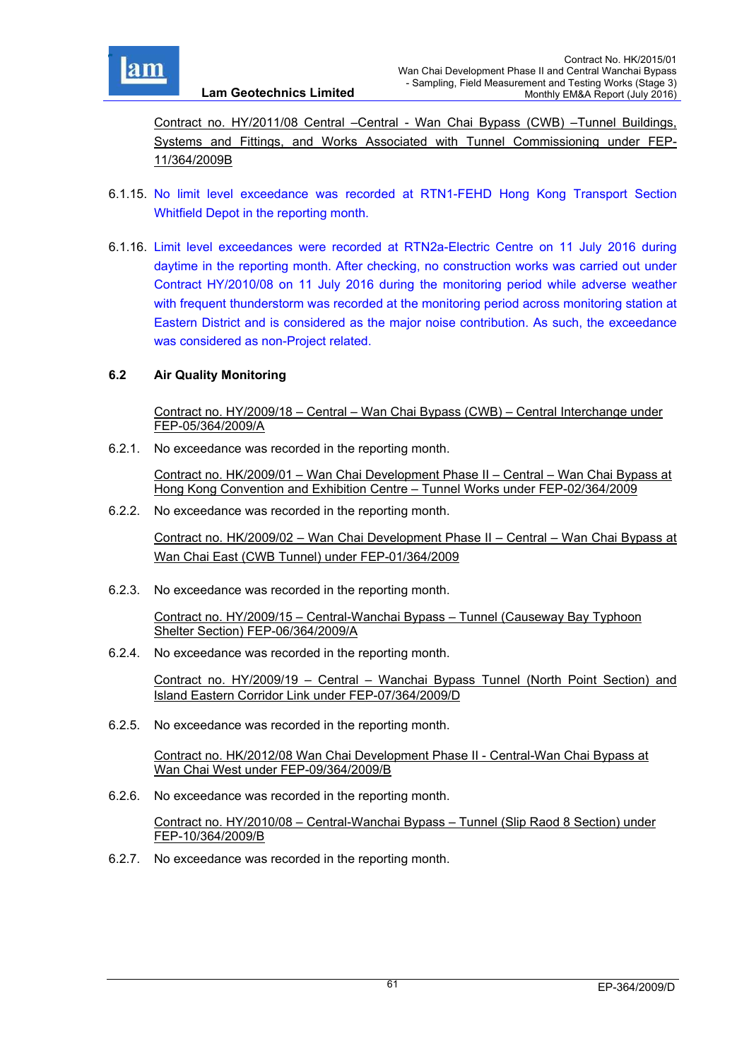Contract no. HY/2011/08 Central –Central - Wan Chai Bypass (CWB) –Tunnel Buildings, Systems and Fittings, and Works Associated with Tunnel Commissioning under FEP-11/364/2009B

6.1.15. No limit level exceedance was recorded at RTN1-FEHD Hong Kong Transport Section Whitfield Depot in the reporting month.

6.1.16. Limit level exceedances were recorded at RTN2a-Electric Centre on 11 July 2016 during daytime in the reporting month. After checking, no construction works was carried out under Contract HY/2010/08 on 11 July 2016 during the monitoring period while adverse weather with frequent thunderstorm was recorded at the monitoring period across monitoring station at Eastern District and is considered as the major noise contribution. As such, the exceedance was considered as non-Project related.

## 6.2 Air Quality Monitoring

Contract no. HY/2009/18 – Central – Wan Chai Bypass (CWB) – Central Interchange under FEP-05/364/2009/A

6.2.1. No exceedance was recorded in the reporting month.

Contract no. HK/2009/01 – Wan Chai Development Phase II – Central – Wan Chai Bypass at Hong Kong Convention and Exhibition Centre – Tunnel Works under FEP-02/364/2009

6.2.2. No exceedance was recorded in the reporting month.

Contract no. HK/2009/02 – Wan Chai Development Phase II – Central – Wan Chai Bypass at Wan Chai East (CWB Tunnel) under FEP-01/364/2009

6.2.3. No exceedance was recorded in the reporting month.

Contract no. HY/2009/15 – Central-Wanchai Bypass – Tunnel (Causeway Bay Typhoon Shelter Section) FEP-06/364/2009/A

6.2.4. No exceedance was recorded in the reporting month.

Contract no. HY/2009/19 – Central – Wanchai Bypass Tunnel (North Point Section) and Island Eastern Corridor Link under FEP-07/364/2009/D

6.2.5. No exceedance was recorded in the reporting month.

Contract no. HK/2012/08 Wan Chai Development Phase II - Central-Wan Chai Bypass at Wan Chai West under FEP-09/364/2009/B

6.2.6. No exceedance was recorded in the reporting month.

Contract no. HY/2010/08 – Central-Wanchai Bypass – Tunnel (Slip Raod 8 Section) under FEP-10/364/2009/B

6.2.7. No exceedance was recorded in the reporting month.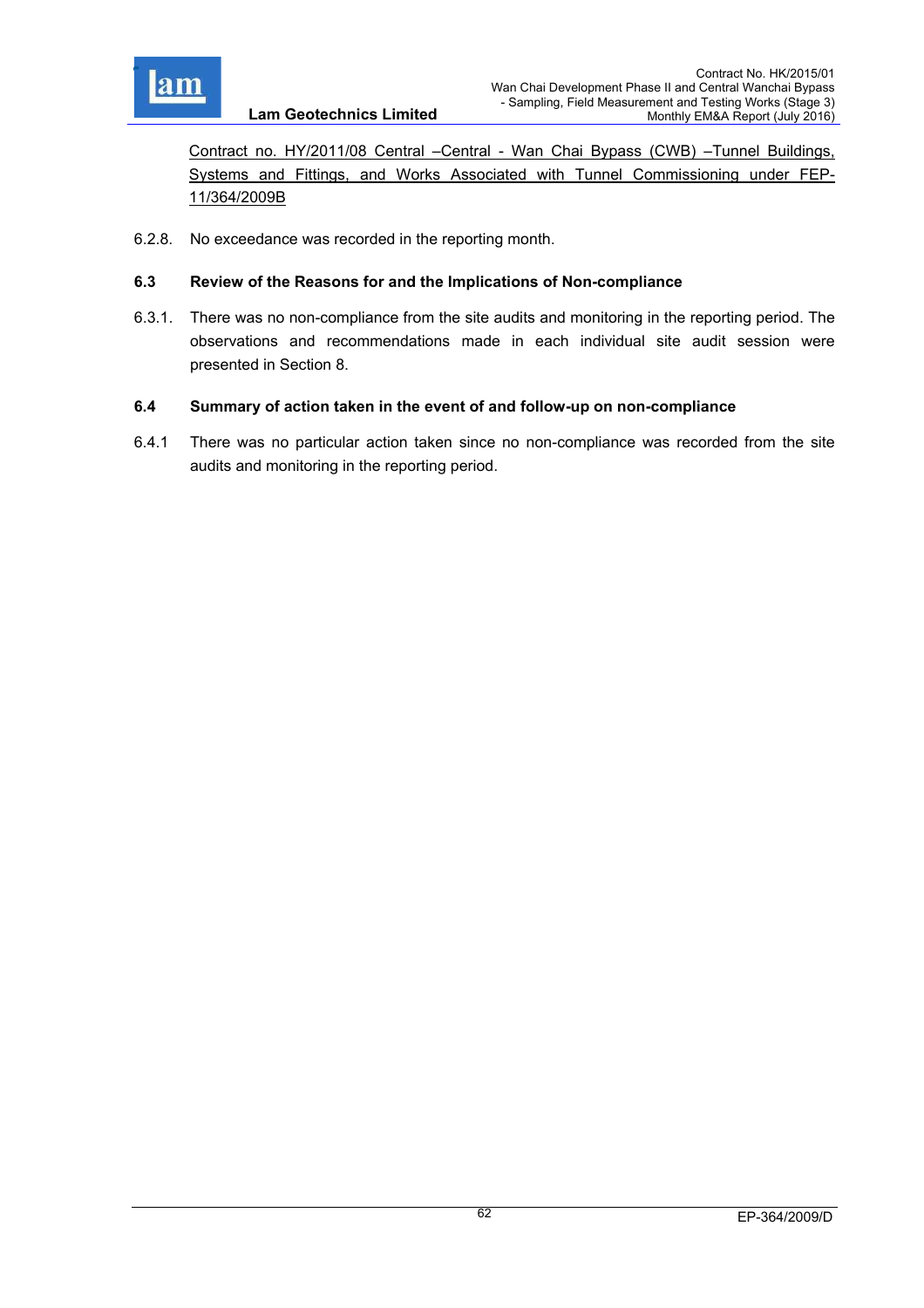Contract no. HY/2011/08 Central –Central - Wan Chai Bypass (CWB) –Tunnel Buildings, Systems and Fittings, and Works Associated with Tunnel Commissioning under FEP-11/364/2009B

6.2.8. No exceedance was recorded in the reporting month.

### 6.3 Review of the Reasons for and the Implications of Non-compliance

6.3.1. There was no non-compliance from the site audits and monitoring in the reporting period. The observations and recommendations made in each individual site audit session were presented in Section 8.

### 6.4 Summary of action taken in the event of and follow-up on non-compliance

6.4.1 There was no particular action taken since no non-compliance was recorded from the site audits and monitoring in the reporting period.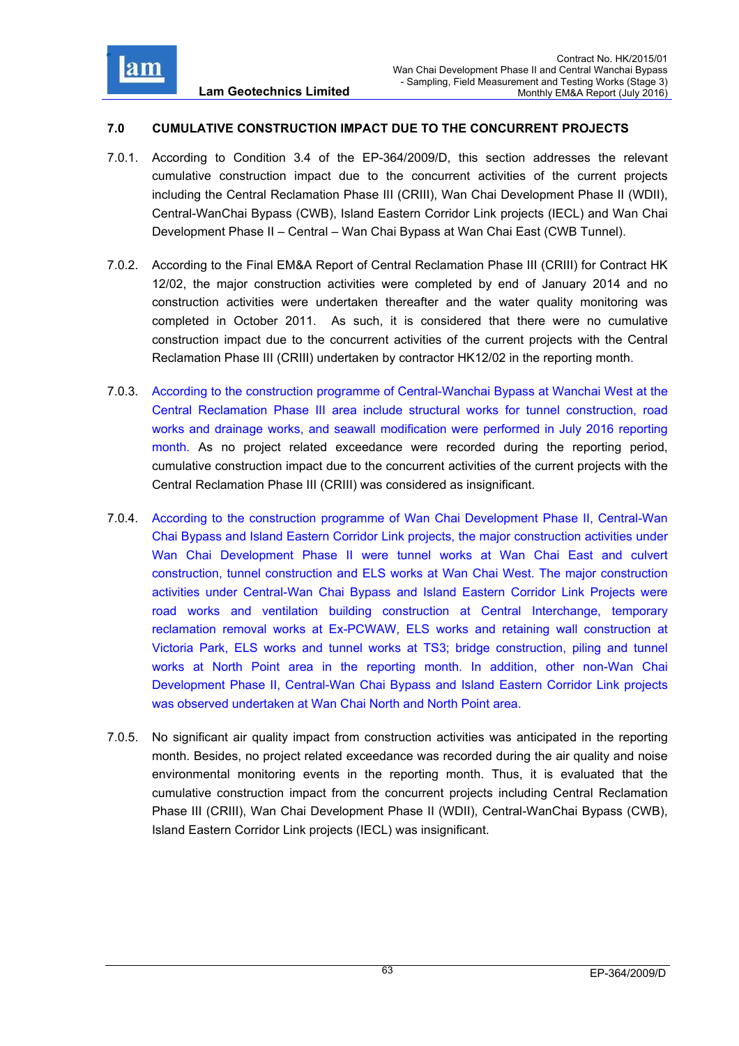## 7.0 CUMULATIVE CONSTRUCTION IMPACT DUE TO THE CONCURRENT PROJECTS

7.0.1. According to Condition 3.4 of the EP-364/2009/D, this section addresses the relevant cumulative construction impact due to the concurrent activities of the current projects including the Central Reclamation Phase III (CRIII), Wan Chai Development Phase II (WDII), Central-WanChai Bypass (CWB), Island Eastern Corridor Link projects (IECL) and Wan Chai Development Phase II – Central – Wan Chai Bypass at Wan Chai East (CWB Tunnel).

7.0.2. According to the Final EM&A Report of Central Reclamation Phase III (CRIII) for Contract HK 12/02, the major construction activities were completed by end of January 2014 and no construction activities were undertaken thereafter and the water quality monitoring was completed in October 2011. As such, it is considered that there were no cumulative construction impact due to the concurrent activities of the current projects with the Central Reclamation Phase III (CRIII) undertaken by contractor HK12/02 in the reporting month.

7.0.3. According to the construction programme of Central-Wanchai Bypass at Wanchai West at the Central Reclamation Phase III area include structural works for tunnel construction, road works and drainage works, and seawall modification were performed in July 2016 reporting month. As no project related exceedance were recorded during the reporting period, cumulative construction impact due to the concurrent activities of the current projects with the Central Reclamation Phase III (CRIII) was considered as insignificant.

7.0.4. According to the construction programme of Wan Chai Development Phase II, Central-Wan Chai Bypass and Island Eastern Corridor Link projects, the major construction activities under Wan Chai Development Phase II were tunnel works at Wan Chai East and culvert construction, tunnel construction and ELS works at Wan Chai West. The major construction activities under Central-Wan Chai Bypass and Island Eastern Corridor Link Projects were road works and ventilation building construction at Central Interchange, temporary reclamation removal works at Ex-PCWAW, ELS works and retaining wall construction at Victoria Park, ELS works and tunnel works at TS3; bridge construction, piling and tunnel works at North Point area in the reporting month. In addition, other non-Wan Chai Development Phase II, Central-Wan Chai Bypass and Island Eastern Corridor Link projects was observed undertaken at Wan Chai North and North Point area.

7.0.5. No significant air quality impact from construction activities was anticipated in the reporting month. Besides, no project related exceedance was recorded during the air quality and noise environmental monitoring events in the reporting month. Thus, it is evaluated that the cumulative construction impact from the concurrent projects including Central Reclamation Phase III (CRIII), Wan Chai Development Phase II (WDII), Central-WanChai Bypass (CWB), Island Eastern Corridor Link projects (IECL) was insignificant.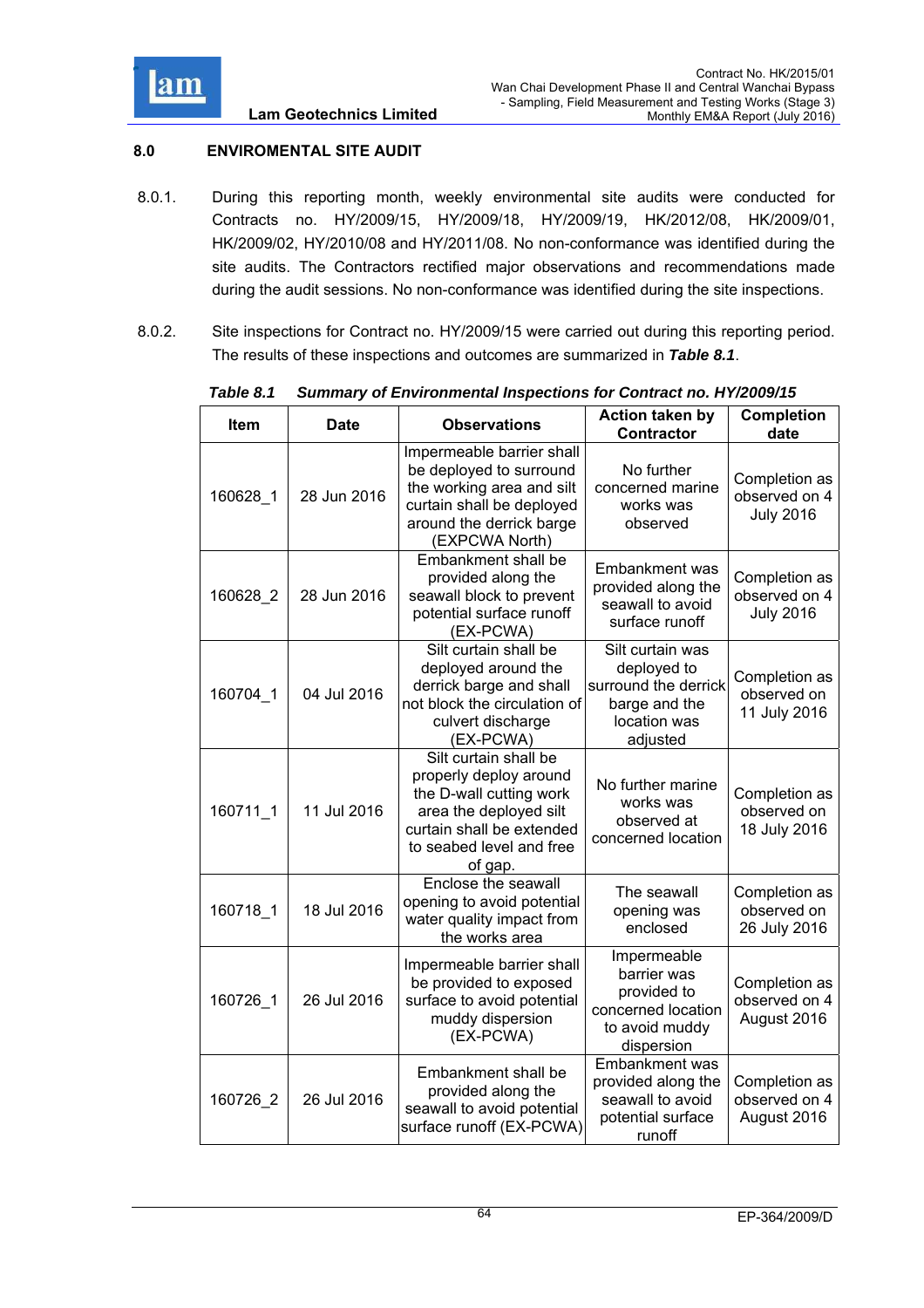## 8.0 ENVIROMENTAL SITE AUDIT

8.0.1. During this reporting month, weekly environmental site audits were conducted for Contracts no. HY/2009/15, HY/2009/18, HY/2009/19, HK/2012/08, HK/2009/01, HK/2009/02, HY/2010/08 and HY/2011/08. No non-conformance was identified during the site audits. The Contractors rectified major observations and recommendations made during the audit sessions. No non-conformance was identified during the site inspections.

8.0.2. Site inspections for Contract no. HY/2009/15 were carried out during this reporting period. The results of these inspections and outcomes are summarized in ***Table 8.1***.

***Table 8.1 Summary of Environmental Inspections for Contract no. HY/2009/15***

| Item | Date | Observations | Action taken by Contractor | Completion date |
|---|---|---|---|---|
| 160628_1 | 28 Jun 2016 | Impermeable barrier shall be deployed to surround the working area and silt curtain shall be deployed around the derrick barge (EXPCWA North) | No further concerned marine works was observed | Completion as observed on 4 July 2016 |
| 160628_2 | 28 Jun 2016 | Embankment shall be provided along the seawall block to prevent potential surface runoff (EX-PCWA) | Embankment was provided along the seawall to avoid surface runoff | Completion as observed on 4 July 2016 |
| 160704_1 | 04 Jul 2016 | Silt curtain shall be deployed around the derrick barge and shall not block the circulation of culvert discharge (EX-PCWA) | Silt curtain was deployed to surround the derrick barge and the location was adjusted | Completion as observed on 11 July 2016 |
| 160711_1 | 11 Jul 2016 | Silt curtain shall be properly deploy around the D-wall cutting work area the deployed silt curtain shall be extended to seabed level and free of gap. | No further marine works was observed at concerned location | Completion as observed on 18 July 2016 |
| 160718_1 | 18 Jul 2016 | Enclose the seawall opening to avoid potential water quality impact from the works area | The seawall opening was enclosed | Completion as observed on 26 July 2016 |
| 160726_1 | 26 Jul 2016 | Impermeable barrier shall be provided to exposed surface to avoid potential muddy dispersion (EX-PCWA) | Impermeable barrier was provided to concerned location to avoid muddy dispersion | Completion as observed on 4 August 2016 |
| 160726_2 | 26 Jul 2016 | Embankment shall be provided along the seawall to avoid potential surface runoff (EX-PCWA) | Embankment was provided along the seawall to avoid potential surface runoff | Completion as observed on 4 August 2016 |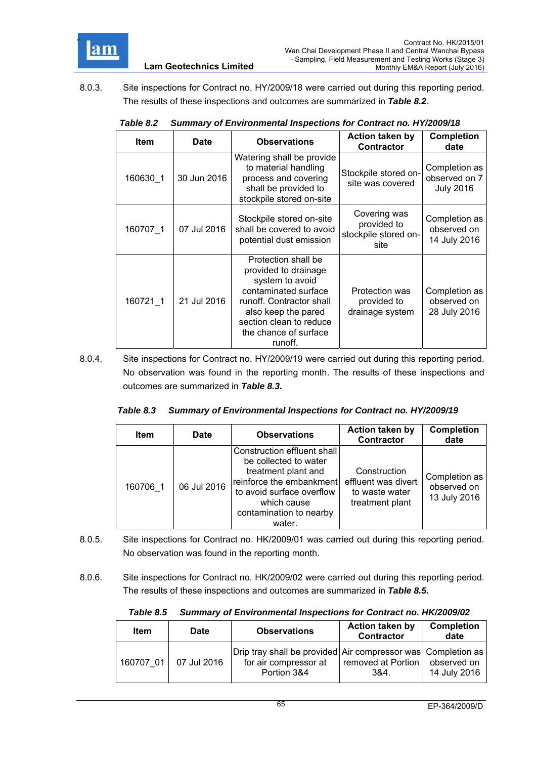8.0.3. Site inspections for Contract no. HY/2009/18 were carried out during this reporting period. The results of these inspections and outcomes are summarized in ***Table 8.2***.

***Table 8.2 Summary of Environmental Inspections for Contract no. HY/2009/18***

| Item | Date | Observations | Action taken by Contractor | Completion date |
|---|---|---|---|---|
| 160630_1 | 30 Jun 2016 | Watering shall be provide to material handling process and covering shall be provided to stockpile stored on-site | Stockpile stored on-site was covered | Completion as observed on 7 July 2016 |
| 160707_1 | 07 Jul 2016 | Stockpile stored on-site shall be covered to avoid potential dust emission | Covering was provided to stockpile stored on-site | Completion as observed on 14 July 2016 |
| 160721_1 | 21 Jul 2016 | Protection shall be provided to drainage system to avoid contaminated surface runoff. Contractor shall also keep the pared section clean to reduce the chance of surface runoff. | Protection was provided to drainage system | Completion as observed on 28 July 2016 |

8.0.4. Site inspections for Contract no. HY/2009/19 were carried out during this reporting period. No observation was found in the reporting month. The results of these inspections and outcomes are summarized in ***Table 8.3.***

***Table 8.3 Summary of Environmental Inspections for Contract no. HY/2009/19***

| Item | Date | Observations | Action taken by Contractor | Completion date |
|---|---|---|---|---|
| 160706_1 | 06 Jul 2016 | Construction effluent shall be collected to water treatment plant and reinforce the embankment to avoid surface overflow which cause contamination to nearby water. | Construction effluent was divert to waste water treatment plant | Completion as observed on 13 July 2016 |

8.0.5. Site inspections for Contract no. HK/2009/01 was carried out during this reporting period. No observation was found in the reporting month.

8.0.6. Site inspections for Contract no. HK/2009/02 were carried out during this reporting period. The results of these inspections and outcomes are summarized in ***Table 8.5.***

***Table 8.5 Summary of Environmental Inspections for Contract no. HK/2009/02***

| Item | Date | Observations | Action taken by Contractor | Completion date |
|---|---|---|---|---|
| 160707_01 | 07 Jul 2016 | Drip tray shall be provided for air compressor at Portion 3&4 | Air compressor was removed at Portion 3&4. | Completion as observed on 14 July 2016 |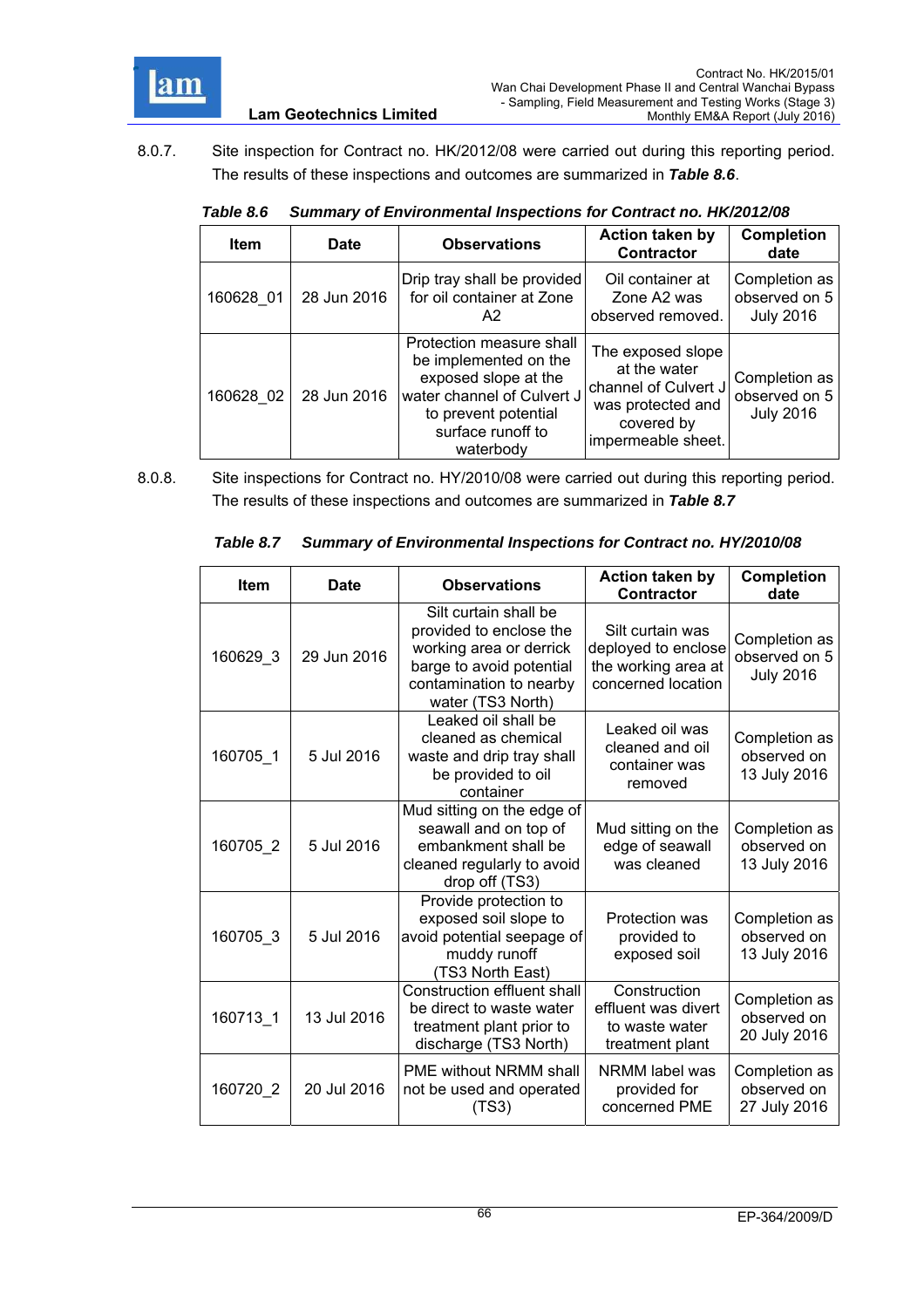8.0.7. Site inspection for Contract no. HK/2012/08 were carried out during this reporting period. The results of these inspections and outcomes are summarized in ***Table 8.6***.

***Table 8.6 Summary of Environmental Inspections for Contract no. HK/2012/08***

| Item | Date | Observations | Action taken by Contractor | Completion date |
|---|---|---|---|---|
| 160628_01 | 28 Jun 2016 | Drip tray shall be provided for oil container at Zone A2 | Oil container at Zone A2 was observed removed. | Completion as observed on 5 July 2016 |
| 160628_02 | 28 Jun 2016 | Protection measure shall be implemented on the exposed slope at the water channel of Culvert J to prevent potential surface runoff to waterbody | The exposed slope at the water channel of Culvert J was protected and covered by impermeable sheet. | Completion as observed on 5 July 2016 |

8.0.8. Site inspections for Contract no. HY/2010/08 were carried out during this reporting period. The results of these inspections and outcomes are summarized in ***Table 8.7***

***Table 8.7 Summary of Environmental Inspections for Contract no. HY/2010/08***

| Item | Date | Observations | Action taken by Contractor | Completion date |
|---|---|---|---|---|
| 160629_3 | 29 Jun 2016 | Silt curtain shall be provided to enclose the working area or derrick barge to avoid potential contamination to nearby water (TS3 North) | Silt curtain was deployed to enclose the working area at concerned location | Completion as observed on 5 July 2016 |
| 160705_1 | 5 Jul 2016 | Leaked oil shall be cleaned as chemical waste and drip tray shall be provided to oil container | Leaked oil was cleaned and oil container was removed | Completion as observed on 13 July 2016 |
| 160705_2 | 5 Jul 2016 | Mud sitting on the edge of seawall and on top of embankment shall be cleaned regularly to avoid drop off (TS3) | Mud sitting on the edge of seawall was cleaned | Completion as observed on 13 July 2016 |
| 160705_3 | 5 Jul 2016 | Provide protection to exposed soil slope to avoid potential seepage of muddy runoff (TS3 North East) | Protection was provided to exposed soil | Completion as observed on 13 July 2016 |
| 160713_1 | 13 Jul 2016 | Construction effluent shall be direct to waste water treatment plant prior to discharge (TS3 North) | Construction effluent was divert to waste water treatment plant | Completion as observed on 20 July 2016 |
| 160720_2 | 20 Jul 2016 | PME without NRMM shall not be used and operated (TS3) | NRMM label was provided for concerned PME | Completion as observed on 27 July 2016 |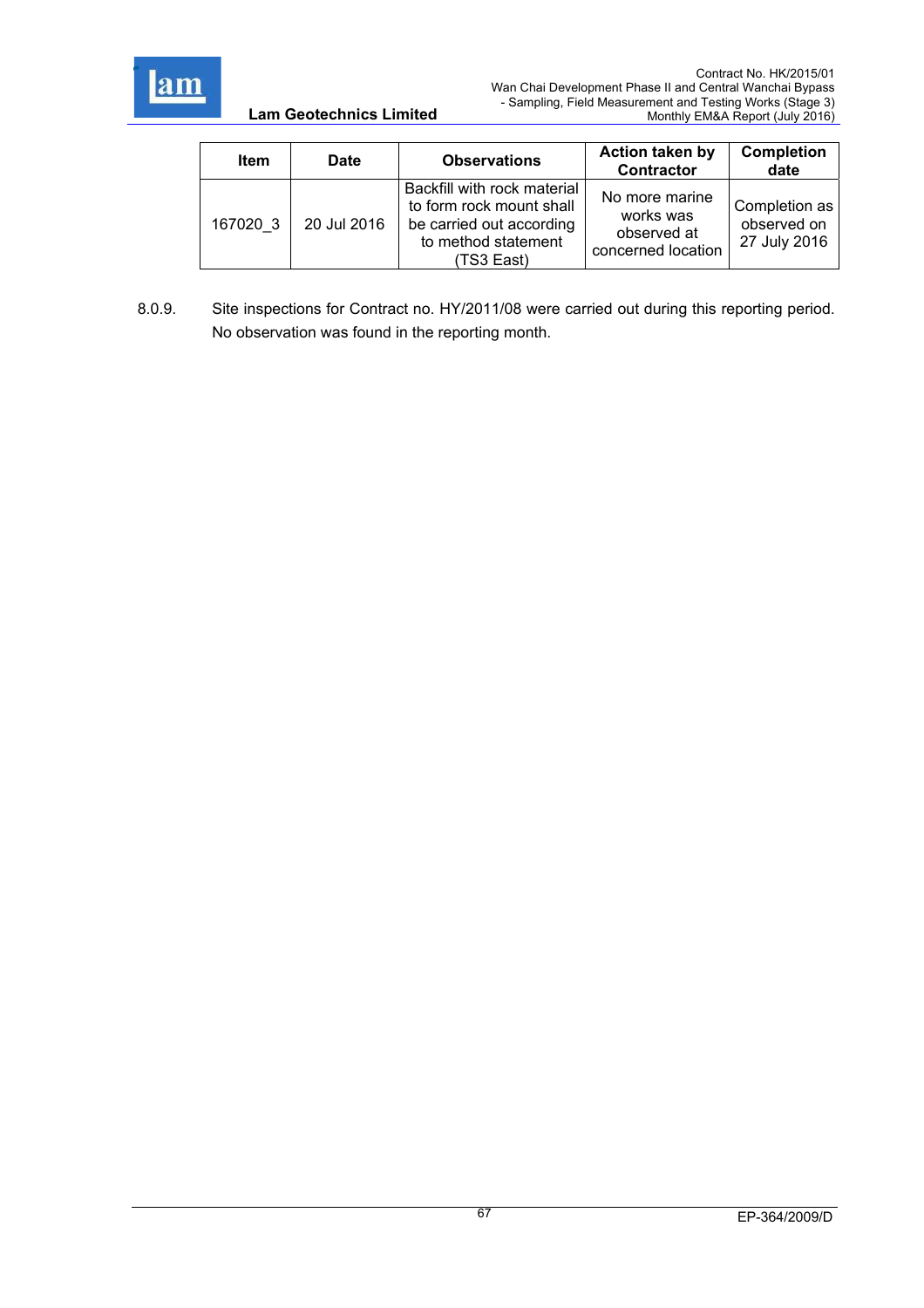| Item | Date | Observations | Action taken by Contractor | Completion date |
| --- | --- | --- | --- | --- |
| 167020_3 | 20 Jul 2016 | Backfill with rock material to form rock mount shall be carried out according to method statement (TS3 East) | No more marine works was observed at concerned location | Completion as observed on 27 July 2016 |

8.0.9. Site inspections for Contract no. HY/2011/08 were carried out during this reporting period. No observation was found in the reporting month.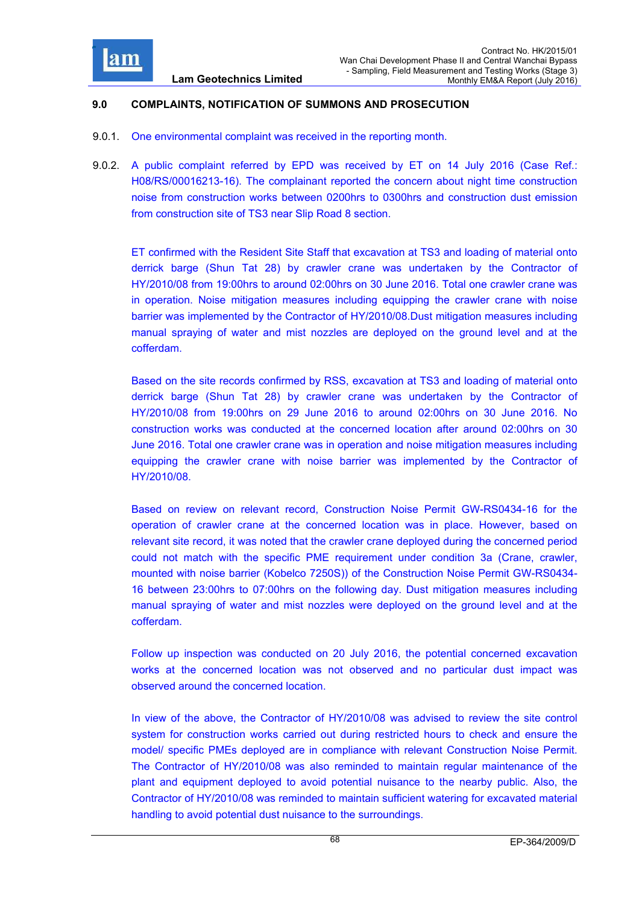## 9.0 COMPLAINTS, NOTIFICATION OF SUMMONS AND PROSECUTION

9.0.1. One environmental complaint was received in the reporting month.

9.0.2. A public complaint referred by EPD was received by ET on 14 July 2016 (Case Ref.: H08/RS/00016213-16). The complainant reported the concern about night time construction noise from construction works between 0200hrs to 0300hrs and construction dust emission from construction site of TS3 near Slip Road 8 section.

ET confirmed with the Resident Site Staff that excavation at TS3 and loading of material onto derrick barge (Shun Tat 28) by crawler crane was undertaken by the Contractor of HY/2010/08 from 19:00hrs to around 02:00hrs on 30 June 2016. Total one crawler crane was in operation. Noise mitigation measures including equipping the crawler crane with noise barrier was implemented by the Contractor of HY/2010/08.Dust mitigation measures including manual spraying of water and mist nozzles are deployed on the ground level and at the cofferdam.

Based on the site records confirmed by RSS, excavation at TS3 and loading of material onto derrick barge (Shun Tat 28) by crawler crane was undertaken by the Contractor of HY/2010/08 from 19:00hrs on 29 June 2016 to around 02:00hrs on 30 June 2016. No construction works was conducted at the concerned location after around 02:00hrs on 30 June 2016. Total one crawler crane was in operation and noise mitigation measures including equipping the crawler crane with noise barrier was implemented by the Contractor of HY/2010/08.

Based on review on relevant record, Construction Noise Permit GW-RS0434-16 for the operation of crawler crane at the concerned location was in place. However, based on relevant site record, it was noted that the crawler crane deployed during the concerned period could not match with the specific PME requirement under condition 3a (Crane, crawler, mounted with noise barrier (Kobelco 7250S)) of the Construction Noise Permit GW-RS0434-16 between 23:00hrs to 07:00hrs on the following day. Dust mitigation measures including manual spraying of water and mist nozzles were deployed on the ground level and at the cofferdam.

Follow up inspection was conducted on 20 July 2016, the potential concerned excavation works at the concerned location was not observed and no particular dust impact was observed around the concerned location.

In view of the above, the Contractor of HY/2010/08 was advised to review the site control system for construction works carried out during restricted hours to check and ensure the model/ specific PMEs deployed are in compliance with relevant Construction Noise Permit. The Contractor of HY/2010/08 was also reminded to maintain regular maintenance of the plant and equipment deployed to avoid potential nuisance to the nearby public. Also, the Contractor of HY/2010/08 was reminded to maintain sufficient watering for excavated material handling to avoid potential dust nuisance to the surroundings.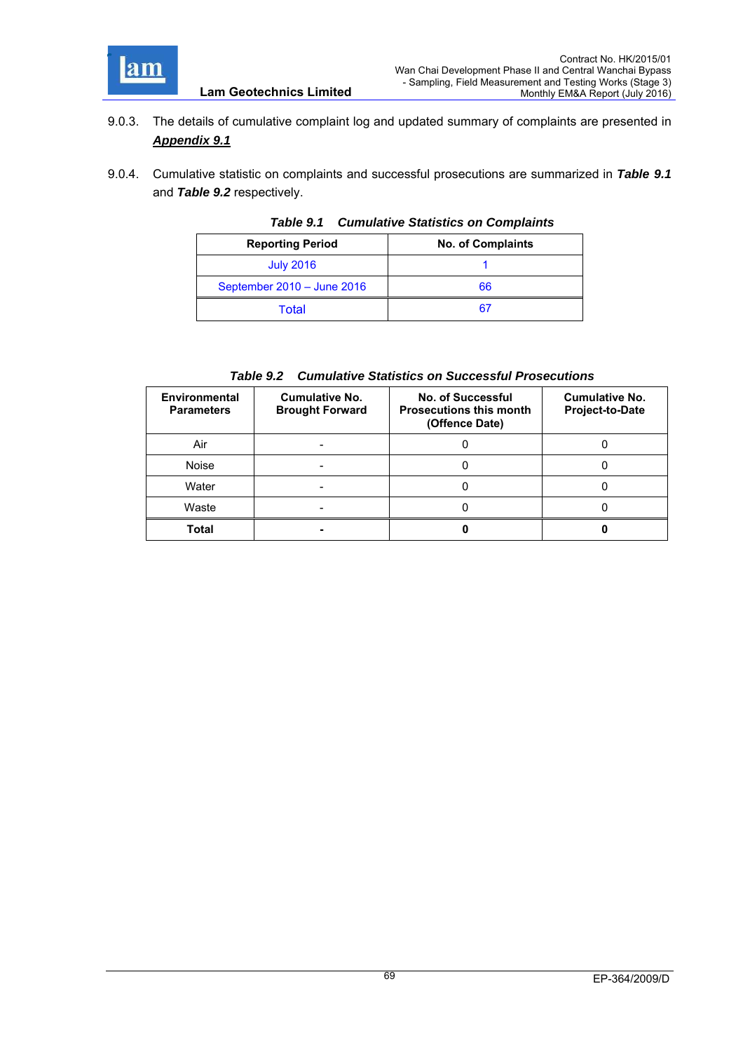9.0.3. The details of cumulative complaint log and updated summary of complaints are presented in ***Appendix 9.1***

9.0.4. Cumulative statistic on complaints and successful prosecutions are summarized in ***Table 9.1*** and ***Table 9.2*** respectively.

***Table 9.1 Cumulative Statistics on Complaints***

| Reporting Period | No. of Complaints |
|---|---|
| July 2016 | 1 |
| September 2010 – June 2016 | 66 |
| Total | 67 |

***Table 9.2 Cumulative Statistics on Successful Prosecutions***

| Environmental Parameters | Cumulative No. Brought Forward | No. of Successful Prosecutions this month (Offence Date) | Cumulative No. Project-to-Date |
|---|---|---|---|
| Air | - | 0 | 0 |
| Noise | - | 0 | 0 |
| Water | - | 0 | 0 |
| Waste | - | 0 | 0 |
| **Total** | **-** | **0** | **0** |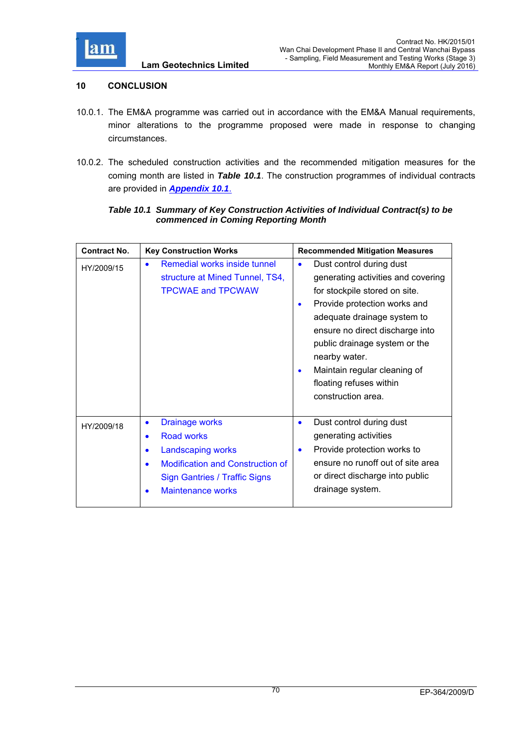## 10 CONCLUSION

10.0.1. The EM&A programme was carried out in accordance with the EM&A Manual requirements, minor alterations to the programme proposed were made in response to changing circumstances.

10.0.2. The scheduled construction activities and the recommended mitigation measures for the coming month are listed in ***Table 10.1***. The construction programmes of individual contracts are provided in ***Appendix 10.1***.

***Table 10.1 Summary of Key Construction Activities of Individual Contract(s) to be commenced in Coming Reporting Month***

| Contract No. | Key Construction Works | Recommended Mitigation Measures |
|---|---|---|
| HY/2009/15 | • Remedial works inside tunnel structure at Mined Tunnel, TS4, TPCWAE and TPCWAW | • Dust control during dust generating activities and covering for stockpile stored on site.<br>• Provide protection works and adequate drainage system to ensure no direct discharge into public drainage system or the nearby water.<br>• Maintain regular cleaning of floating refuses within construction area. |
| HY/2009/18 | • Drainage works<br>• Road works<br>• Landscaping works<br>• Modification and Construction of Sign Gantries / Traffic Signs<br>• Maintenance works | • Dust control during dust generating activities<br>• Provide protection works to ensure no runoff out of site area or direct discharge into public drainage system. |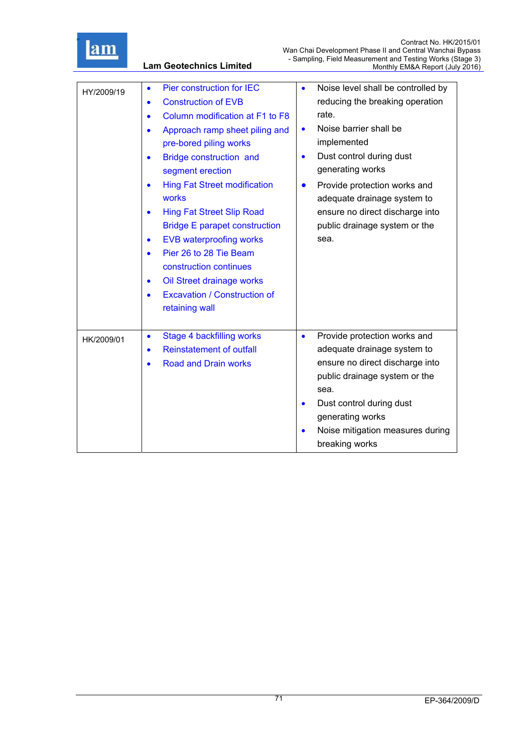| HY/2009/19 | • Pier construction for IEC<br>• Construction of EVB<br>• Column modification at F1 to F8<br>• Approach ramp sheet piling and pre-bored piling works<br>• Bridge construction and segment erection<br>• Hing Fat Street modification works<br>• Hing Fat Street Slip Road Bridge E parapet construction<br>• EVB waterproofing works<br>• Pier 26 to 28 Tie Beam construction continues<br>• Oil Street drainage works<br>• Excavation / Construction of retaining wall | • Noise level shall be controlled by reducing the breaking operation rate.<br>• Noise barrier shall be implemented<br>• Dust control during dust generating works<br>• Provide protection works and adequate drainage system to ensure no direct discharge into public drainage system or the sea. |
|---|---|---|
| HK/2009/01 | • Stage 4 backfilling works<br>• Reinstatement of outfall<br>• Road and Drain works | • Provide protection works and adequate drainage system to ensure no direct discharge into public drainage system or the sea.<br>• Dust control during dust generating works<br>• Noise mitigation measures during breaking works |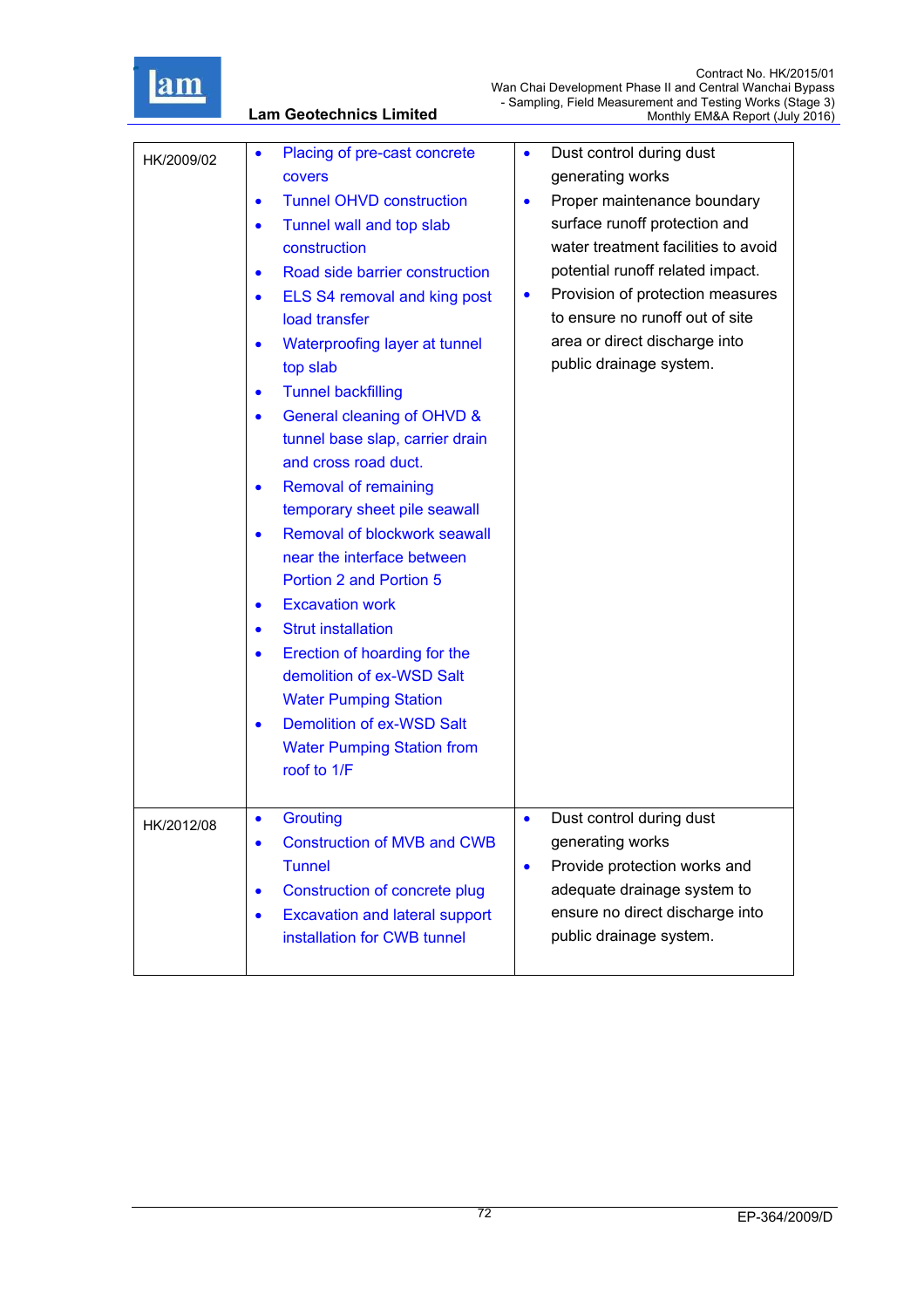| | | |
|---|---|---|
| HK/2009/02 | • Placing of pre-cast concrete covers<br>• Tunnel OHVD construction<br>• Tunnel wall and top slab construction<br>• Road side barrier construction<br>• ELS S4 removal and king post load transfer<br>• Waterproofing layer at tunnel top slab<br>• Tunnel backfilling<br>• General cleaning of OHVD & tunnel base slap, carrier drain and cross road duct.<br>• Removal of remaining temporary sheet pile seawall<br>• Removal of blockwork seawall near the interface between Portion 2 and Portion 5<br>• Excavation work<br>• Strut installation<br>• Erection of hoarding for the demolition of ex-WSD Salt Water Pumping Station<br>• Demolition of ex-WSD Salt Water Pumping Station from roof to 1/F | • Dust control during dust generating works<br>• Proper maintenance boundary surface runoff protection and water treatment facilities to avoid potential runoff related impact.<br>• Provision of protection measures to ensure no runoff out of site area or direct discharge into public drainage system. |
| HK/2012/08 | • Grouting<br>• Construction of MVB and CWB Tunnel<br>• Construction of concrete plug<br>• Excavation and lateral support installation for CWB tunnel | • Dust control during dust generating works<br>• Provide protection works and adequate drainage system to ensure no direct discharge into public drainage system. |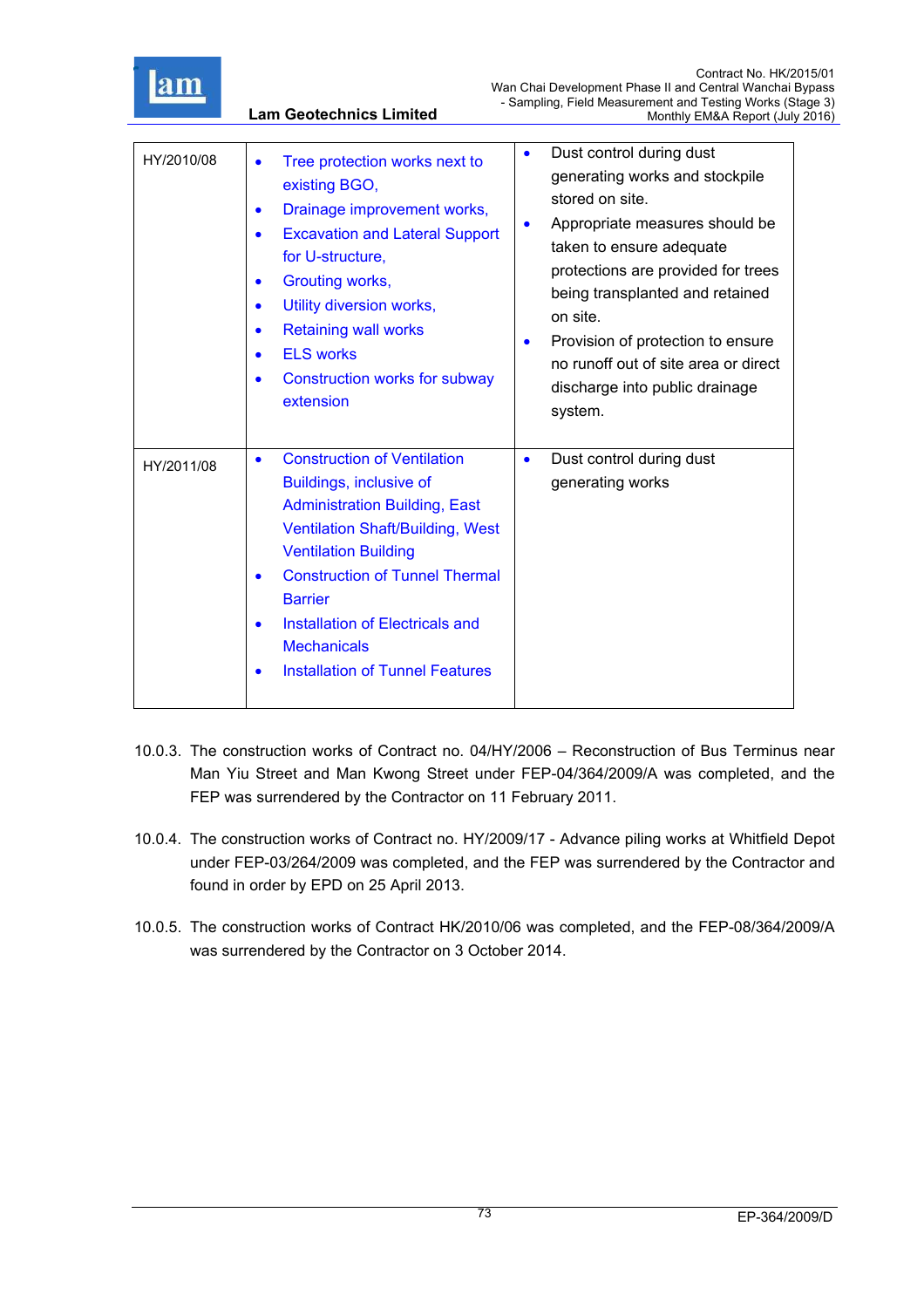| | | |
|---|---|---|
| HY/2010/08 | • Tree protection works next to existing BGO,<br>• Drainage improvement works,<br>• Excavation and Lateral Support for U-structure,<br>• Grouting works,<br>• Utility diversion works,<br>• Retaining wall works<br>• ELS works<br>• Construction works for subway extension | • Dust control during dust generating works and stockpile stored on site.<br>• Appropriate measures should be taken to ensure adequate protections are provided for trees being transplanted and retained on site.<br>• Provision of protection to ensure no runoff out of site area or direct discharge into public drainage system. |
| HY/2011/08 | • Construction of Ventilation Buildings, inclusive of Administration Building, East Ventilation Shaft/Building, West Ventilation Building<br>• Construction of Tunnel Thermal Barrier<br>• Installation of Electricals and Mechanicals<br>• Installation of Tunnel Features | • Dust control during dust generating works |

10.0.3. The construction works of Contract no. 04/HY/2006 – Reconstruction of Bus Terminus near Man Yiu Street and Man Kwong Street under FEP-04/364/2009/A was completed, and the FEP was surrendered by the Contractor on 11 February 2011.

10.0.4. The construction works of Contract no. HY/2009/17 - Advance piling works at Whitfield Depot under FEP-03/264/2009 was completed, and the FEP was surrendered by the Contractor and found in order by EPD on 25 April 2013.

10.0.5. The construction works of Contract HK/2010/06 was completed, and the FEP-08/364/2009/A was surrendered by the Contractor on 3 October 2014.